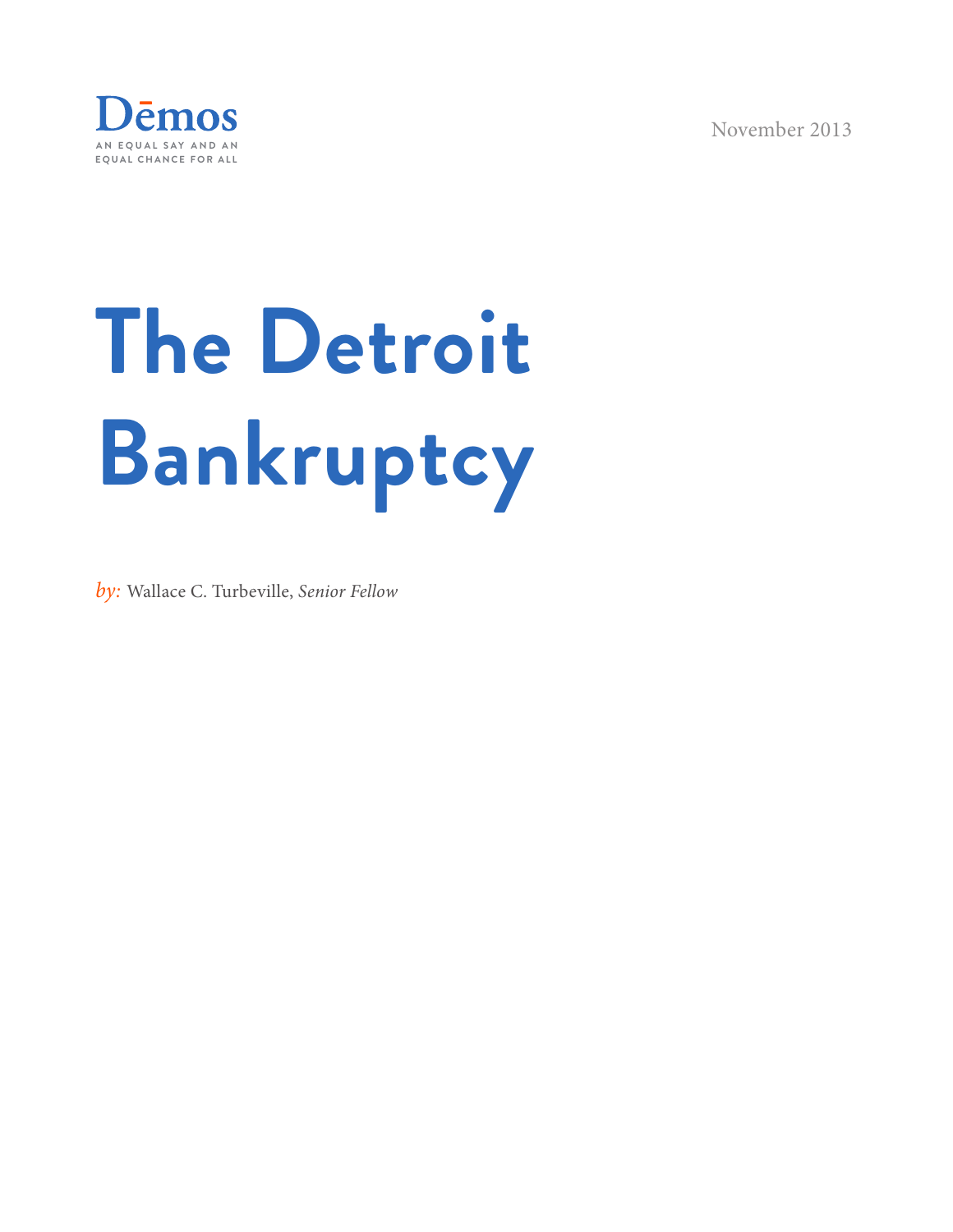Dēmos

AN EQUAL SAY AND AN EQUAL CHANCE FOR ALL

November 2013

# The Detroit Bankruptcy

*by:* Wallace C. Turbeville, *Senior Fellow*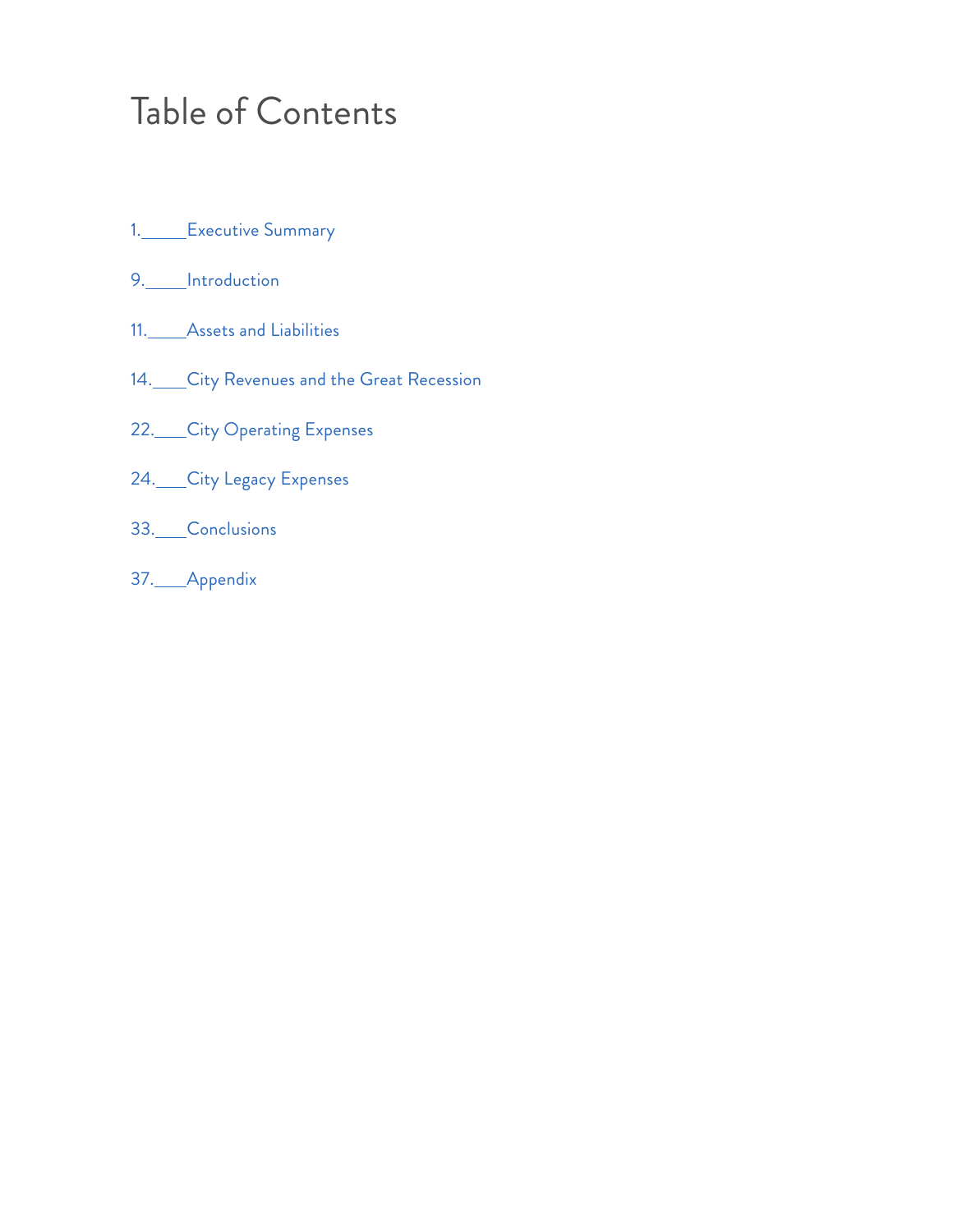# Table of Contents

1. Executive Summary

9. Introduction

11. Assets and Liabilities

14. City Revenues and the Great Recession

22. City Operating Expenses

24. City Legacy Expenses

33. Conclusions

37. Appendix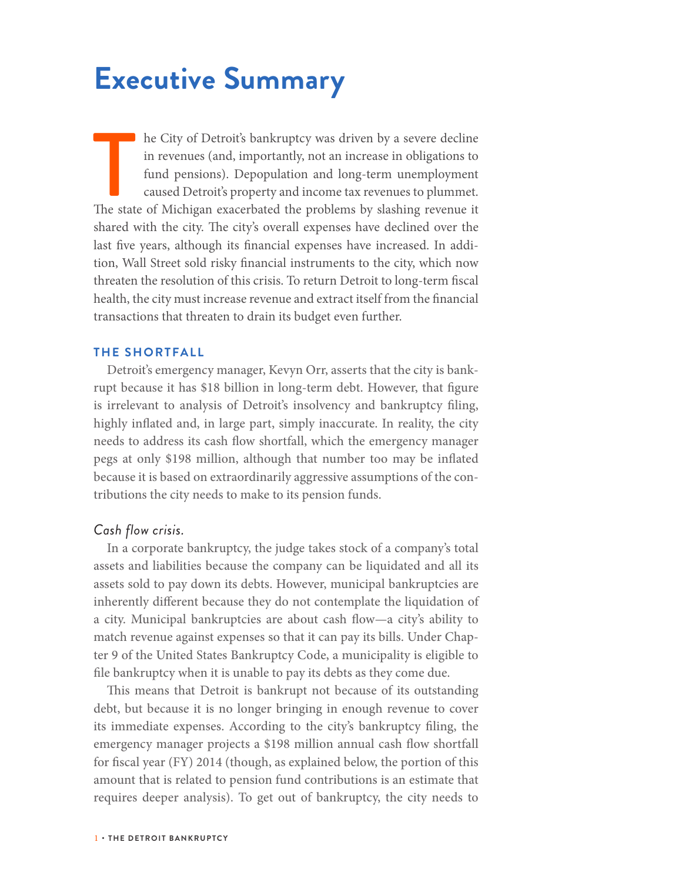# Executive Summary

The City of Detroit's bankruptcy was driven by a severe decline in revenues (and, importantly, not an increase in obligations to fund pensions). Depopulation and long-term unemployment caused Detroit's property and income tax revenues to plummet. The state of Michigan exacerbated the problems by slashing revenue it shared with the city. The city's overall expenses have declined over the last five years, although its financial expenses have increased. In addition, Wall Street sold risky financial instruments to the city, which now threaten the resolution of this crisis. To return Detroit to long-term fiscal health, the city must increase revenue and extract itself from the financial transactions that threaten to drain its budget even further.

## THE SHORTFALL

Detroit's emergency manager, Kevyn Orr, asserts that the city is bankrupt because it has $18 billion in long-term debt. However, that figure is irrelevant to analysis of Detroit's insolvency and bankruptcy filing, highly inflated and, in large part, simply inaccurate. In reality, the city needs to address its cash flow shortfall, which the emergency manager pegs at only $198 million, although that number too may be inflated because it is based on extraordinarily aggressive assumptions of the contributions the city needs to make to its pension funds.

### *Cash flow crisis.*

In a corporate bankruptcy, the judge takes stock of a company's total assets and liabilities because the company can be liquidated and all its assets sold to pay down its debts. However, municipal bankruptcies are inherently different because they do not contemplate the liquidation of a city. Municipal bankruptcies are about cash flow—a city's ability to match revenue against expenses so that it can pay its bills. Under Chapter 9 of the United States Bankruptcy Code, a municipality is eligible to file bankruptcy when it is unable to pay its debts as they come due.

This means that Detroit is bankrupt not because of its outstanding debt, but because it is no longer bringing in enough revenue to cover its immediate expenses. According to the city's bankruptcy filing, the emergency manager projects a $198 million annual cash flow shortfall for fiscal year (FY) 2014 (though, as explained below, the portion of this amount that is related to pension fund contributions is an estimate that requires deeper analysis). To get out of bankruptcy, the city needs to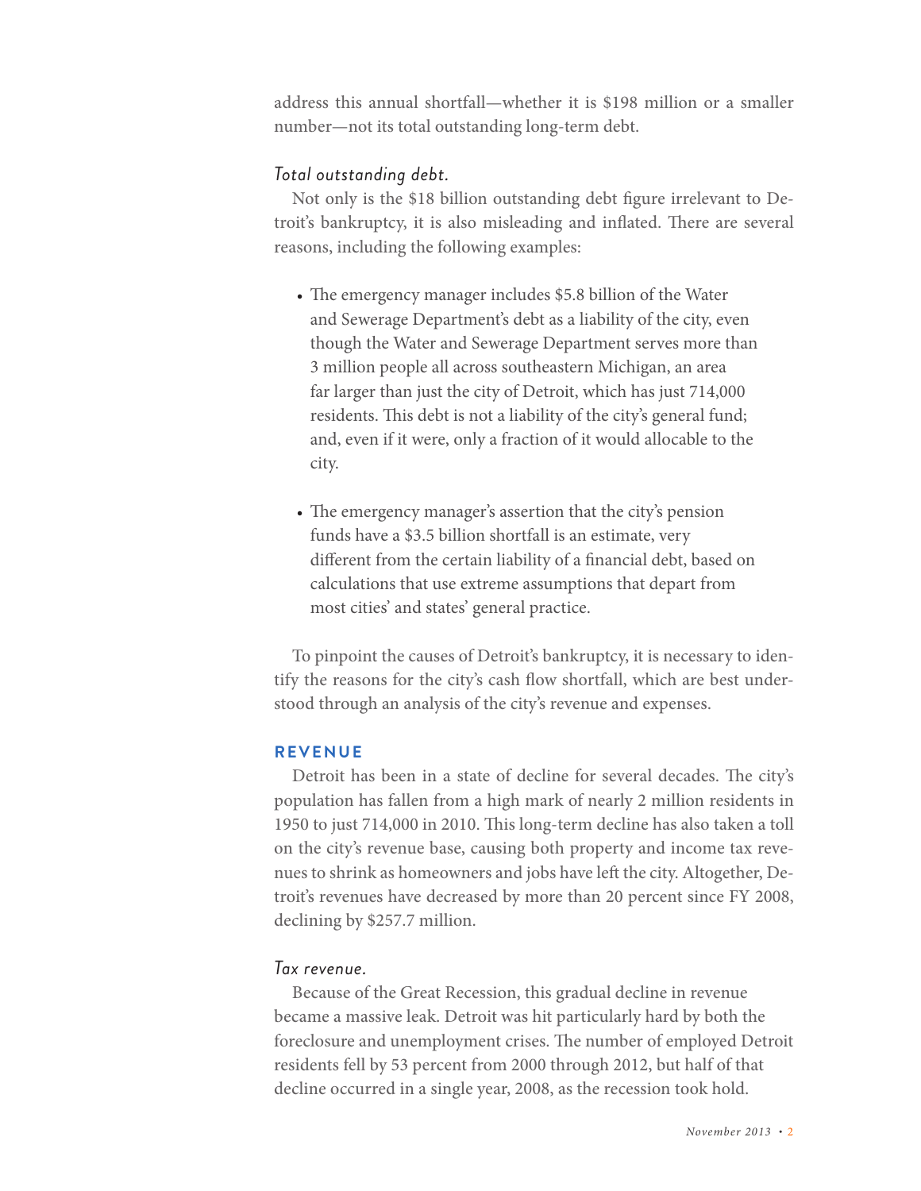address this annual shortfall—whether it is $198 million or a smaller number—not its total outstanding long-term debt.

### *Total outstanding debt.*

Not only is the $18 billion outstanding debt figure irrelevant to Detroit's bankruptcy, it is also misleading and inflated. There are several reasons, including the following examples:

- The emergency manager includes $5.8 billion of the Water and Sewerage Department's debt as a liability of the city, even though the Water and Sewerage Department serves more than 3 million people all across southeastern Michigan, an area far larger than just the city of Detroit, which has just 714,000 residents. This debt is not a liability of the city's general fund; and, even if it were, only a fraction of it would allocable to the city.

- The emergency manager's assertion that the city's pension funds have a $3.5 billion shortfall is an estimate, very different from the certain liability of a financial debt, based on calculations that use extreme assumptions that depart from most cities' and states' general practice.

To pinpoint the causes of Detroit's bankruptcy, it is necessary to identify the reasons for the city's cash flow shortfall, which are best understood through an analysis of the city's revenue and expenses.

## REVENUE

Detroit has been in a state of decline for several decades. The city's population has fallen from a high mark of nearly 2 million residents in 1950 to just 714,000 in 2010. This long-term decline has also taken a toll on the city's revenue base, causing both property and income tax revenues to shrink as homeowners and jobs have left the city. Altogether, Detroit's revenues have decreased by more than 20 percent since FY 2008, declining by $257.7 million.

### *Tax revenue.*

Because of the Great Recession, this gradual decline in revenue became a massive leak. Detroit was hit particularly hard by both the foreclosure and unemployment crises. The number of employed Detroit residents fell by 53 percent from 2000 through 2012, but half of that decline occurred in a single year, 2008, as the recession took hold.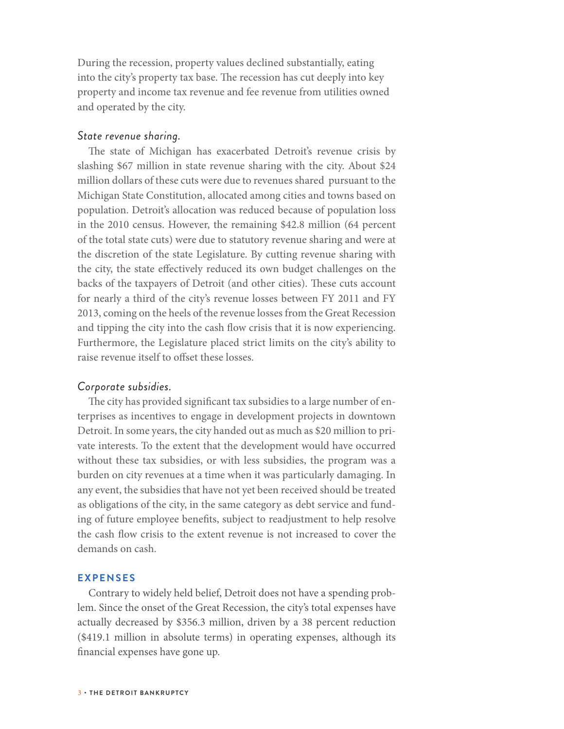During the recession, property values declined substantially, eating into the city's property tax base. The recession has cut deeply into key property and income tax revenue and fee revenue from utilities owned and operated by the city.

*State revenue sharing.*

The state of Michigan has exacerbated Detroit's revenue crisis by slashing $67 million in state revenue sharing with the city. About $24 million dollars of these cuts were due to revenues shared pursuant to the Michigan State Constitution, allocated among cities and towns based on population. Detroit's allocation was reduced because of population loss in the 2010 census. However, the remaining $42.8 million (64 percent of the total state cuts) were due to statutory revenue sharing and were at the discretion of the state Legislature. By cutting revenue sharing with the city, the state effectively reduced its own budget challenges on the backs of the taxpayers of Detroit (and other cities). These cuts account for nearly a third of the city's revenue losses between FY 2011 and FY 2013, coming on the heels of the revenue losses from the Great Recession and tipping the city into the cash flow crisis that it is now experiencing. Furthermore, the Legislature placed strict limits on the city's ability to raise revenue itself to offset these losses.

*Corporate subsidies.*

The city has provided significant tax subsidies to a large number of enterprises as incentives to engage in development projects in downtown Detroit. In some years, the city handed out as much as $20 million to private interests. To the extent that the development would have occurred without these tax subsidies, or with less subsidies, the program was a burden on city revenues at a time when it was particularly damaging. In any event, the subsidies that have not yet been received should be treated as obligations of the city, in the same category as debt service and funding of future employee benefits, subject to readjustment to help resolve the cash flow crisis to the extent revenue is not increased to cover the demands on cash.

## EXPENSES

Contrary to widely held belief, Detroit does not have a spending problem. Since the onset of the Great Recession, the city's total expenses have actually decreased by $356.3 million, driven by a 38 percent reduction ($419.1 million in absolute terms) in operating expenses, although its financial expenses have gone up.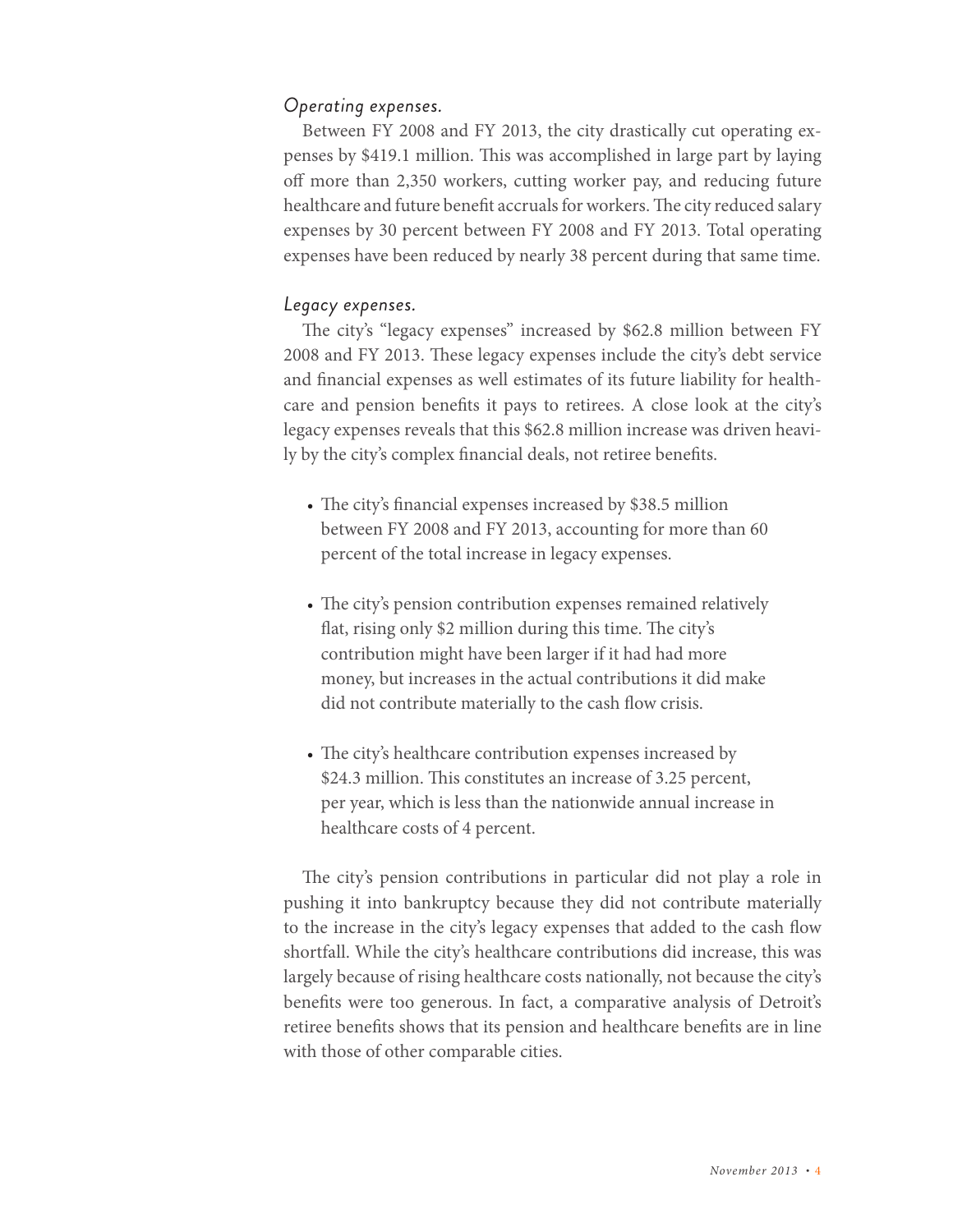*Operating expenses.*

Between FY 2008 and FY 2013, the city drastically cut operating expenses by $419.1 million. This was accomplished in large part by laying off more than 2,350 workers, cutting worker pay, and reducing future healthcare and future benefit accruals for workers. The city reduced salary expenses by 30 percent between FY 2008 and FY 2013. Total operating expenses have been reduced by nearly 38 percent during that same time.

*Legacy expenses.*

The city's "legacy expenses" increased by $62.8 million between FY 2008 and FY 2013. These legacy expenses include the city's debt service and financial expenses as well estimates of its future liability for healthcare and pension benefits it pays to retirees. A close look at the city's legacy expenses reveals that this $62.8 million increase was driven heavily by the city's complex financial deals, not retiree benefits.

- The city's financial expenses increased by $38.5 million between FY 2008 and FY 2013, accounting for more than 60 percent of the total increase in legacy expenses.
- The city's pension contribution expenses remained relatively flat, rising only $2 million during this time. The city's contribution might have been larger if it had had more money, but increases in the actual contributions it did make did not contribute materially to the cash flow crisis.
- The city's healthcare contribution expenses increased by $24.3 million. This constitutes an increase of 3.25 percent, per year, which is less than the nationwide annual increase in healthcare costs of 4 percent.

The city's pension contributions in particular did not play a role in pushing it into bankruptcy because they did not contribute materially to the increase in the city's legacy expenses that added to the cash flow shortfall. While the city's healthcare contributions did increase, this was largely because of rising healthcare costs nationally, not because the city's benefits were too generous. In fact, a comparative analysis of Detroit's retiree benefits shows that its pension and healthcare benefits are in line with those of other comparable cities.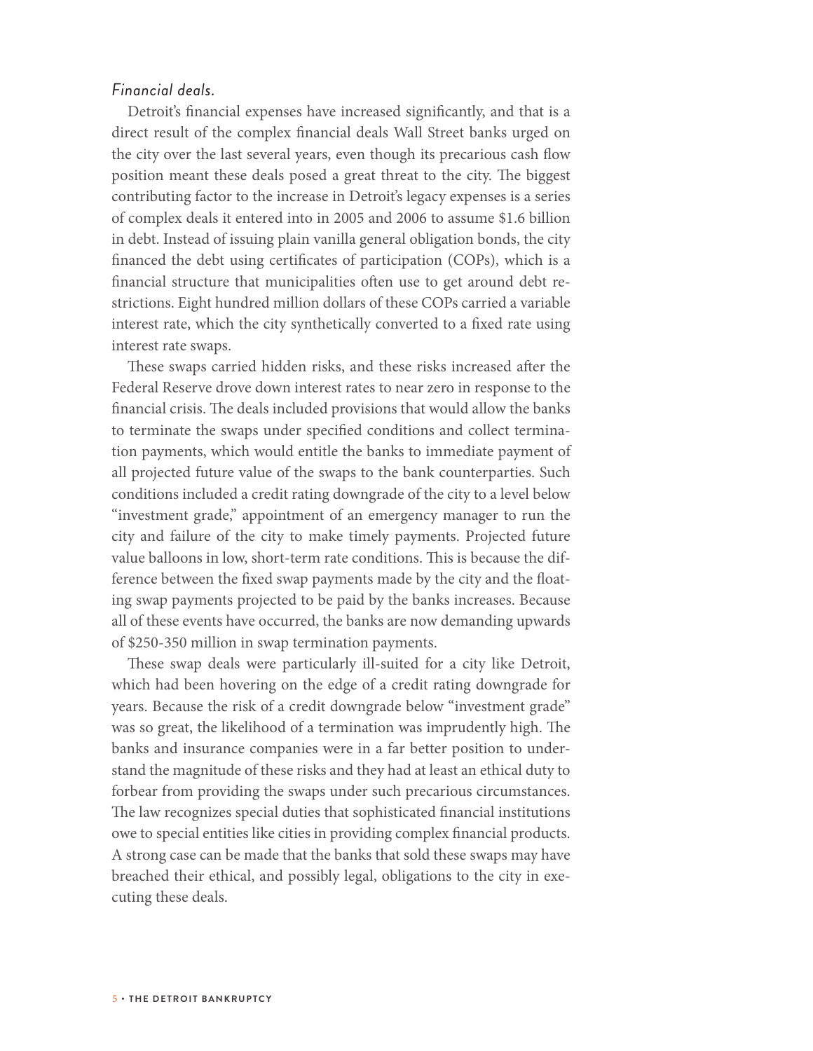*Financial deals.*

Detroit's financial expenses have increased significantly, and that is a direct result of the complex financial deals Wall Street banks urged on the city over the last several years, even though its precarious cash flow position meant these deals posed a great threat to the city. The biggest contributing factor to the increase in Detroit's legacy expenses is a series of complex deals it entered into in 2005 and 2006 to assume $1.6 billion in debt. Instead of issuing plain vanilla general obligation bonds, the city financed the debt using certificates of participation (COPs), which is a financial structure that municipalities often use to get around debt restrictions. Eight hundred million dollars of these COPs carried a variable interest rate, which the city synthetically converted to a fixed rate using interest rate swaps.

These swaps carried hidden risks, and these risks increased after the Federal Reserve drove down interest rates to near zero in response to the financial crisis. The deals included provisions that would allow the banks to terminate the swaps under specified conditions and collect termination payments, which would entitle the banks to immediate payment of all projected future value of the swaps to the bank counterparties. Such conditions included a credit rating downgrade of the city to a level below "investment grade," appointment of an emergency manager to run the city and failure of the city to make timely payments. Projected future value balloons in low, short-term rate conditions. This is because the difference between the fixed swap payments made by the city and the floating swap payments projected to be paid by the banks increases. Because all of these events have occurred, the banks are now demanding upwards of $250-350 million in swap termination payments.

These swap deals were particularly ill-suited for a city like Detroit, which had been hovering on the edge of a credit rating downgrade for years. Because the risk of a credit downgrade below "investment grade" was so great, the likelihood of a termination was imprudently high. The banks and insurance companies were in a far better position to understand the magnitude of these risks and they had at least an ethical duty to forbear from providing the swaps under such precarious circumstances. The law recognizes special duties that sophisticated financial institutions owe to special entities like cities in providing complex financial products. A strong case can be made that the banks that sold these swaps may have breached their ethical, and possibly legal, obligations to the city in executing these deals.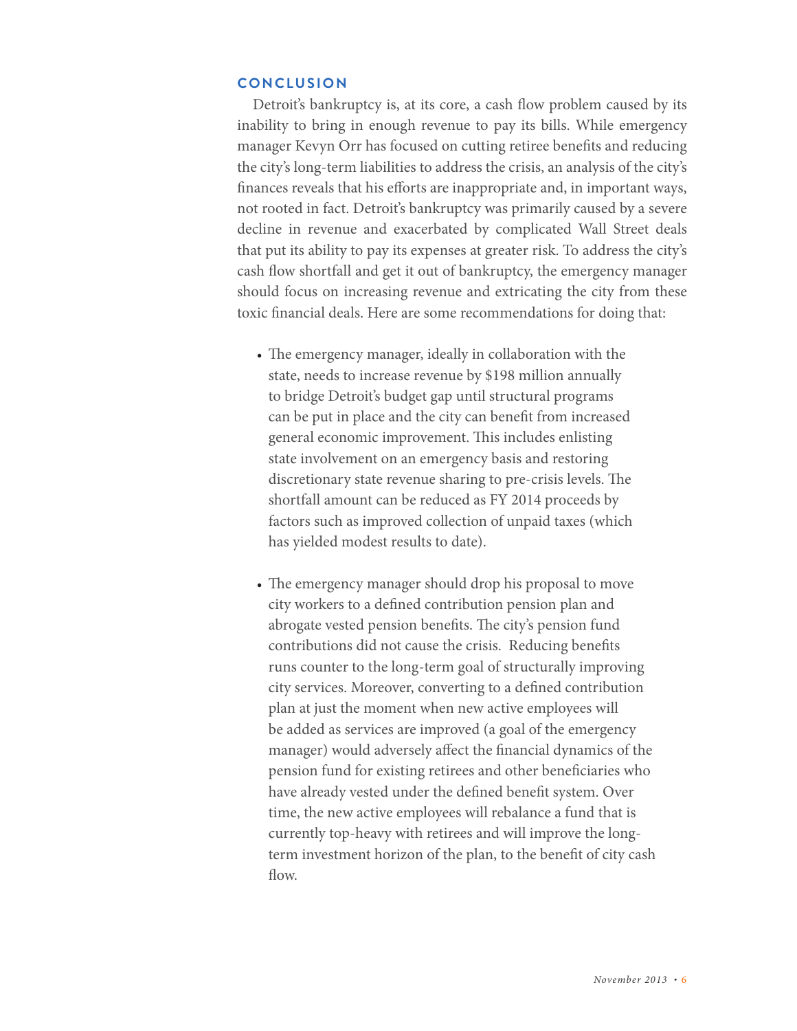## CONCLUSION

Detroit's bankruptcy is, at its core, a cash flow problem caused by its inability to bring in enough revenue to pay its bills. While emergency manager Kevyn Orr has focused on cutting retiree benefits and reducing the city's long-term liabilities to address the crisis, an analysis of the city's finances reveals that his efforts are inappropriate and, in important ways, not rooted in fact. Detroit's bankruptcy was primarily caused by a severe decline in revenue and exacerbated by complicated Wall Street deals that put its ability to pay its expenses at greater risk. To address the city's cash flow shortfall and get it out of bankruptcy, the emergency manager should focus on increasing revenue and extricating the city from these toxic financial deals. Here are some recommendations for doing that:

- The emergency manager, ideally in collaboration with the state, needs to increase revenue by $198 million annually to bridge Detroit's budget gap until structural programs can be put in place and the city can benefit from increased general economic improvement. This includes enlisting state involvement on an emergency basis and restoring discretionary state revenue sharing to pre-crisis levels. The shortfall amount can be reduced as FY 2014 proceeds by factors such as improved collection of unpaid taxes (which has yielded modest results to date).

- The emergency manager should drop his proposal to move city workers to a defined contribution pension plan and abrogate vested pension benefits. The city's pension fund contributions did not cause the crisis. Reducing benefits runs counter to the long-term goal of structurally improving city services. Moreover, converting to a defined contribution plan at just the moment when new active employees will be added as services are improved (a goal of the emergency manager) would adversely affect the financial dynamics of the pension fund for existing retirees and other beneficiaries who have already vested under the defined benefit system. Over time, the new active employees will rebalance a fund that is currently top-heavy with retirees and will improve the long-term investment horizon of the plan, to the benefit of city cash flow.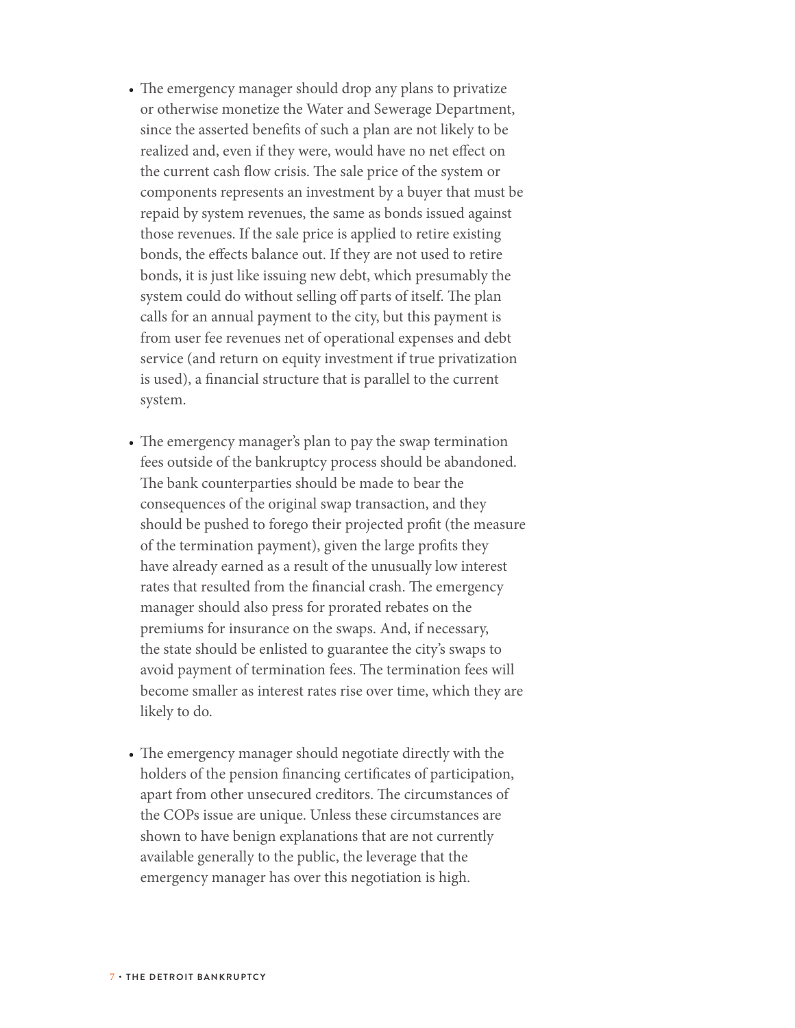- The emergency manager should drop any plans to privatize or otherwise monetize the Water and Sewerage Department, since the asserted benefits of such a plan are not likely to be realized and, even if they were, would have no net effect on the current cash flow crisis. The sale price of the system or components represents an investment by a buyer that must be repaid by system revenues, the same as bonds issued against those revenues. If the sale price is applied to retire existing bonds, the effects balance out. If they are not used to retire bonds, it is just like issuing new debt, which presumably the system could do without selling off parts of itself. The plan calls for an annual payment to the city, but this payment is from user fee revenues net of operational expenses and debt service (and return on equity investment if true privatization is used), a financial structure that is parallel to the current system.

- The emergency manager's plan to pay the swap termination fees outside of the bankruptcy process should be abandoned. The bank counterparties should be made to bear the consequences of the original swap transaction, and they should be pushed to forego their projected profit (the measure of the termination payment), given the large profits they have already earned as a result of the unusually low interest rates that resulted from the financial crash. The emergency manager should also press for prorated rebates on the premiums for insurance on the swaps. And, if necessary, the state should be enlisted to guarantee the city's swaps to avoid payment of termination fees. The termination fees will become smaller as interest rates rise over time, which they are likely to do.

- The emergency manager should negotiate directly with the holders of the pension financing certificates of participation, apart from other unsecured creditors. The circumstances of the COPs issue are unique. Unless these circumstances are shown to have benign explanations that are not currently available generally to the public, the leverage that the emergency manager has over this negotiation is high.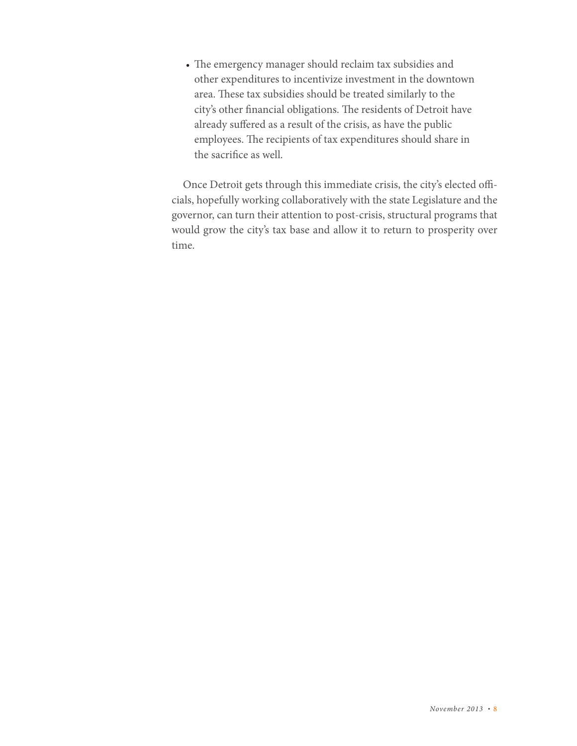- The emergency manager should reclaim tax subsidies and other expenditures to incentivize investment in the downtown area. These tax subsidies should be treated similarly to the city's other financial obligations. The residents of Detroit have already suffered as a result of the crisis, as have the public employees. The recipients of tax expenditures should share in the sacrifice as well.

Once Detroit gets through this immediate crisis, the city's elected officials, hopefully working collaboratively with the state Legislature and the governor, can turn their attention to post-crisis, structural programs that would grow the city's tax base and allow it to return to prosperity over time.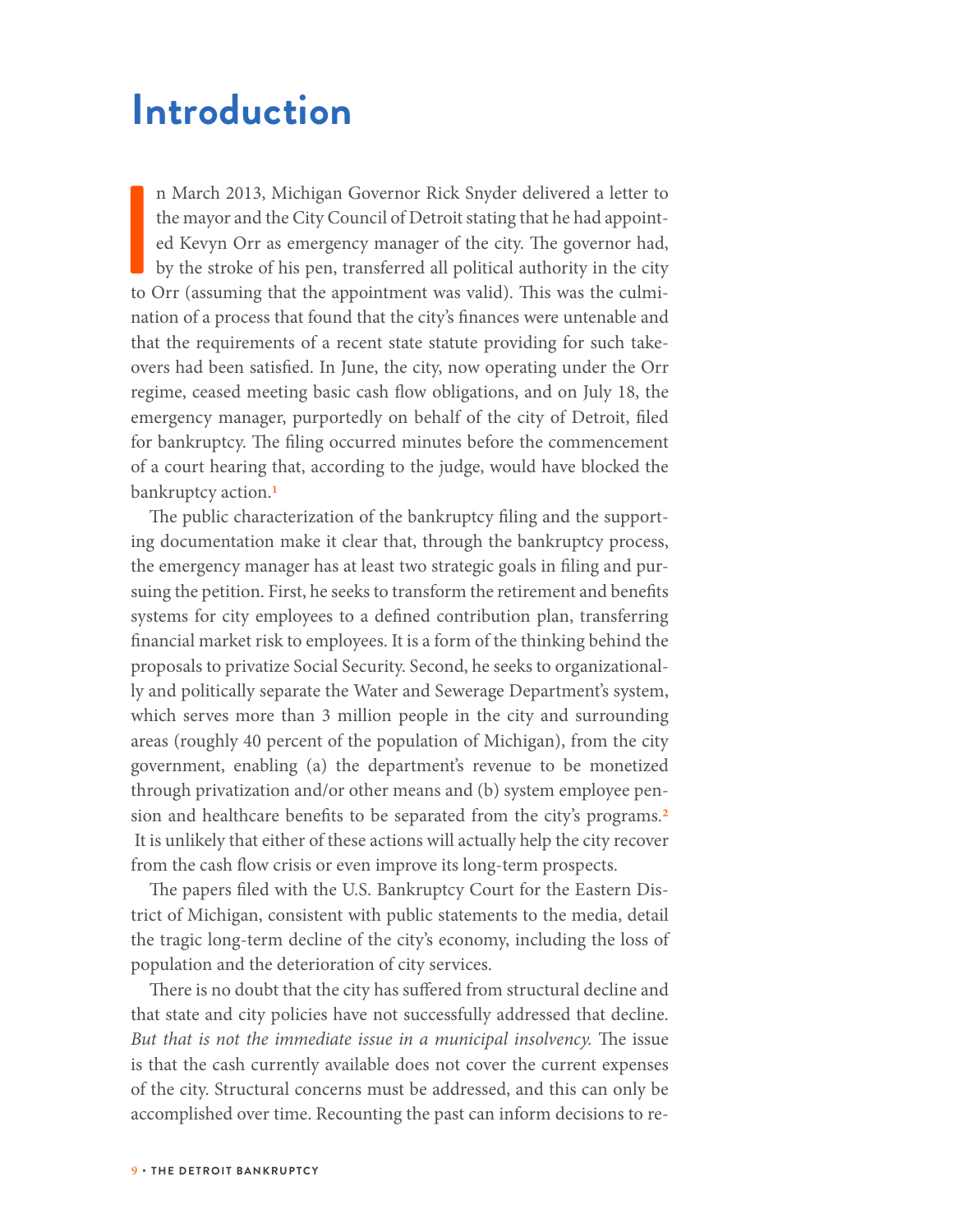# Introduction

In March 2013, Michigan Governor Rick Snyder delivered a letter to the mayor and the City Council of Detroit stating that he had appointed Kevyn Orr as emergency manager of the city. The governor had, by the stroke of his pen, transferred all political authority in the city to Orr (assuming that the appointment was valid). This was the culmination of a process that found that the city's finances were untenable and that the requirements of a recent state statute providing for such takeovers had been satisfied. In June, the city, now operating under the Orr regime, ceased meeting basic cash flow obligations, and on July 18, the emergency manager, purportedly on behalf of the city of Detroit, filed for bankruptcy. The filing occurred minutes before the commencement of a court hearing that, according to the judge, would have blocked the bankruptcy action.[1]

The public characterization of the bankruptcy filing and the supporting documentation make it clear that, through the bankruptcy process, the emergency manager has at least two strategic goals in filing and pursuing the petition. First, he seeks to transform the retirement and benefits systems for city employees to a defined contribution plan, transferring financial market risk to employees. It is a form of the thinking behind the proposals to privatize Social Security. Second, he seeks to organizationally and politically separate the Water and Sewerage Department's system, which serves more than 3 million people in the city and surrounding areas (roughly 40 percent of the population of Michigan), from the city government, enabling (a) the department's revenue to be monetized through privatization and/or other means and (b) system employee pension and healthcare benefits to be separated from the city's programs.[2] It is unlikely that either of these actions will actually help the city recover from the cash flow crisis or even improve its long-term prospects.

The papers filed with the U.S. Bankruptcy Court for the Eastern District of Michigan, consistent with public statements to the media, detail the tragic long-term decline of the city's economy, including the loss of population and the deterioration of city services.

There is no doubt that the city has suffered from structural decline and that state and city policies have not successfully addressed that decline. *But that is not the immediate issue in a municipal insolvency.* The issue is that the cash currently available does not cover the current expenses of the city. Structural concerns must be addressed, and this can only be accomplished over time. Recounting the past can inform decisions to re-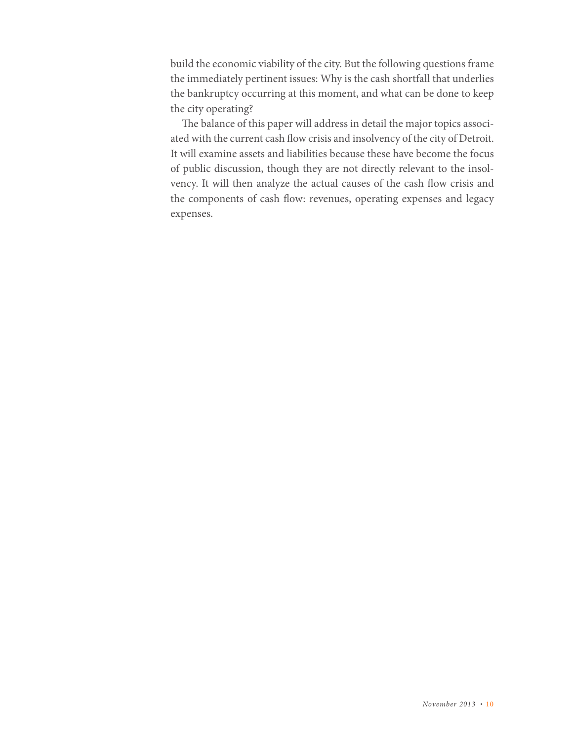build the economic viability of the city. But the following questions frame the immediately pertinent issues: Why is the cash shortfall that underlies the bankruptcy occurring at this moment, and what can be done to keep the city operating?

The balance of this paper will address in detail the major topics associated with the current cash flow crisis and insolvency of the city of Detroit. It will examine assets and liabilities because these have become the focus of public discussion, though they are not directly relevant to the insolvency. It will then analyze the actual causes of the cash flow crisis and the components of cash flow: revenues, operating expenses and legacy expenses.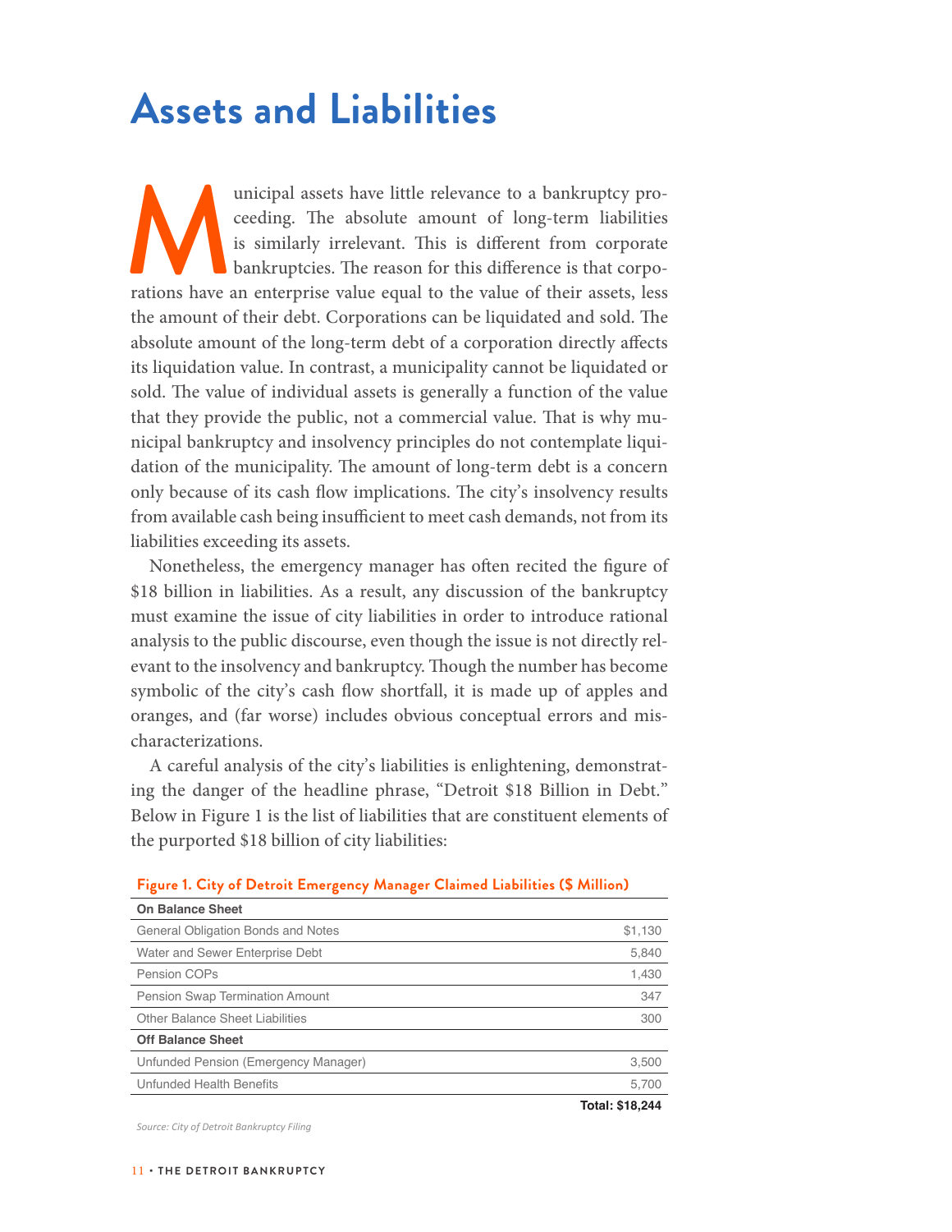# Assets and Liabilities

Municipal assets have little relevance to a bankruptcy proceeding. The absolute amount of long-term liabilities is similarly irrelevant. This is different from corporate bankruptcies. The reason for this difference is that corporations have an enterprise value equal to the value of their assets, less the amount of their debt. Corporations can be liquidated and sold. The absolute amount of the long-term debt of a corporation directly affects its liquidation value. In contrast, a municipality cannot be liquidated or sold. The value of individual assets is generally a function of the value that they provide the public, not a commercial value. That is why municipal bankruptcy and insolvency principles do not contemplate liquidation of the municipality. The amount of long-term debt is a concern only because of its cash flow implications. The city's insolvency results from available cash being insufficient to meet cash demands, not from its liabilities exceeding its assets.

Nonetheless, the emergency manager has often recited the figure of $18 billion in liabilities. As a result, any discussion of the bankruptcy must examine the issue of city liabilities in order to introduce rational analysis to the public discourse, even though the issue is not directly relevant to the insolvency and bankruptcy. Though the number has become symbolic of the city's cash flow shortfall, it is made up of apples and oranges, and (far worse) includes obvious conceptual errors and mischaracterizations.

A careful analysis of the city's liabilities is enlightening, demonstrating the danger of the headline phrase, "Detroit $18 Billion in Debt." Below in Figure 1 is the list of liabilities that are constituent elements of the purported $18 billion of city liabilities:

**Figure 1. City of Detroit Emergency Manager Claimed Liabilities ($ Million)**

| **On Balance Sheet** | |
|---|---|
| General Obligation Bonds and Notes | $1,130 |
| Water and Sewer Enterprise Debt | 5,840 |
| Pension COPs | 1,430 |
| Pension Swap Termination Amount | 347 |
| Other Balance Sheet Liabilities | 300 |
| **Off Balance Sheet** | |
| Unfunded Pension (Emergency Manager) | 3,500 |
| Unfunded Health Benefits | 5,700 |
| | **Total: $18,244** |

*Source: City of Detroit Bankruptcy Filing*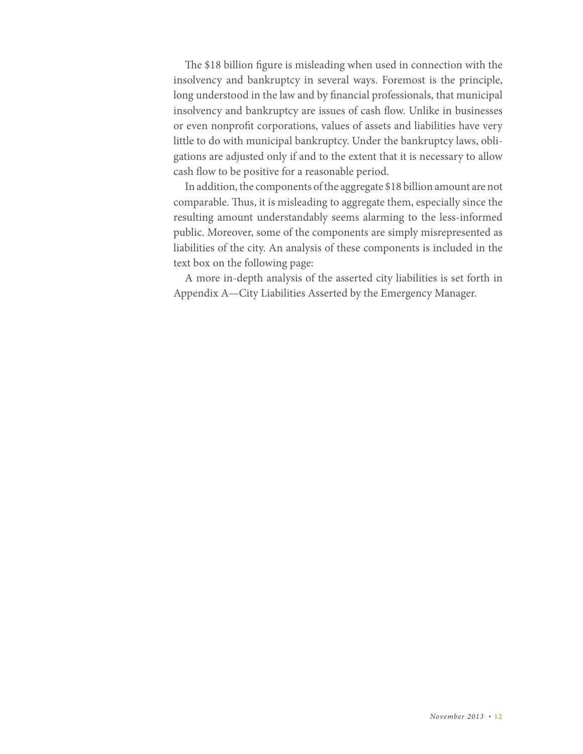The $18 billion figure is misleading when used in connection with the insolvency and bankruptcy in several ways. Foremost is the principle, long understood in the law and by financial professionals, that municipal insolvency and bankruptcy are issues of cash flow. Unlike in businesses or even nonprofit corporations, values of assets and liabilities have very little to do with municipal bankruptcy. Under the bankruptcy laws, obligations are adjusted only if and to the extent that it is necessary to allow cash flow to be positive for a reasonable period.

In addition, the components of the aggregate $18 billion amount are not comparable. Thus, it is misleading to aggregate them, especially since the resulting amount understandably seems alarming to the less-informed public. Moreover, some of the components are simply misrepresented as liabilities of the city. An analysis of these components is included in the text box on the following page:

A more in-depth analysis of the asserted city liabilities is set forth in Appendix A—City Liabilities Asserted by the Emergency Manager.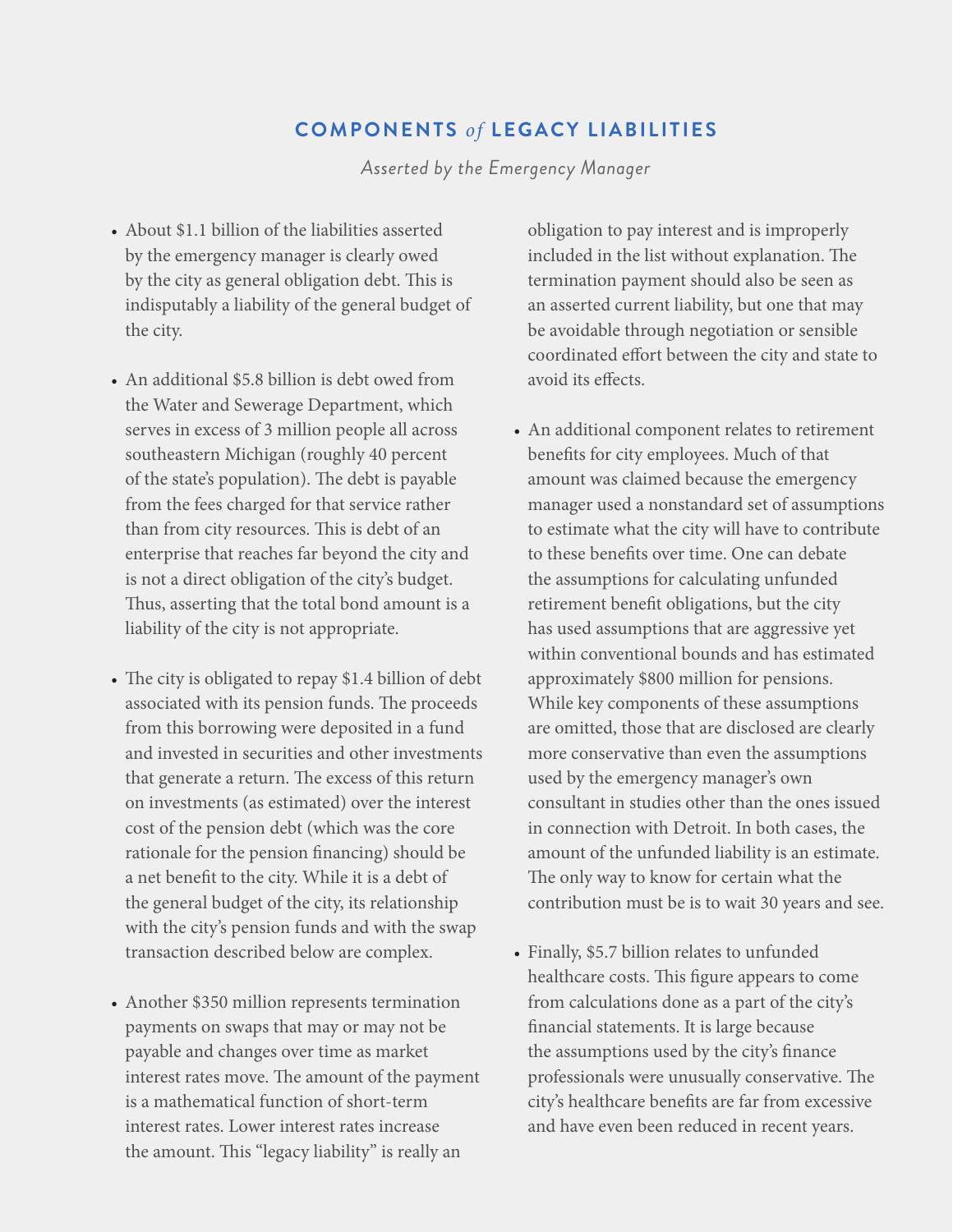## COMPONENTS *of* LEGACY LIABILITIES

*Asserted by the Emergency Manager*

- About $1.1 billion of the liabilities asserted by the emergency manager is clearly owed by the city as general obligation debt. This is indisputably a liability of the general budget of the city.

- An additional $5.8 billion is debt owed from the Water and Sewerage Department, which serves in excess of 3 million people all across southeastern Michigan (roughly 40 percent of the state's population). The debt is payable from the fees charged for that service rather than from city resources. This is debt of an enterprise that reaches far beyond the city and is not a direct obligation of the city's budget. Thus, asserting that the total bond amount is a liability of the city is not appropriate.

- The city is obligated to repay $1.4 billion of debt associated with its pension funds. The proceeds from this borrowing were deposited in a fund and invested in securities and other investments that generate a return. The excess of this return on investments (as estimated) over the interest cost of the pension debt (which was the core rationale for the pension financing) should be a net benefit to the city. While it is a debt of the general budget of the city, its relationship with the city's pension funds and with the swap transaction described below are complex.

- Another $350 million represents termination payments on swaps that may or may not be payable and changes over time as market interest rates move. The amount of the payment is a mathematical function of short-term interest rates. Lower interest rates increase the amount. This "legacy liability" is really an obligation to pay interest and is improperly included in the list without explanation. The termination payment should also be seen as an asserted current liability, but one that may be avoidable through negotiation or sensible coordinated effort between the city and state to avoid its effects.

- An additional component relates to retirement benefits for city employees. Much of that amount was claimed because the emergency manager used a nonstandard set of assumptions to estimate what the city will have to contribute to these benefits over time. One can debate the assumptions for calculating unfunded retirement benefit obligations, but the city has used assumptions that are aggressive yet within conventional bounds and has estimated approximately $800 million for pensions. While key components of these assumptions are omitted, those that are disclosed are clearly more conservative than even the assumptions used by the emergency manager's own consultant in studies other than the ones issued in connection with Detroit. In both cases, the amount of the unfunded liability is an estimate. The only way to know for certain what the contribution must be is to wait 30 years and see.

- Finally, $5.7 billion relates to unfunded healthcare costs. This figure appears to come from calculations done as a part of the city's financial statements. It is large because the assumptions used by the city's finance professionals were unusually conservative. The city's healthcare benefits are far from excessive and have even been reduced in recent years.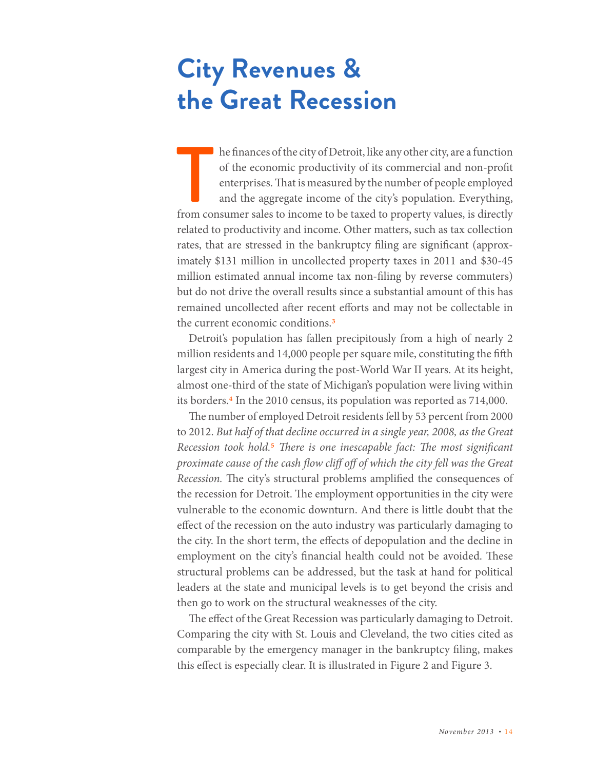# City Revenues & the Great Recession

The finances of the city of Detroit, like any other city, are a function of the economic productivity of its commercial and non-profit enterprises. That is measured by the number of people employed and the aggregate income of the city's population. Everything, from consumer sales to income to be taxed to property values, is directly related to productivity and income. Other matters, such as tax collection rates, that are stressed in the bankruptcy filing are significant (approximately $131 million in uncollected property taxes in 2011 and $30-45 million estimated annual income tax non-filing by reverse commuters) but do not drive the overall results since a substantial amount of this has remained uncollected after recent efforts and may not be collectable in the current economic conditions.[3]

Detroit's population has fallen precipitously from a high of nearly 2 million residents and 14,000 people per square mile, constituting the fifth largest city in America during the post-World War II years. At its height, almost one-third of the state of Michigan's population were living within its borders.[4] In the 2010 census, its population was reported as 714,000.

The number of employed Detroit residents fell by 53 percent from 2000 to 2012. *But half of that decline occurred in a single year, 2008, as the Great Recession took hold.*[5] *There is one inescapable fact: The most significant proximate cause of the cash flow cliff off of which the city fell was the Great Recession.* The city's structural problems amplified the consequences of the recession for Detroit. The employment opportunities in the city were vulnerable to the economic downturn. And there is little doubt that the effect of the recession on the auto industry was particularly damaging to the city. In the short term, the effects of depopulation and the decline in employment on the city's financial health could not be avoided. These structural problems can be addressed, but the task at hand for political leaders at the state and municipal levels is to get beyond the crisis and then go to work on the structural weaknesses of the city.

The effect of the Great Recession was particularly damaging to Detroit. Comparing the city with St. Louis and Cleveland, the two cities cited as comparable by the emergency manager in the bankruptcy filing, makes this effect is especially clear. It is illustrated in Figure 2 and Figure 3.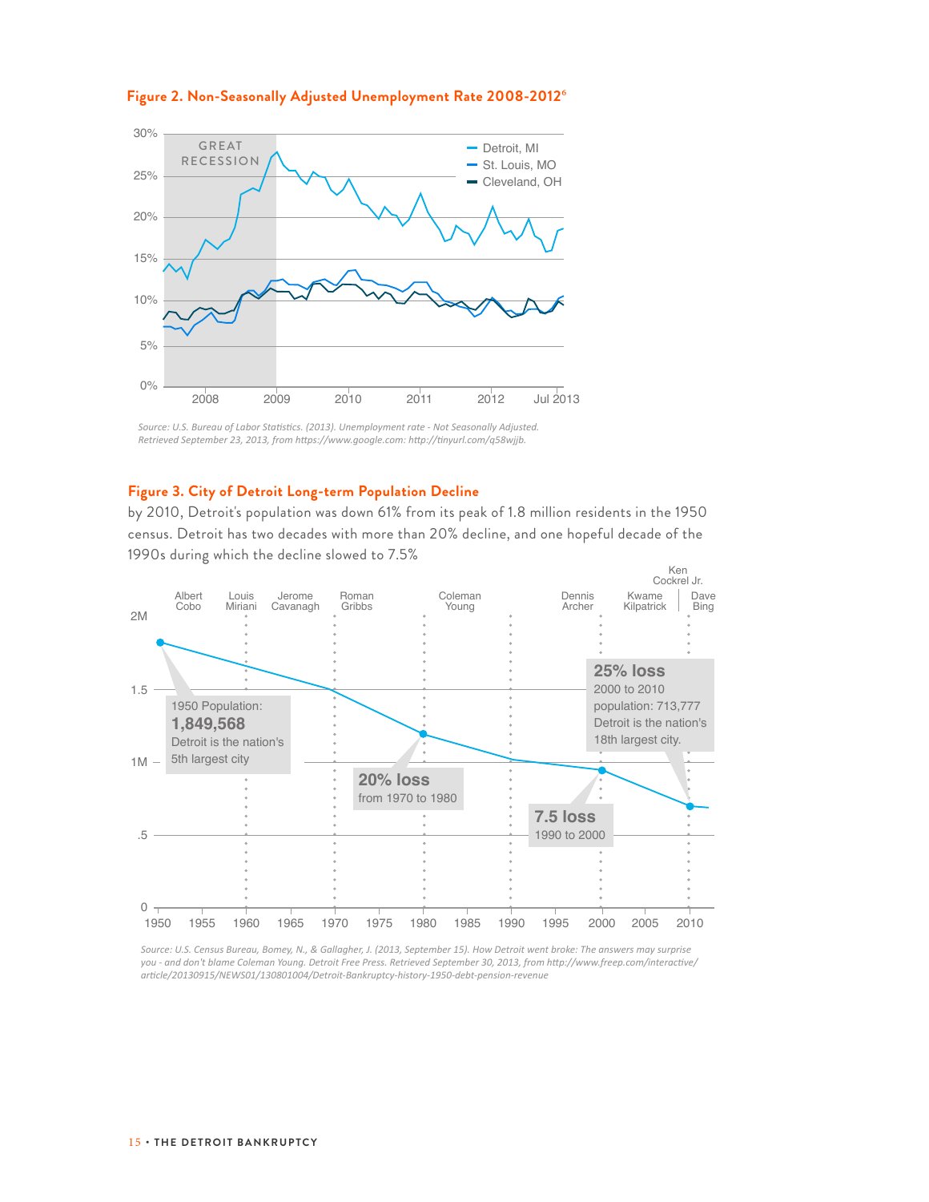**Figure 2. Non-Seasonally Adjusted Unemployment Rate 2008-2012**[6]

*Source: U.S. Bureau of Labor Statistics. (2013). Unemployment rate - Not Seasonally Adjusted. Retrieved September 23, 2013, from https://www.google.com: http://tinyurl.com/q58wjjb.*

**Figure 3. City of Detroit Long-term Population Decline**

by 2010, Detroit's population was down 61% from its peak of 1.8 million residents in the 1950 census. Detroit has two decades with more than 20% decline, and one hopeful decade of the 1990s during which the decline slowed to 7.5%

*Source: U.S. Census Bureau, Bomey, N., & Gallagher, J. (2013, September 15). How Detroit went broke: The answers may surprise you - and don't blame Coleman Young. Detroit Free Press. Retrieved September 30, 2013, from http://www.freep.com/interactive/article/20130915/NEWS01/130801004/Detroit-Bankruptcy-history-1950-debt-pension-revenue*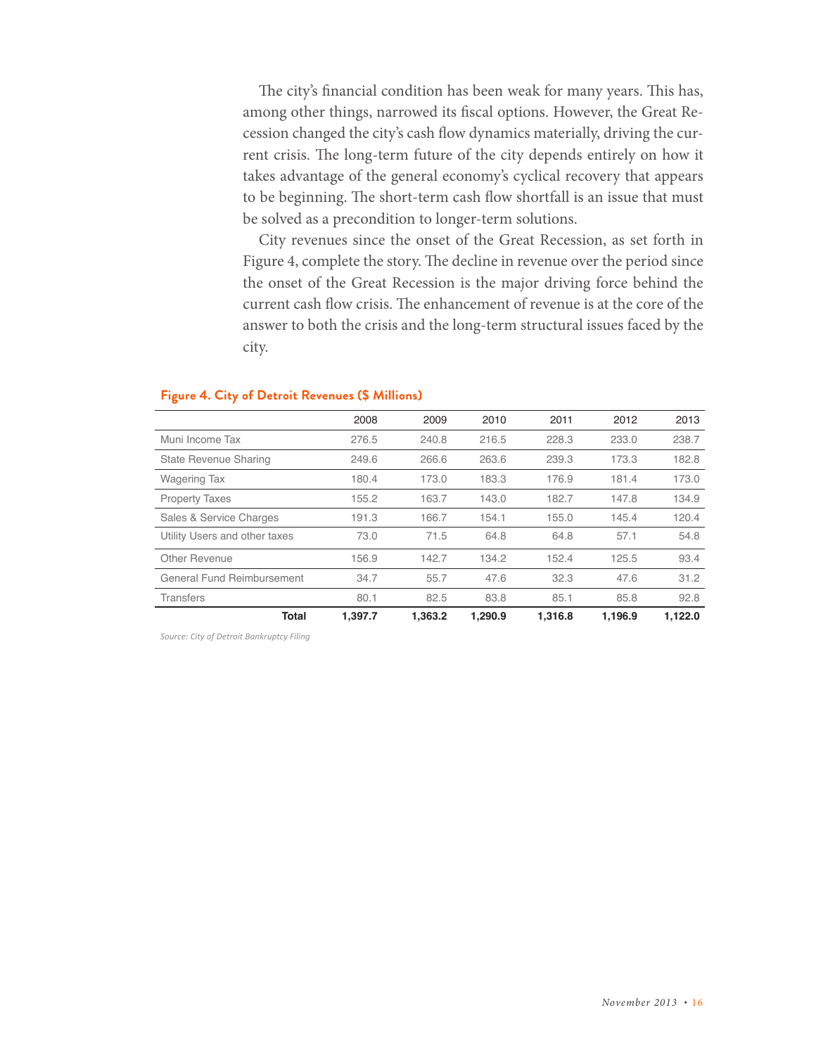The city's financial condition has been weak for many years. This has, among other things, narrowed its fiscal options. However, the Great Recession changed the city's cash flow dynamics materially, driving the current crisis. The long-term future of the city depends entirely on how it takes advantage of the general economy's cyclical recovery that appears to be beginning. The short-term cash flow shortfall is an issue that must be solved as a precondition to longer-term solutions.

City revenues since the onset of the Great Recession, as set forth in Figure 4, complete the story. The decline in revenue over the period since the onset of the Great Recession is the major driving force behind the current cash flow crisis. The enhancement of revenue is at the core of the answer to both the crisis and the long-term structural issues faced by the city.

**Figure 4. City of Detroit Revenues ($ Millions)**

| | 2008 | 2009 | 2010 | 2011 | 2012 | 2013 |
|---|---|---|---|---|---|---|
| Muni Income Tax | 276.5 | 240.8 | 216.5 | 228.3 | 233.0 | 238.7 |
| State Revenue Sharing | 249.6 | 266.6 | 263.6 | 239.3 | 173.3 | 182.8 |
| Wagering Tax | 180.4 | 173.0 | 183.3 | 176.9 | 181.4 | 173.0 |
| Property Taxes | 155.2 | 163.7 | 143.0 | 182.7 | 147.8 | 134.9 |
| Sales & Service Charges | 191.3 | 166.7 | 154.1 | 155.0 | 145.4 | 120.4 |
| Utility Users and other taxes | 73.0 | 71.5 | 64.8 | 64.8 | 57.1 | 54.8 |
| Other Revenue | 156.9 | 142.7 | 134.2 | 152.4 | 125.5 | 93.4 |
| General Fund Reimbursement | 34.7 | 55.7 | 47.6 | 32.3 | 47.6 | 31.2 |
| Transfers | 80.1 | 82.5 | 83.8 | 85.1 | 85.8 | 92.8 |
| **Total** | **1,397.7** | **1,363.2** | **1,290.9** | **1,316.8** | **1,196.9** | **1,122.0** |

*Source: City of Detroit Bankruptcy Filing*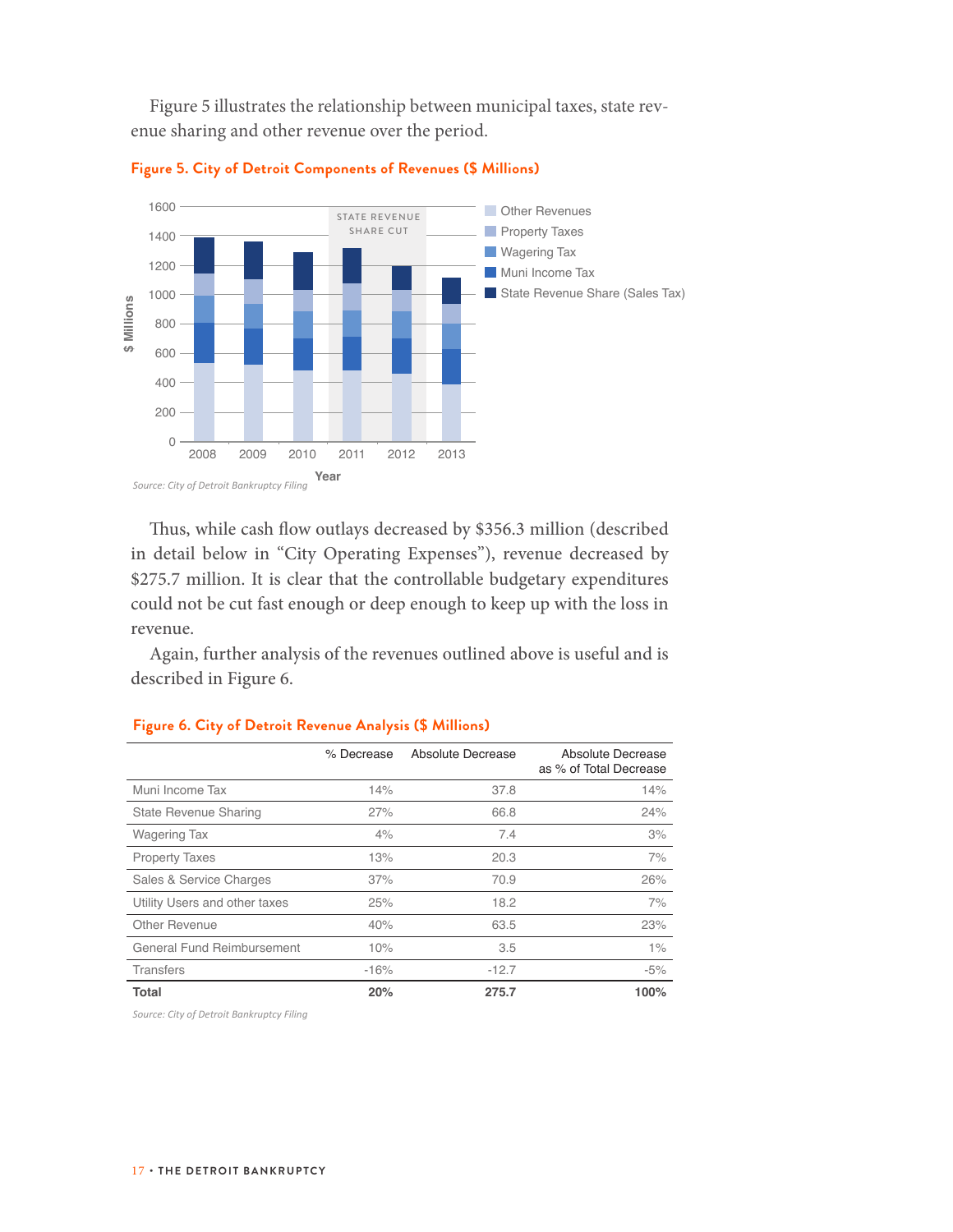Figure 5 illustrates the relationship between municipal taxes, state revenue sharing and other revenue over the period.

**Figure 5. City of Detroit Components of Revenues ($ Millions)**

*Source: City of Detroit Bankruptcy Filing*

Thus, while cash flow outlays decreased by $356.3 million (described in detail below in "City Operating Expenses"), revenue decreased by $275.7 million. It is clear that the controllable budgetary expenditures could not be cut fast enough or deep enough to keep up with the loss in revenue.

Again, further analysis of the revenues outlined above is useful and is described in Figure 6.

**Figure 6. City of Detroit Revenue Analysis ($ Millions)**

| | % Decrease | Absolute Decrease | Absolute Decrease as % of Total Decrease |
|---|---|---|---|
| Muni Income Tax | 14% | 37.8 | 14% |
| State Revenue Sharing | 27% | 66.8 | 24% |
| Wagering Tax | 4% | 7.4 | 3% |
| Property Taxes | 13% | 20.3 | 7% |
| Sales & Service Charges | 37% | 70.9 | 26% |
| Utility Users and other taxes | 25% | 18.2 | 7% |
| Other Revenue | 40% | 63.5 | 23% |
| General Fund Reimbursement | 10% | 3.5 | 1% |
| Transfers | -16% | -12.7 | -5% |
| **Total** | **20%** | **275.7** | **100%** |

*Source: City of Detroit Bankruptcy Filing*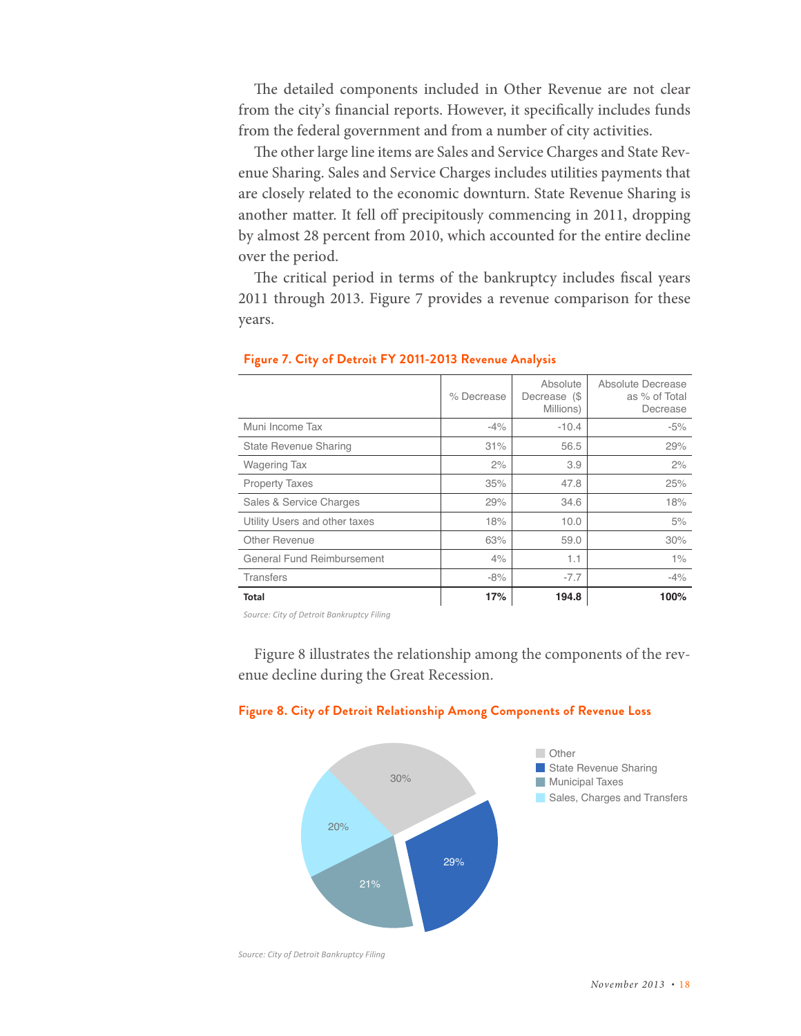The detailed components included in Other Revenue are not clear from the city's financial reports. However, it specifically includes funds from the federal government and from a number of city activities.

The other large line items are Sales and Service Charges and State Revenue Sharing. Sales and Service Charges includes utilities payments that are closely related to the economic downturn. State Revenue Sharing is another matter. It fell off precipitously commencing in 2011, dropping by almost 28 percent from 2010, which accounted for the entire decline over the period.

The critical period in terms of the bankruptcy includes fiscal years 2011 through 2013. Figure 7 provides a revenue comparison for these years.

**Figure 7. City of Detroit FY 2011-2013 Revenue Analysis**

| | % Decrease | Absolute Decrease ($ Millions) | Absolute Decrease as % of Total Decrease |
|---|---|---|---|
| Muni Income Tax | -4% | -10.4 | -5% |
| State Revenue Sharing | 31% | 56.5 | 29% |
| Wagering Tax | 2% | 3.9 | 2% |
| Property Taxes | 35% | 47.8 | 25% |
| Sales & Service Charges | 29% | 34.6 | 18% |
| Utility Users and other taxes | 18% | 10.0 | 5% |
| Other Revenue | 63% | 59.0 | 30% |
| General Fund Reimbursement | 4% | 1.1 | 1% |
| Transfers | -8% | -7.7 | -4% |
| **Total** | **17%** | **194.8** | **100%** |

*Source: City of Detroit Bankruptcy Filing*

Figure 8 illustrates the relationship among the components of the revenue decline during the Great Recession.

**Figure 8. City of Detroit Relationship Among Components of Revenue Loss**

| Component | Share |
|---|---|
| Other | 30% |
| State Revenue Sharing | 29% |
| Municipal Taxes | 21% |
| Sales, Charges and Transfers | 20% |

*Source: City of Detroit Bankruptcy Filing*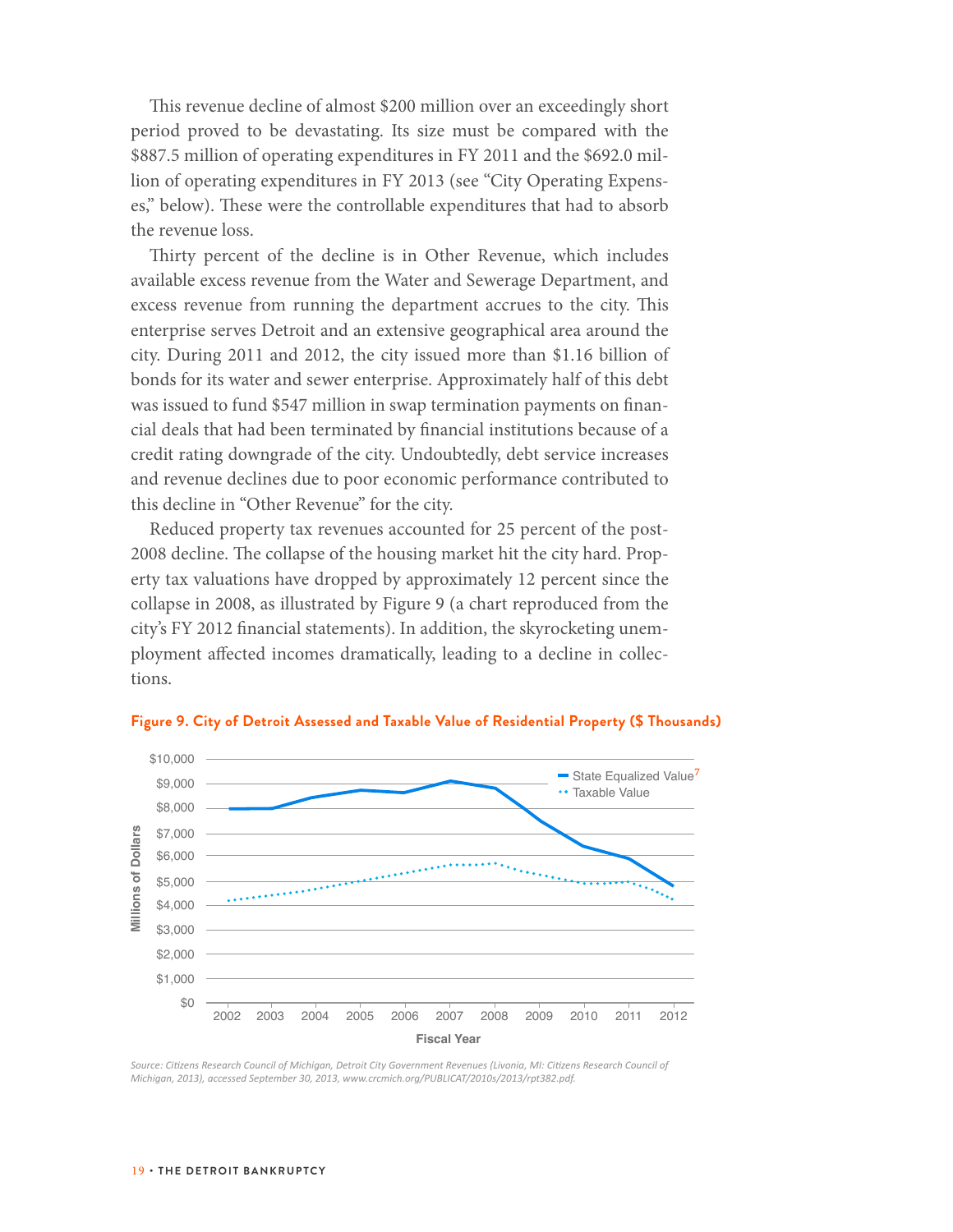This revenue decline of almost $200 million over an exceedingly short period proved to be devastating. Its size must be compared with the $887.5 million of operating expenditures in FY 2011 and the $692.0 million of operating expenditures in FY 2013 (see "City Operating Expenses," below). These were the controllable expenditures that had to absorb the revenue loss.

Thirty percent of the decline is in Other Revenue, which includes available excess revenue from the Water and Sewerage Department, and excess revenue from running the department accrues to the city. This enterprise serves Detroit and an extensive geographical area around the city. During 2011 and 2012, the city issued more than $1.16 billion of bonds for its water and sewer enterprise. Approximately half of this debt was issued to fund $547 million in swap termination payments on financial deals that had been terminated by financial institutions because of a credit rating downgrade of the city. Undoubtedly, debt service increases and revenue declines due to poor economic performance contributed to this decline in "Other Revenue" for the city.

Reduced property tax revenues accounted for 25 percent of the post-2008 decline. The collapse of the housing market hit the city hard. Property tax valuations have dropped by approximately 12 percent since the collapse in 2008, as illustrated by Figure 9 (a chart reproduced from the city's FY 2012 financial statements). In addition, the skyrocketing unemployment affected incomes dramatically, leading to a decline in collections.

**Figure 9. City of Detroit Assessed and Taxable Value of Residential Property ($ Thousands)**

*Source: Citizens Research Council of Michigan, Detroit City Government Revenues (Livonia, MI: Citizens Research Council of Michigan, 2013), accessed September 30, 2013, www.crcmich.org/PUBLICAT/2010s/2013/rpt382.pdf.*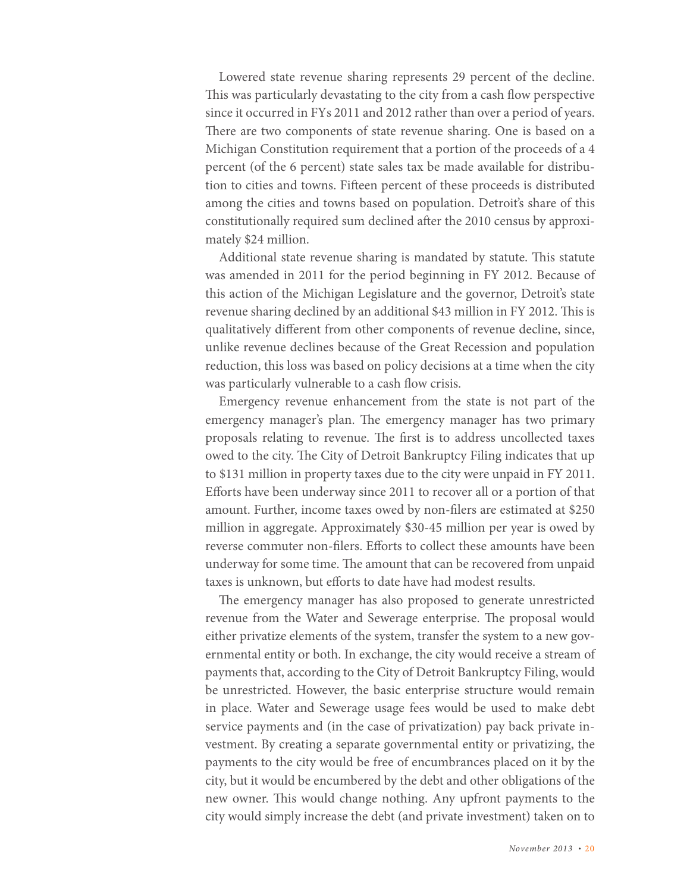Lowered state revenue sharing represents 29 percent of the decline. This was particularly devastating to the city from a cash flow perspective since it occurred in FYs 2011 and 2012 rather than over a period of years. There are two components of state revenue sharing. One is based on a Michigan Constitution requirement that a portion of the proceeds of a 4 percent (of the 6 percent) state sales tax be made available for distribution to cities and towns. Fifteen percent of these proceeds is distributed among the cities and towns based on population. Detroit's share of this constitutionally required sum declined after the 2010 census by approximately $24 million.

Additional state revenue sharing is mandated by statute. This statute was amended in 2011 for the period beginning in FY 2012. Because of this action of the Michigan Legislature and the governor, Detroit's state revenue sharing declined by an additional $43 million in FY 2012. This is qualitatively different from other components of revenue decline, since, unlike revenue declines because of the Great Recession and population reduction, this loss was based on policy decisions at a time when the city was particularly vulnerable to a cash flow crisis.

Emergency revenue enhancement from the state is not part of the emergency manager's plan. The emergency manager has two primary proposals relating to revenue. The first is to address uncollected taxes owed to the city. The City of Detroit Bankruptcy Filing indicates that up to $131 million in property taxes due to the city were unpaid in FY 2011. Efforts have been underway since 2011 to recover all or a portion of that amount. Further, income taxes owed by non-filers are estimated at $250 million in aggregate. Approximately $30-45 million per year is owed by reverse commuter non-filers. Efforts to collect these amounts have been underway for some time. The amount that can be recovered from unpaid taxes is unknown, but efforts to date have had modest results.

The emergency manager has also proposed to generate unrestricted revenue from the Water and Sewerage enterprise. The proposal would either privatize elements of the system, transfer the system to a new governmental entity or both. In exchange, the city would receive a stream of payments that, according to the City of Detroit Bankruptcy Filing, would be unrestricted. However, the basic enterprise structure would remain in place. Water and Sewerage usage fees would be used to make debt service payments and (in the case of privatization) pay back private investment. By creating a separate governmental entity or privatizing, the payments to the city would be free of encumbrances placed on it by the city, but it would be encumbered by the debt and other obligations of the new owner. This would change nothing. Any upfront payments to the city would simply increase the debt (and private investment) taken on to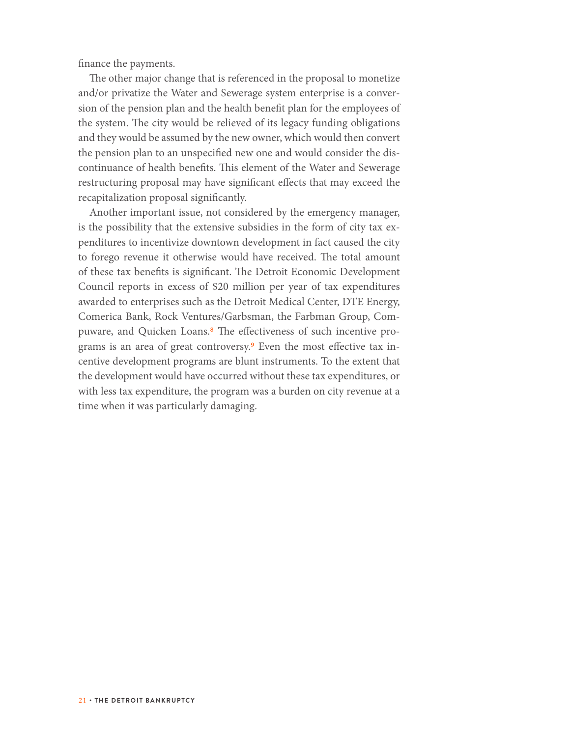finance the payments.

The other major change that is referenced in the proposal to monetize and/or privatize the Water and Sewerage system enterprise is a conversion of the pension plan and the health benefit plan for the employees of the system. The city would be relieved of its legacy funding obligations and they would be assumed by the new owner, which would then convert the pension plan to an unspecified new one and would consider the discontinuance of health benefits. This element of the Water and Sewerage restructuring proposal may have significant effects that may exceed the recapitalization proposal significantly.

Another important issue, not considered by the emergency manager, is the possibility that the extensive subsidies in the form of city tax expenditures to incentivize downtown development in fact caused the city to forego revenue it otherwise would have received. The total amount of these tax benefits is significant. The Detroit Economic Development Council reports in excess of $20 million per year of tax expenditures awarded to enterprises such as the Detroit Medical Center, DTE Energy, Comerica Bank, Rock Ventures/Garbsman, the Farbman Group, Compuware, and Quicken Loans.[8] The effectiveness of such incentive programs is an area of great controversy.[9] Even the most effective tax incentive development programs are blunt instruments. To the extent that the development would have occurred without these tax expenditures, or with less tax expenditure, the program was a burden on city revenue at a time when it was particularly damaging.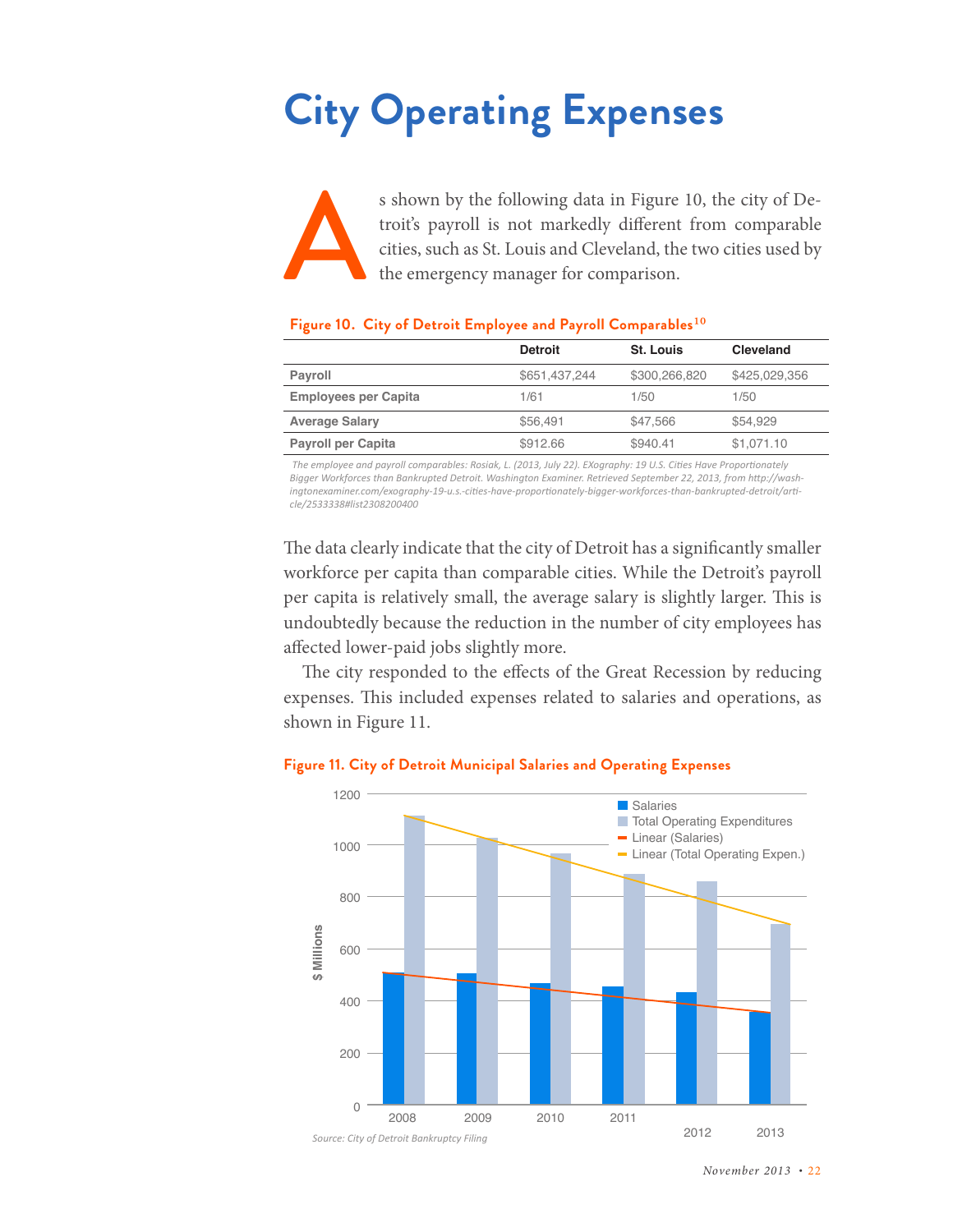# City Operating Expenses

As shown by the following data in Figure 10, the city of Detroit's payroll is not markedly different from comparable cities, such as St. Louis and Cleveland, the two cities used by the emergency manager for comparison.

**Figure 10. City of Detroit Employee and Payroll Comparables**[10]

| | Detroit | St. Louis | Cleveland |
|---|---|---|---|
| **Payroll** | $651,437,244 | $300,266,820 | $425,029,356 |
| **Employees per Capita** | 1/61 | 1/50 | 1/50 |
| **Average Salary** | $56,491 | $47,566 | $54,929 |
| **Payroll per Capita** | $912.66 | $940.41 | $1,071.10 |

*The employee and payroll comparables: Rosiak, L. (2013, July 22). EXography: 19 U.S. Cities Have Proportionately Bigger Workforces than Bankrupted Detroit. Washington Examiner. Retrieved September 22, 2013, from http://washingtonexaminer.com/exography-19-u.s.-cities-have-proportionately-bigger-workforces-than-bankrupted-detroit/article/2533338#list2308200400*

The data clearly indicate that the city of Detroit has a significantly smaller workforce per capita than comparable cities. While the Detroit's payroll per capita is relatively small, the average salary is slightly larger. This is undoubtedly because the reduction in the number of city employees has affected lower-paid jobs slightly more.

The city responded to the effects of the Great Recession by reducing expenses. This included expenses related to salaries and operations, as shown in Figure 11.

**Figure 11. City of Detroit Municipal Salaries and Operating Expenses**

*Source: City of Detroit Bankruptcy Filing*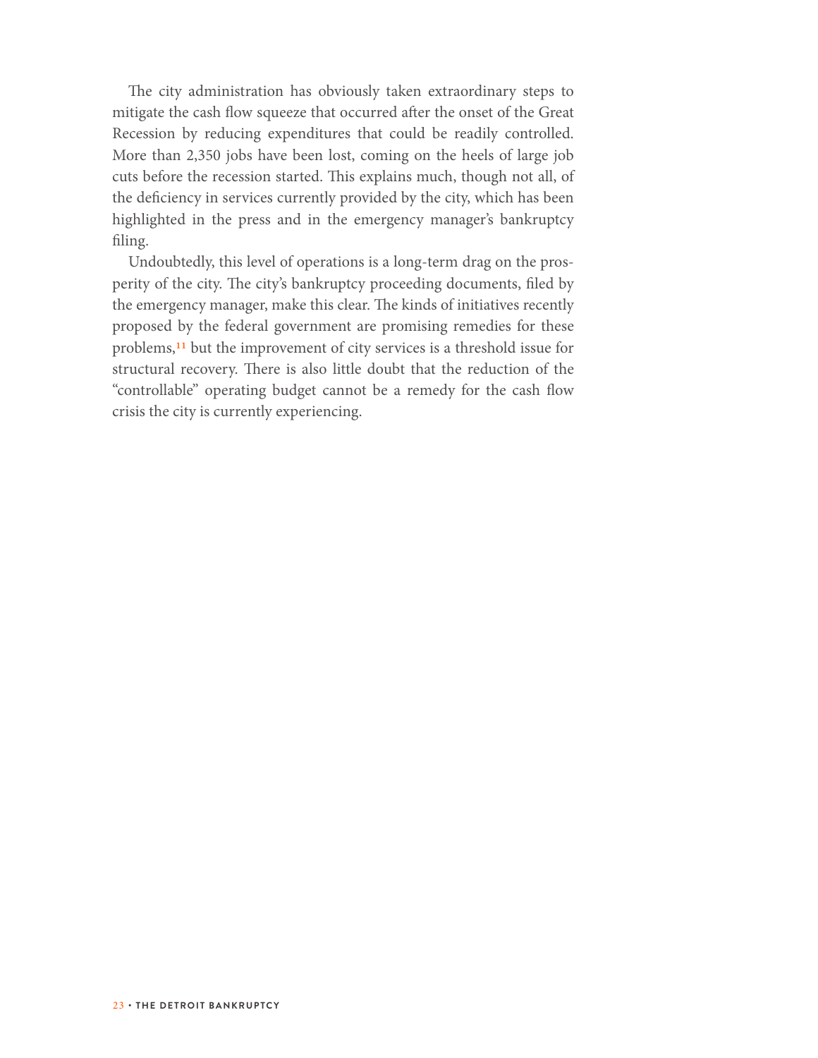The city administration has obviously taken extraordinary steps to mitigate the cash flow squeeze that occurred after the onset of the Great Recession by reducing expenditures that could be readily controlled. More than 2,350 jobs have been lost, coming on the heels of large job cuts before the recession started. This explains much, though not all, of the deficiency in services currently provided by the city, which has been highlighted in the press and in the emergency manager's bankruptcy filing.

Undoubtedly, this level of operations is a long-term drag on the prosperity of the city. The city's bankruptcy proceeding documents, filed by the emergency manager, make this clear. The kinds of initiatives recently proposed by the federal government are promising remedies for these problems,[11] but the improvement of city services is a threshold issue for structural recovery. There is also little doubt that the reduction of the "controllable" operating budget cannot be a remedy for the cash flow crisis the city is currently experiencing.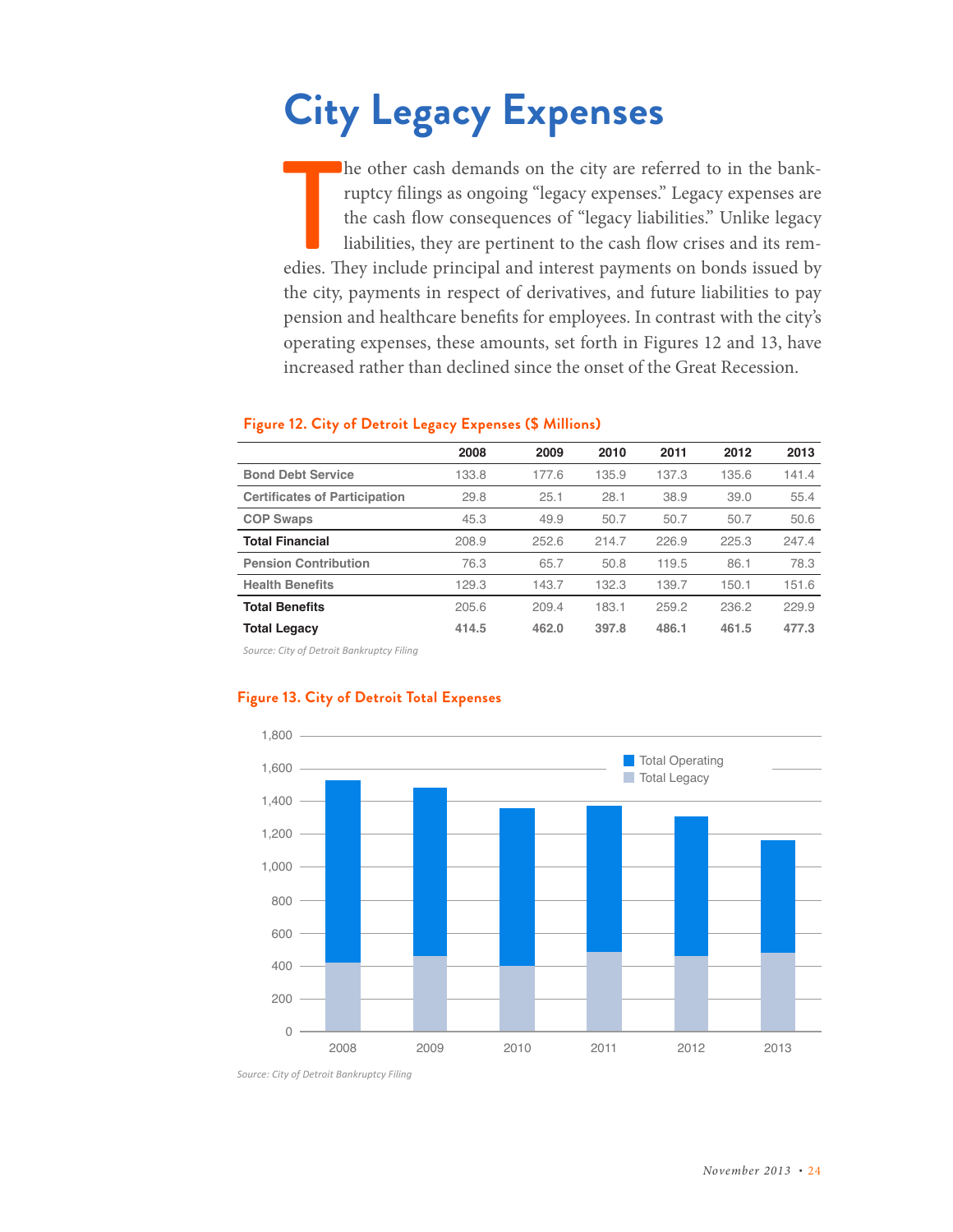# City Legacy Expenses

The other cash demands on the city are referred to in the bankruptcy filings as ongoing "legacy expenses." Legacy expenses are the cash flow consequences of "legacy liabilities." Unlike legacy liabilities, they are pertinent to the cash flow crises and its remedies. They include principal and interest payments on bonds issued by the city, payments in respect of derivatives, and future liabilities to pay pension and healthcare benefits for employees. In contrast with the city's operating expenses, these amounts, set forth in Figures 12 and 13, have increased rather than declined since the onset of the Great Recession.

**Figure 12. City of Detroit Legacy Expenses ($ Millions)**

| | 2008 | 2009 | 2010 | 2011 | 2012 | 2013 |
|---|---|---|---|---|---|---|
| Bond Debt Service | 133.8 | 177.6 | 135.9 | 137.3 | 135.6 | 141.4 |
| Certificates of Participation | 29.8 | 25.1 | 28.1 | 38.9 | 39.0 | 55.4 |
| COP Swaps | 45.3 | 49.9 | 50.7 | 50.7 | 50.7 | 50.6 |
| **Total Financial** | 208.9 | 252.6 | 214.7 | 226.9 | 225.3 | 247.4 |
| Pension Contribution | 76.3 | 65.7 | 50.8 | 119.5 | 86.1 | 78.3 |
| Health Benefits | 129.3 | 143.7 | 132.3 | 139.7 | 150.1 | 151.6 |
| **Total Benefits** | 205.6 | 209.4 | 183.1 | 259.2 | 236.2 | 229.9 |
| **Total Legacy** | **414.5** | **462.0** | **397.8** | **486.1** | **461.5** | **477.3** |

*Source: City of Detroit Bankruptcy Filing*

**Figure 13. City of Detroit Total Expenses**

*Source: City of Detroit Bankruptcy Filing*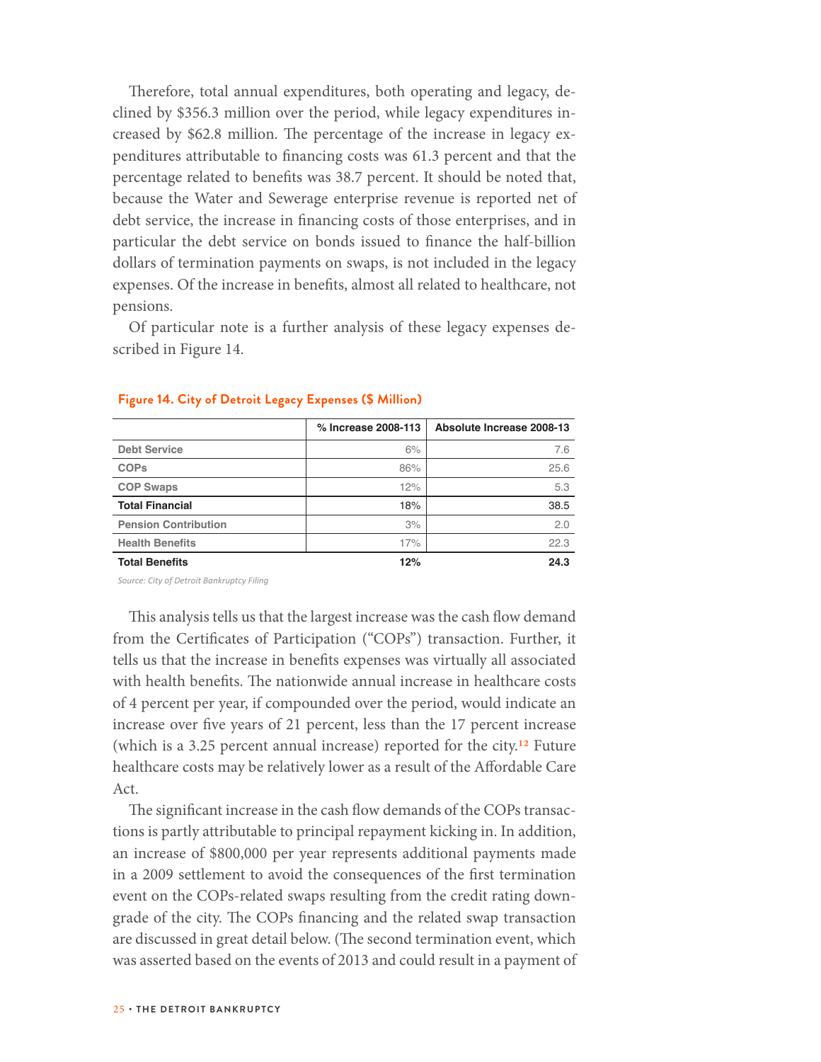Therefore, total annual expenditures, both operating and legacy, declined by $356.3 million over the period, while legacy expenditures increased by $62.8 million. The percentage of the increase in legacy expenditures attributable to financing costs was 61.3 percent and that the percentage related to benefits was 38.7 percent. It should be noted that, because the Water and Sewerage enterprise revenue is reported net of debt service, the increase in financing costs of those enterprises, and in particular the debt service on bonds issued to finance the half-billion dollars of termination payments on swaps, is not included in the legacy expenses. Of the increase in benefits, almost all related to healthcare, not pensions.

Of particular note is a further analysis of these legacy expenses described in Figure 14.

**Figure 14. City of Detroit Legacy Expenses ($ Million)**

| | % Increase 2008-113 | Absolute Increase 2008-13 |
|---|---|---|
| Debt Service | 6% | 7.6 |
| COPs | 86% | 25.6 |
| COP Swaps | 12% | 5.3 |
| **Total Financial** | **18%** | **38.5** |
| Pension Contribution | 3% | 2.0 |
| Health Benefits | 17% | 22.3 |
| **Total Benefits** | **12%** | **24.3** |

*Source: City of Detroit Bankruptcy Filing*

This analysis tells us that the largest increase was the cash flow demand from the Certificates of Participation ("COPs") transaction. Further, it tells us that the increase in benefits expenses was virtually all associated with health benefits. The nationwide annual increase in healthcare costs of 4 percent per year, if compounded over the period, would indicate an increase over five years of 21 percent, less than the 17 percent increase (which is a 3.25 percent annual increase) reported for the city.[12] Future healthcare costs may be relatively lower as a result of the Affordable Care Act.

The significant increase in the cash flow demands of the COPs transactions is partly attributable to principal repayment kicking in. In addition, an increase of $800,000 per year represents additional payments made in a 2009 settlement to avoid the consequences of the first termination event on the COPs-related swaps resulting from the credit rating downgrade of the city. The COPs financing and the related swap transaction are discussed in great detail below. (The second termination event, which was asserted based on the events of 2013 and could result in a payment of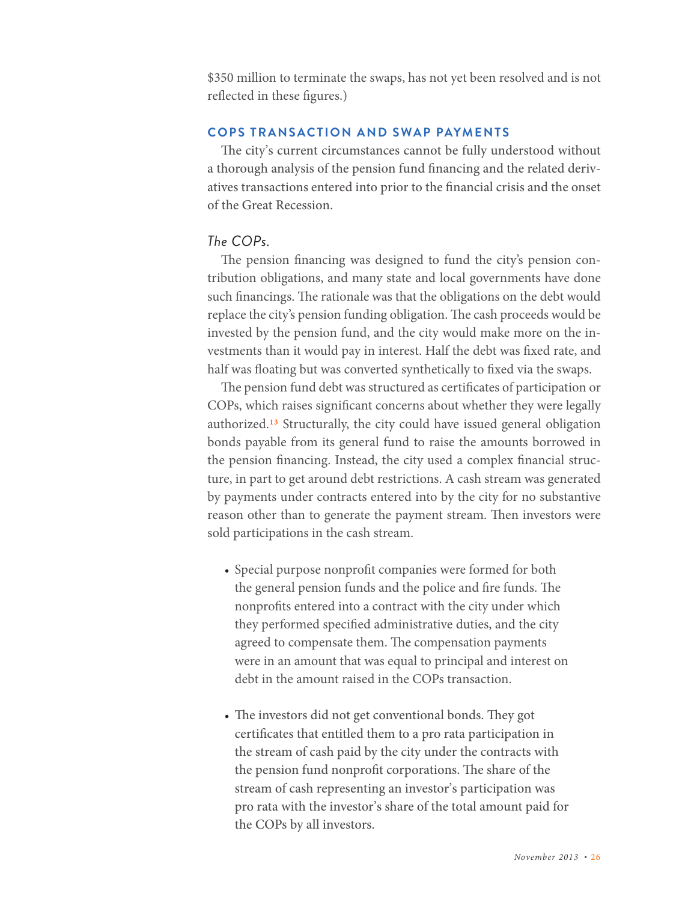$350 million to terminate the swaps, has not yet been resolved and is not reflected in these figures.)

## COPS TRANSACTION AND SWAP PAYMENTS

The city's current circumstances cannot be fully understood without a thorough analysis of the pension fund financing and the related derivatives transactions entered into prior to the financial crisis and the onset of the Great Recession.

### *The COPs.*

The pension financing was designed to fund the city's pension contribution obligations, and many state and local governments have done such financings. The rationale was that the obligations on the debt would replace the city's pension funding obligation. The cash proceeds would be invested by the pension fund, and the city would make more on the investments than it would pay in interest. Half the debt was fixed rate, and half was floating but was converted synthetically to fixed via the swaps.

The pension fund debt was structured as certificates of participation or COPs, which raises significant concerns about whether they were legally authorized.[13] Structurally, the city could have issued general obligation bonds payable from its general fund to raise the amounts borrowed in the pension financing. Instead, the city used a complex financial structure, in part to get around debt restrictions. A cash stream was generated by payments under contracts entered into by the city for no substantive reason other than to generate the payment stream. Then investors were sold participations in the cash stream.

- Special purpose nonprofit companies were formed for both the general pension funds and the police and fire funds. The nonprofits entered into a contract with the city under which they performed specified administrative duties, and the city agreed to compensate them. The compensation payments were in an amount that was equal to principal and interest on debt in the amount raised in the COPs transaction.

- The investors did not get conventional bonds. They got certificates that entitled them to a pro rata participation in the stream of cash paid by the city under the contracts with the pension fund nonprofit corporations. The share of the stream of cash representing an investor's participation was pro rata with the investor's share of the total amount paid for the COPs by all investors.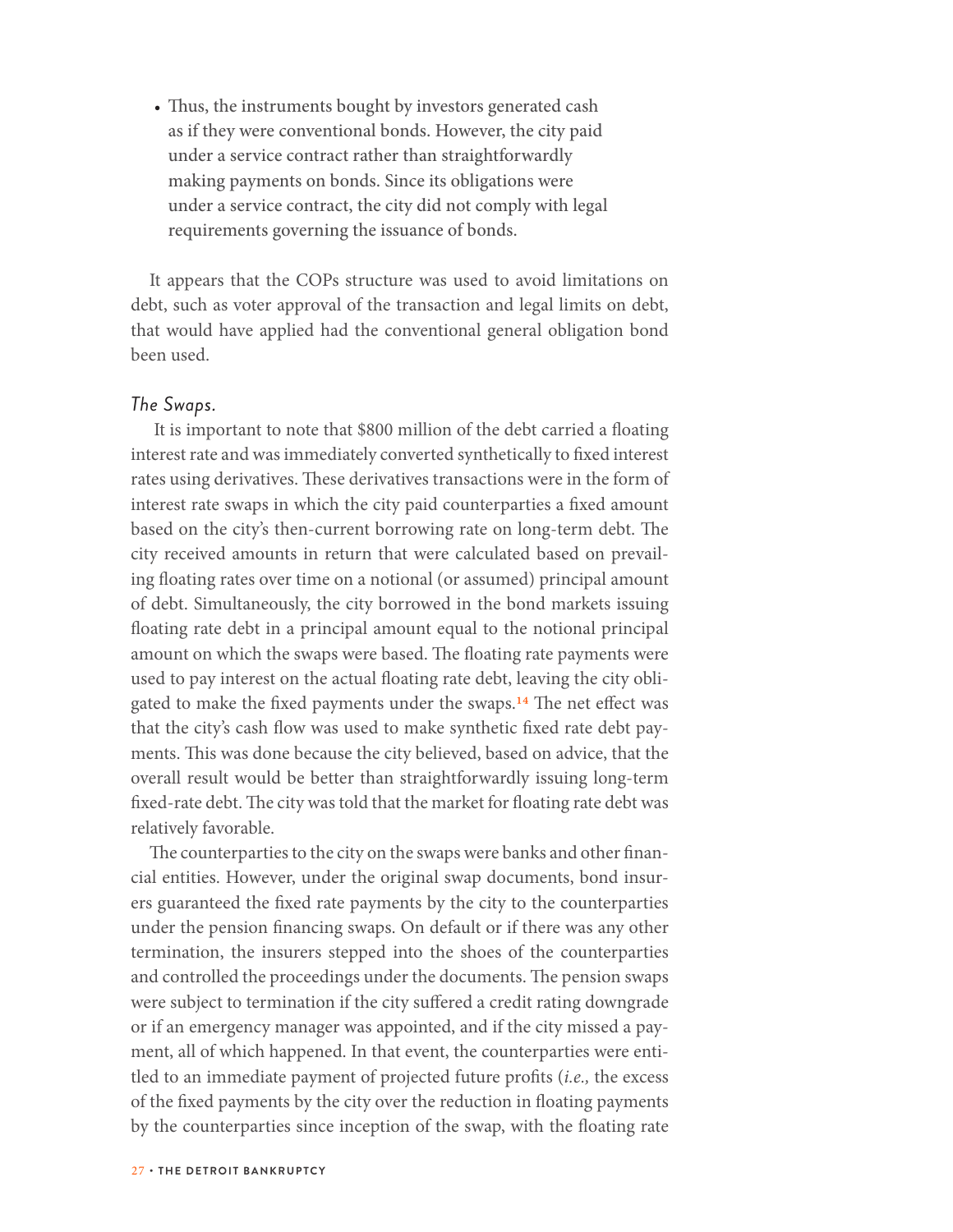- Thus, the instruments bought by investors generated cash as if they were conventional bonds. However, the city paid under a service contract rather than straightforwardly making payments on bonds. Since its obligations were under a service contract, the city did not comply with legal requirements governing the issuance of bonds.

It appears that the COPs structure was used to avoid limitations on debt, such as voter approval of the transaction and legal limits on debt, that would have applied had the conventional general obligation bond been used.

### *The Swaps.*

It is important to note that $800 million of the debt carried a floating interest rate and was immediately converted synthetically to fixed interest rates using derivatives. These derivatives transactions were in the form of interest rate swaps in which the city paid counterparties a fixed amount based on the city's then-current borrowing rate on long-term debt. The city received amounts in return that were calculated based on prevailing floating rates over time on a notional (or assumed) principal amount of debt. Simultaneously, the city borrowed in the bond markets issuing floating rate debt in a principal amount equal to the notional principal amount on which the swaps were based. The floating rate payments were used to pay interest on the actual floating rate debt, leaving the city obligated to make the fixed payments under the swaps.[14] The net effect was that the city's cash flow was used to make synthetic fixed rate debt payments. This was done because the city believed, based on advice, that the overall result would be better than straightforwardly issuing long-term fixed-rate debt. The city was told that the market for floating rate debt was relatively favorable.

The counterparties to the city on the swaps were banks and other financial entities. However, under the original swap documents, bond insurers guaranteed the fixed rate payments by the city to the counterparties under the pension financing swaps. On default or if there was any other termination, the insurers stepped into the shoes of the counterparties and controlled the proceedings under the documents. The pension swaps were subject to termination if the city suffered a credit rating downgrade or if an emergency manager was appointed, and if the city missed a payment, all of which happened. In that event, the counterparties were entitled to an immediate payment of projected future profits (*i.e.,* the excess of the fixed payments by the city over the reduction in floating payments by the counterparties since inception of the swap, with the floating rate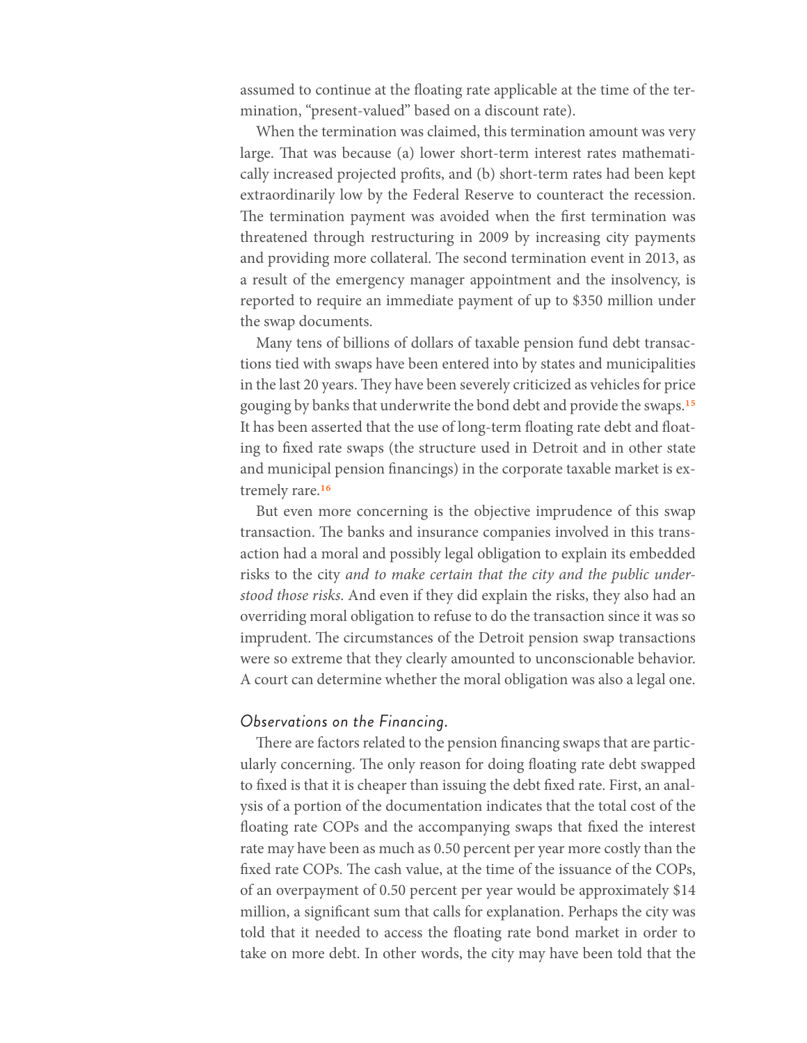assumed to continue at the floating rate applicable at the time of the termination, "present-valued" based on a discount rate).

When the termination was claimed, this termination amount was very large. That was because (a) lower short-term interest rates mathematically increased projected profits, and (b) short-term rates had been kept extraordinarily low by the Federal Reserve to counteract the recession. The termination payment was avoided when the first termination was threatened through restructuring in 2009 by increasing city payments and providing more collateral. The second termination event in 2013, as a result of the emergency manager appointment and the insolvency, is reported to require an immediate payment of up to $350 million under the swap documents.

Many tens of billions of dollars of taxable pension fund debt transactions tied with swaps have been entered into by states and municipalities in the last 20 years. They have been severely criticized as vehicles for price gouging by banks that underwrite the bond debt and provide the swaps.[15] It has been asserted that the use of long-term floating rate debt and floating to fixed rate swaps (the structure used in Detroit and in other state and municipal pension financings) in the corporate taxable market is extremely rare.[16]

But even more concerning is the objective imprudence of this swap transaction. The banks and insurance companies involved in this transaction had a moral and possibly legal obligation to explain its embedded risks to the city *and to make certain that the city and the public understood those risks*. And even if they did explain the risks, they also had an overriding moral obligation to refuse to do the transaction since it was so imprudent. The circumstances of the Detroit pension swap transactions were so extreme that they clearly amounted to unconscionable behavior. A court can determine whether the moral obligation was also a legal one.

### *Observations on the Financing.*

There are factors related to the pension financing swaps that are particularly concerning. The only reason for doing floating rate debt swapped to fixed is that it is cheaper than issuing the debt fixed rate. First, an analysis of a portion of the documentation indicates that the total cost of the floating rate COPs and the accompanying swaps that fixed the interest rate may have been as much as 0.50 percent per year more costly than the fixed rate COPs. The cash value, at the time of the issuance of the COPs, of an overpayment of 0.50 percent per year would be approximately $14 million, a significant sum that calls for explanation. Perhaps the city was told that it needed to access the floating rate bond market in order to take on more debt. In other words, the city may have been told that the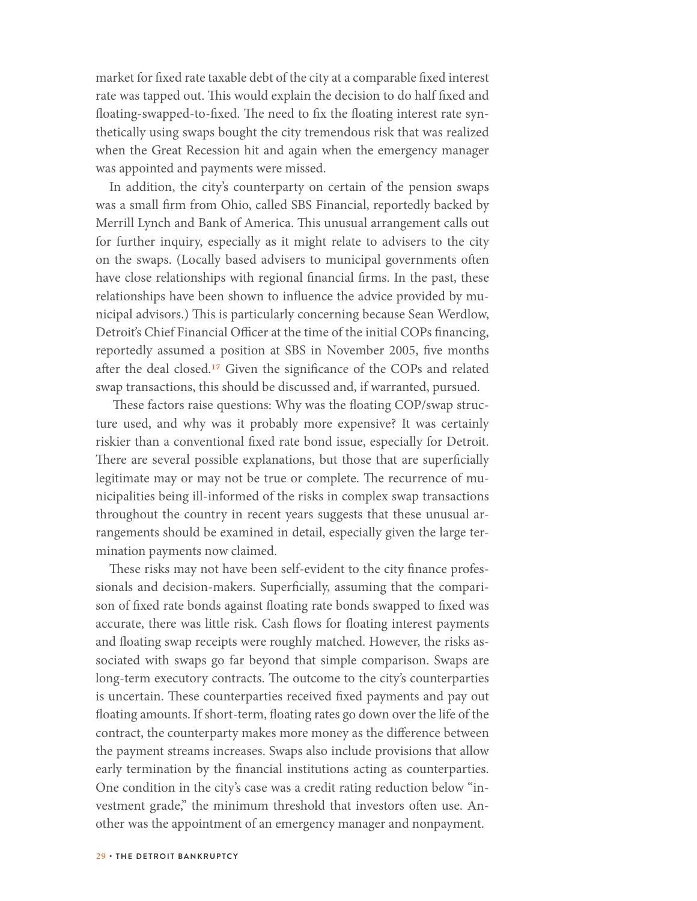market for fixed rate taxable debt of the city at a comparable fixed interest rate was tapped out. This would explain the decision to do half fixed and floating-swapped-to-fixed. The need to fix the floating interest rate synthetically using swaps bought the city tremendous risk that was realized when the Great Recession hit and again when the emergency manager was appointed and payments were missed.

In addition, the city's counterparty on certain of the pension swaps was a small firm from Ohio, called SBS Financial, reportedly backed by Merrill Lynch and Bank of America. This unusual arrangement calls out for further inquiry, especially as it might relate to advisers to the city on the swaps. (Locally based advisers to municipal governments often have close relationships with regional financial firms. In the past, these relationships have been shown to influence the advice provided by municipal advisors.) This is particularly concerning because Sean Werdlow, Detroit's Chief Financial Officer at the time of the initial COPs financing, reportedly assumed a position at SBS in November 2005, five months after the deal closed.[17] Given the significance of the COPs and related swap transactions, this should be discussed and, if warranted, pursued.

These factors raise questions: Why was the floating COP/swap structure used, and why was it probably more expensive? It was certainly riskier than a conventional fixed rate bond issue, especially for Detroit. There are several possible explanations, but those that are superficially legitimate may or may not be true or complete. The recurrence of municipalities being ill-informed of the risks in complex swap transactions throughout the country in recent years suggests that these unusual arrangements should be examined in detail, especially given the large termination payments now claimed.

These risks may not have been self-evident to the city finance professionals and decision-makers. Superficially, assuming that the comparison of fixed rate bonds against floating rate bonds swapped to fixed was accurate, there was little risk. Cash flows for floating interest payments and floating swap receipts were roughly matched. However, the risks associated with swaps go far beyond that simple comparison. Swaps are long-term executory contracts. The outcome to the city's counterparties is uncertain. These counterparties received fixed payments and pay out floating amounts. If short-term, floating rates go down over the life of the contract, the counterparty makes more money as the difference between the payment streams increases. Swaps also include provisions that allow early termination by the financial institutions acting as counterparties. One condition in the city's case was a credit rating reduction below "investment grade," the minimum threshold that investors often use. Another was the appointment of an emergency manager and nonpayment.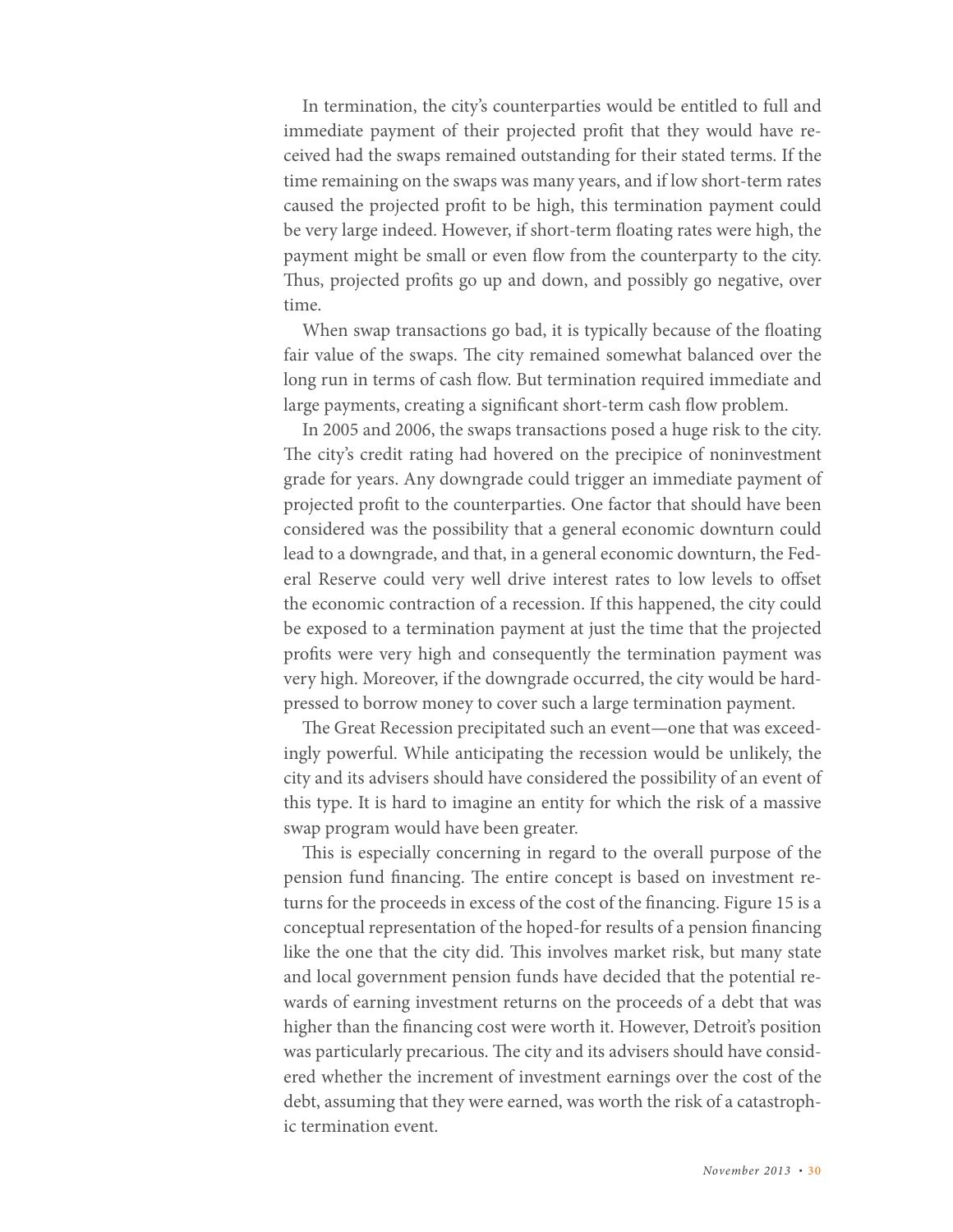In termination, the city's counterparties would be entitled to full and immediate payment of their projected profit that they would have received had the swaps remained outstanding for their stated terms. If the time remaining on the swaps was many years, and if low short-term rates caused the projected profit to be high, this termination payment could be very large indeed. However, if short-term floating rates were high, the payment might be small or even flow from the counterparty to the city. Thus, projected profits go up and down, and possibly go negative, over time.

When swap transactions go bad, it is typically because of the floating fair value of the swaps. The city remained somewhat balanced over the long run in terms of cash flow. But termination required immediate and large payments, creating a significant short-term cash flow problem.

In 2005 and 2006, the swaps transactions posed a huge risk to the city. The city's credit rating had hovered on the precipice of noninvestment grade for years. Any downgrade could trigger an immediate payment of projected profit to the counterparties. One factor that should have been considered was the possibility that a general economic downturn could lead to a downgrade, and that, in a general economic downturn, the Federal Reserve could very well drive interest rates to low levels to offset the economic contraction of a recession. If this happened, the city could be exposed to a termination payment at just the time that the projected profits were very high and consequently the termination payment was very high. Moreover, if the downgrade occurred, the city would be hard-pressed to borrow money to cover such a large termination payment.

The Great Recession precipitated such an event—one that was exceedingly powerful. While anticipating the recession would be unlikely, the city and its advisers should have considered the possibility of an event of this type. It is hard to imagine an entity for which the risk of a massive swap program would have been greater.

This is especially concerning in regard to the overall purpose of the pension fund financing. The entire concept is based on investment returns for the proceeds in excess of the cost of the financing. Figure 15 is a conceptual representation of the hoped-for results of a pension financing like the one that the city did. This involves market risk, but many state and local government pension funds have decided that the potential rewards of earning investment returns on the proceeds of a debt that was higher than the financing cost were worth it. However, Detroit's position was particularly precarious. The city and its advisers should have considered whether the increment of investment earnings over the cost of the debt, assuming that they were earned, was worth the risk of a catastrophic termination event.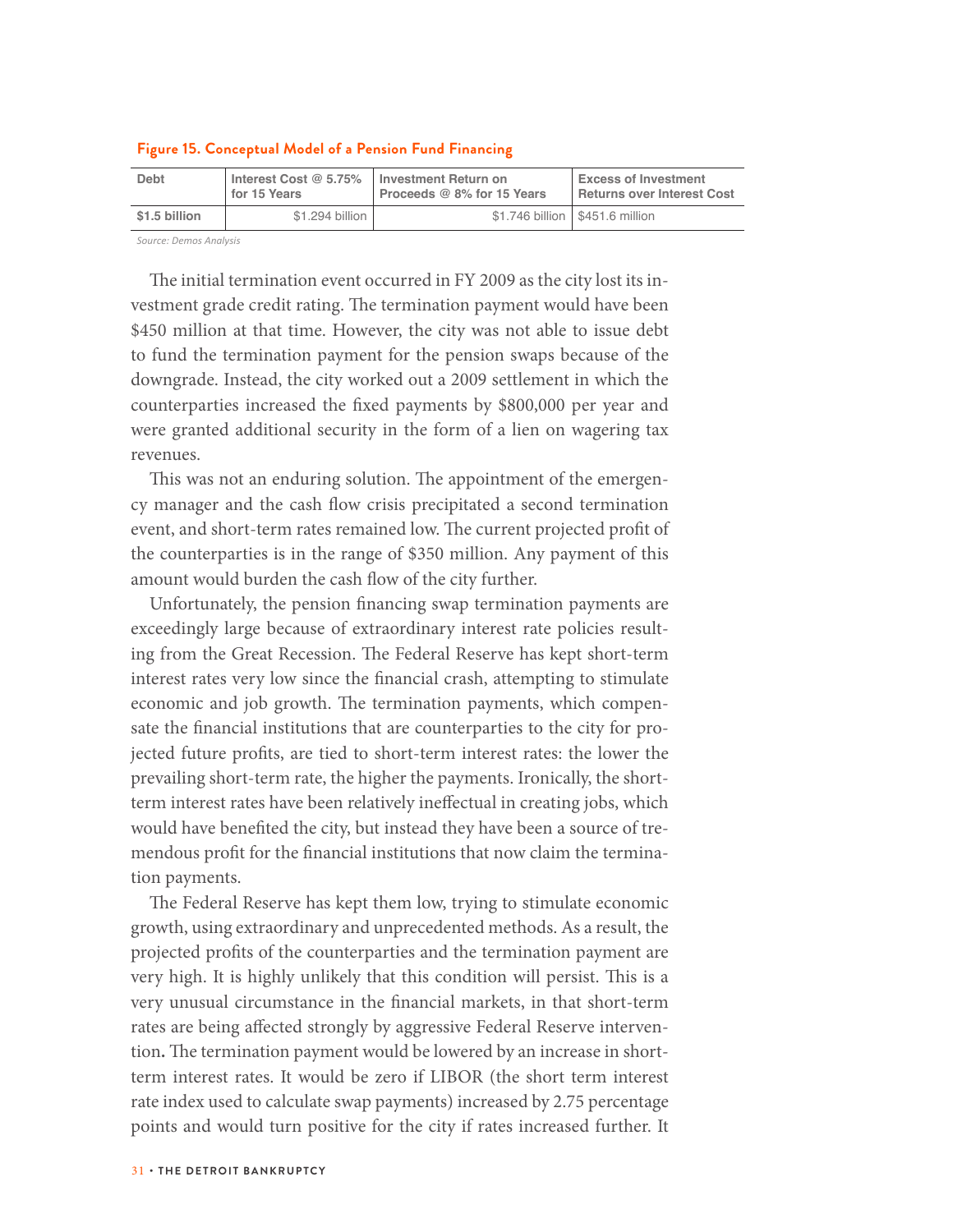**Figure 15. Conceptual Model of a Pension Fund Financing**

| Debt | Interest Cost @ 5.75% for 15 Years | Investment Return on Proceeds @ 8% for 15 Years | Excess of Investment Returns over Interest Cost |
|---|---|---|---|
| **$1.5 billion** | $1.294 billion | $1.746 billion | $451.6 million |

*Source: Demos Analysis*

The initial termination event occurred in FY 2009 as the city lost its investment grade credit rating. The termination payment would have been $450 million at that time. However, the city was not able to issue debt to fund the termination payment for the pension swaps because of the downgrade. Instead, the city worked out a 2009 settlement in which the counterparties increased the fixed payments by $800,000 per year and were granted additional security in the form of a lien on wagering tax revenues.

This was not an enduring solution. The appointment of the emergency manager and the cash flow crisis precipitated a second termination event, and short-term rates remained low. The current projected profit of the counterparties is in the range of $350 million. Any payment of this amount would burden the cash flow of the city further.

Unfortunately, the pension financing swap termination payments are exceedingly large because of extraordinary interest rate policies resulting from the Great Recession. The Federal Reserve has kept short-term interest rates very low since the financial crash, attempting to stimulate economic and job growth. The termination payments, which compensate the financial institutions that are counterparties to the city for projected future profits, are tied to short-term interest rates: the lower the prevailing short-term rate, the higher the payments. Ironically, the short-term interest rates have been relatively ineffectual in creating jobs, which would have benefited the city, but instead they have been a source of tremendous profit for the financial institutions that now claim the termination payments.

The Federal Reserve has kept them low, trying to stimulate economic growth, using extraordinary and unprecedented methods. As a result, the projected profits of the counterparties and the termination payment are very high. It is highly unlikely that this condition will persist. This is a very unusual circumstance in the financial markets, in that short-term rates are being affected strongly by aggressive Federal Reserve intervention**.** The termination payment would be lowered by an increase in short-term interest rates. It would be zero if LIBOR (the short term interest rate index used to calculate swap payments) increased by 2.75 percentage points and would turn positive for the city if rates increased further. It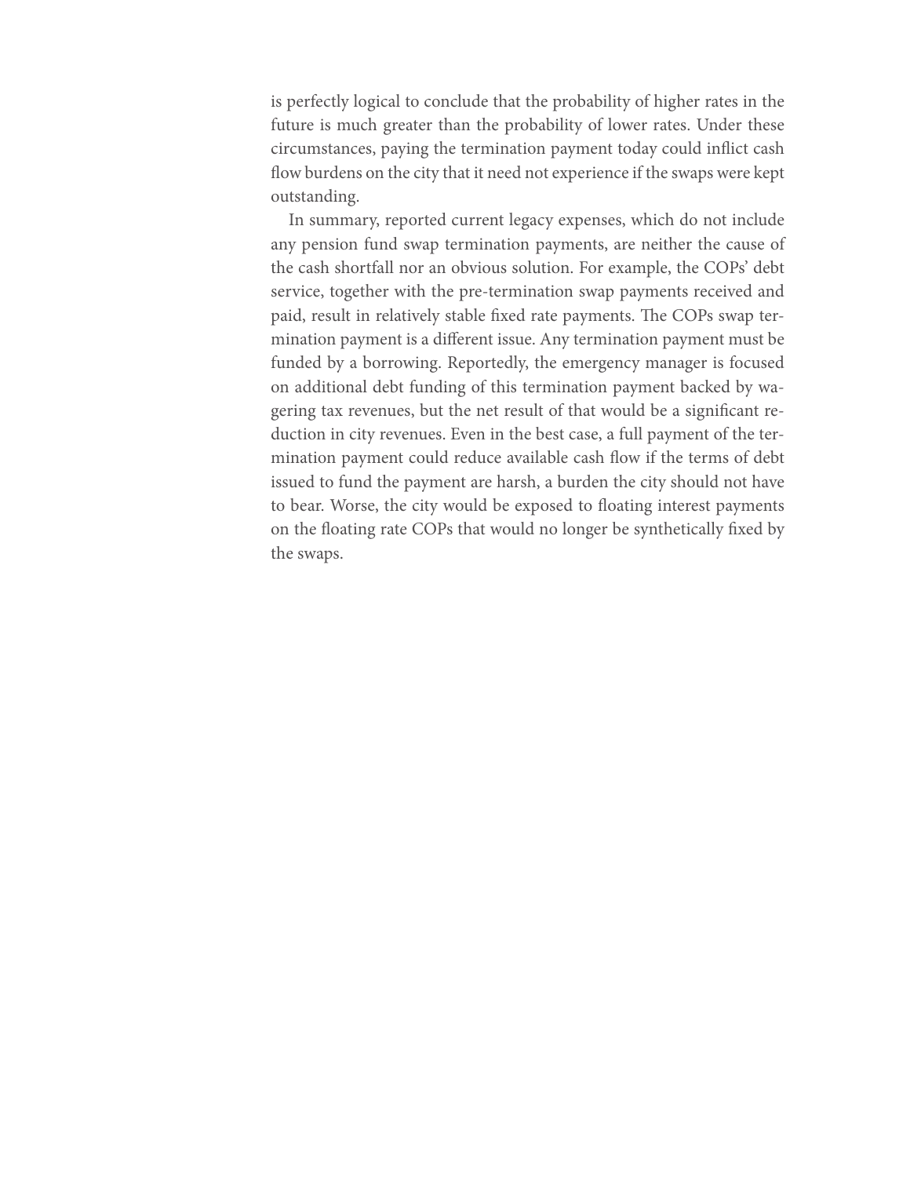is perfectly logical to conclude that the probability of higher rates in the future is much greater than the probability of lower rates. Under these circumstances, paying the termination payment today could inflict cash flow burdens on the city that it need not experience if the swaps were kept outstanding.

In summary, reported current legacy expenses, which do not include any pension fund swap termination payments, are neither the cause of the cash shortfall nor an obvious solution. For example, the COPs' debt service, together with the pre-termination swap payments received and paid, result in relatively stable fixed rate payments. The COPs swap termination payment is a different issue. Any termination payment must be funded by a borrowing. Reportedly, the emergency manager is focused on additional debt funding of this termination payment backed by wagering tax revenues, but the net result of that would be a significant reduction in city revenues. Even in the best case, a full payment of the termination payment could reduce available cash flow if the terms of debt issued to fund the payment are harsh, a burden the city should not have to bear. Worse, the city would be exposed to floating interest payments on the floating rate COPs that would no longer be synthetically fixed by the swaps.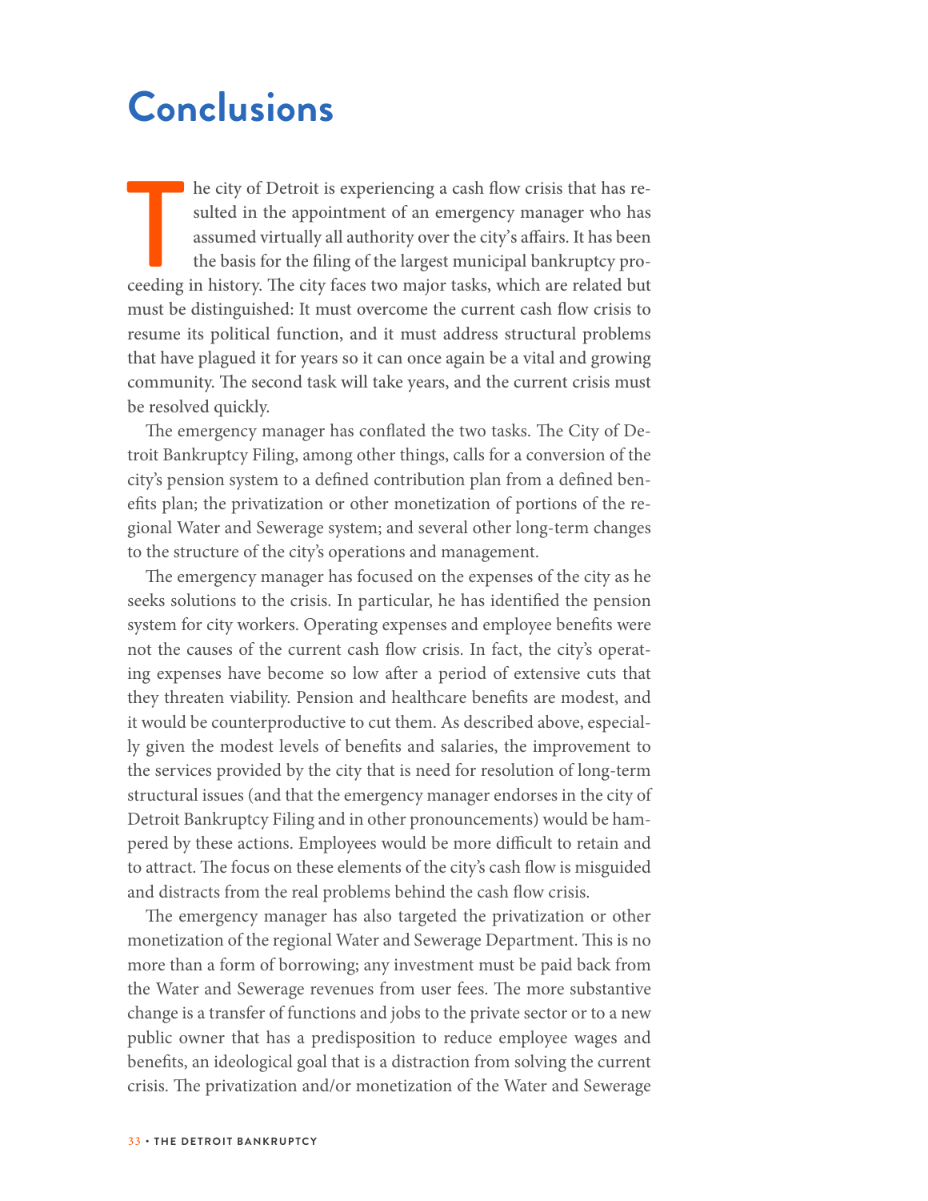# Conclusions

The city of Detroit is experiencing a cash flow crisis that has resulted in the appointment of an emergency manager who has assumed virtually all authority over the city's affairs. It has been the basis for the filing of the largest municipal bankruptcy proceeding in history. The city faces two major tasks, which are related but must be distinguished: It must overcome the current cash flow crisis to resume its political function, and it must address structural problems that have plagued it for years so it can once again be a vital and growing community. The second task will take years, and the current crisis must be resolved quickly.

The emergency manager has conflated the two tasks. The City of Detroit Bankruptcy Filing, among other things, calls for a conversion of the city's pension system to a defined contribution plan from a defined benefits plan; the privatization or other monetization of portions of the regional Water and Sewerage system; and several other long-term changes to the structure of the city's operations and management.

The emergency manager has focused on the expenses of the city as he seeks solutions to the crisis. In particular, he has identified the pension system for city workers. Operating expenses and employee benefits were not the causes of the current cash flow crisis. In fact, the city's operating expenses have become so low after a period of extensive cuts that they threaten viability. Pension and healthcare benefits are modest, and it would be counterproductive to cut them. As described above, especially given the modest levels of benefits and salaries, the improvement to the services provided by the city that is need for resolution of long-term structural issues (and that the emergency manager endorses in the city of Detroit Bankruptcy Filing and in other pronouncements) would be hampered by these actions. Employees would be more difficult to retain and to attract. The focus on these elements of the city's cash flow is misguided and distracts from the real problems behind the cash flow crisis.

The emergency manager has also targeted the privatization or other monetization of the regional Water and Sewerage Department. This is no more than a form of borrowing; any investment must be paid back from the Water and Sewerage revenues from user fees. The more substantive change is a transfer of functions and jobs to the private sector or to a new public owner that has a predisposition to reduce employee wages and benefits, an ideological goal that is a distraction from solving the current crisis. The privatization and/or monetization of the Water and Sewerage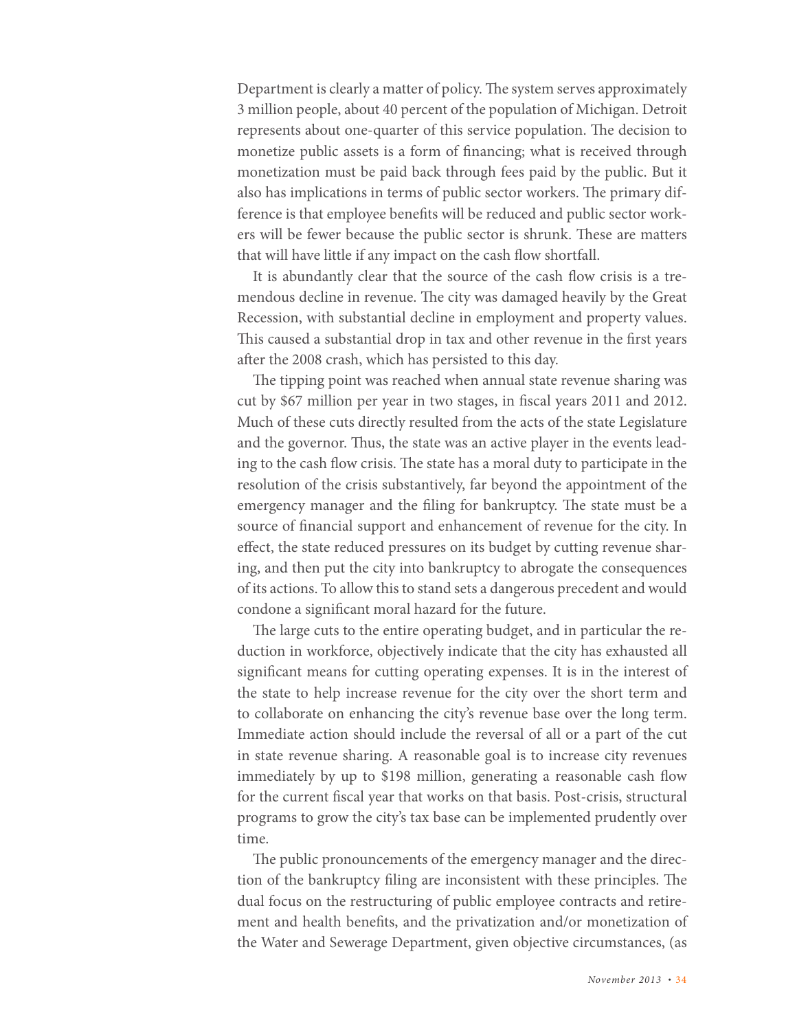Department is clearly a matter of policy. The system serves approximately 3 million people, about 40 percent of the population of Michigan. Detroit represents about one-quarter of this service population. The decision to monetize public assets is a form of financing; what is received through monetization must be paid back through fees paid by the public. But it also has implications in terms of public sector workers. The primary difference is that employee benefits will be reduced and public sector workers will be fewer because the public sector is shrunk. These are matters that will have little if any impact on the cash flow shortfall.

It is abundantly clear that the source of the cash flow crisis is a tremendous decline in revenue. The city was damaged heavily by the Great Recession, with substantial decline in employment and property values. This caused a substantial drop in tax and other revenue in the first years after the 2008 crash, which has persisted to this day.

The tipping point was reached when annual state revenue sharing was cut by $67 million per year in two stages, in fiscal years 2011 and 2012. Much of these cuts directly resulted from the acts of the state Legislature and the governor. Thus, the state was an active player in the events leading to the cash flow crisis. The state has a moral duty to participate in the resolution of the crisis substantively, far beyond the appointment of the emergency manager and the filing for bankruptcy. The state must be a source of financial support and enhancement of revenue for the city. In effect, the state reduced pressures on its budget by cutting revenue sharing, and then put the city into bankruptcy to abrogate the consequences of its actions. To allow this to stand sets a dangerous precedent and would condone a significant moral hazard for the future.

The large cuts to the entire operating budget, and in particular the reduction in workforce, objectively indicate that the city has exhausted all significant means for cutting operating expenses. It is in the interest of the state to help increase revenue for the city over the short term and to collaborate on enhancing the city's revenue base over the long term. Immediate action should include the reversal of all or a part of the cut in state revenue sharing. A reasonable goal is to increase city revenues immediately by up to $198 million, generating a reasonable cash flow for the current fiscal year that works on that basis. Post-crisis, structural programs to grow the city's tax base can be implemented prudently over time.

The public pronouncements of the emergency manager and the direction of the bankruptcy filing are inconsistent with these principles. The dual focus on the restructuring of public employee contracts and retirement and health benefits, and the privatization and/or monetization of the Water and Sewerage Department, given objective circumstances, (as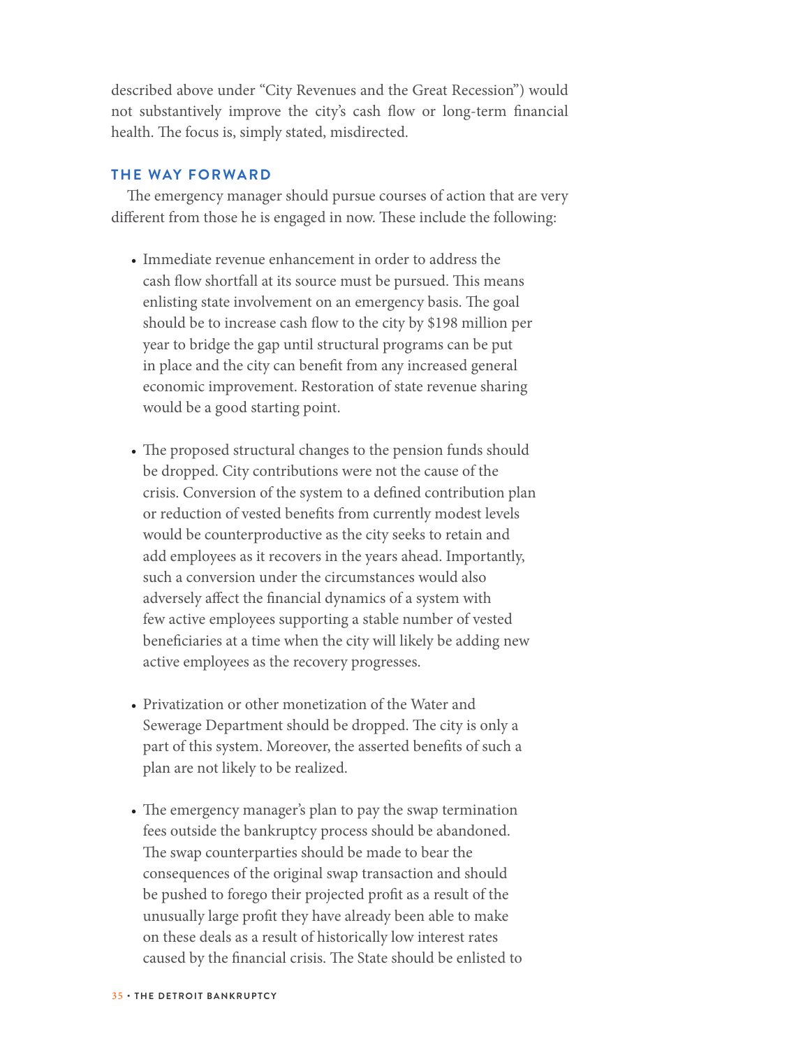described above under "City Revenues and the Great Recession") would not substantively improve the city's cash flow or long-term financial health. The focus is, simply stated, misdirected.

## THE WAY FORWARD

The emergency manager should pursue courses of action that are very different from those he is engaged in now. These include the following:

- Immediate revenue enhancement in order to address the cash flow shortfall at its source must be pursued. This means enlisting state involvement on an emergency basis. The goal should be to increase cash flow to the city by $198 million per year to bridge the gap until structural programs can be put in place and the city can benefit from any increased general economic improvement. Restoration of state revenue sharing would be a good starting point.

- The proposed structural changes to the pension funds should be dropped. City contributions were not the cause of the crisis. Conversion of the system to a defined contribution plan or reduction of vested benefits from currently modest levels would be counterproductive as the city seeks to retain and add employees as it recovers in the years ahead. Importantly, such a conversion under the circumstances would also adversely affect the financial dynamics of a system with few active employees supporting a stable number of vested beneficiaries at a time when the city will likely be adding new active employees as the recovery progresses.

- Privatization or other monetization of the Water and Sewerage Department should be dropped. The city is only a part of this system. Moreover, the asserted benefits of such a plan are not likely to be realized.

- The emergency manager's plan to pay the swap termination fees outside the bankruptcy process should be abandoned. The swap counterparties should be made to bear the consequences of the original swap transaction and should be pushed to forego their projected profit as a result of the unusually large profit they have already been able to make on these deals as a result of historically low interest rates caused by the financial crisis. The State should be enlisted to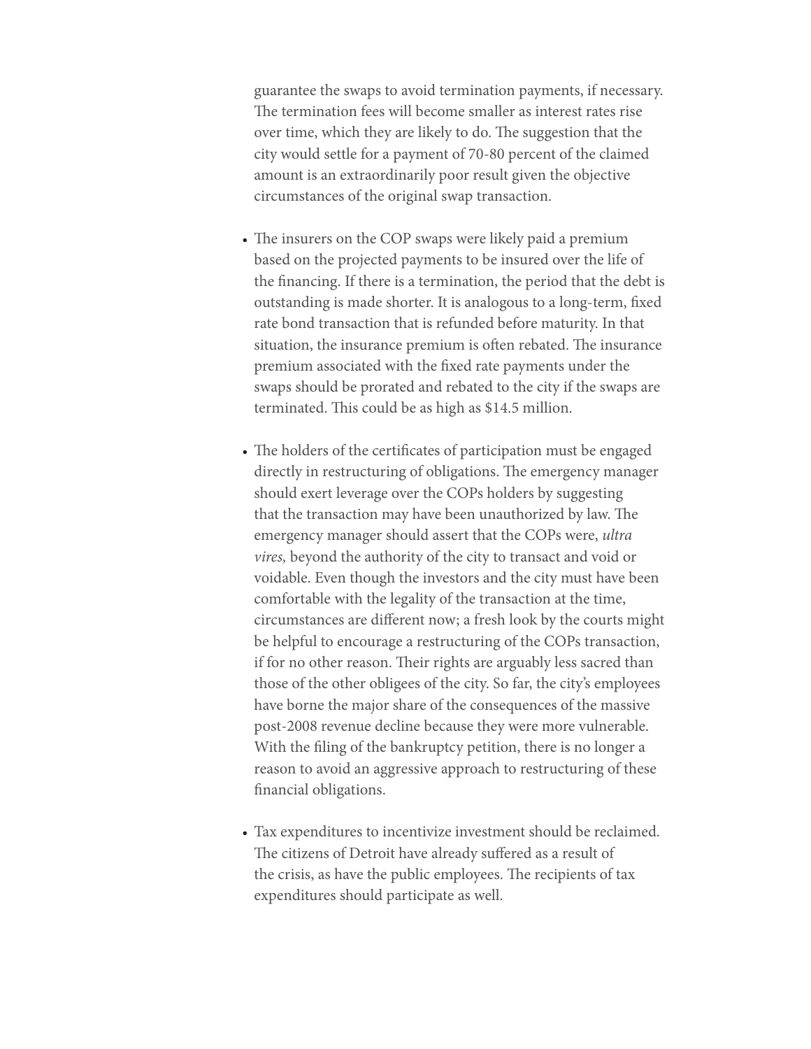guarantee the swaps to avoid termination payments, if necessary. The termination fees will become smaller as interest rates rise over time, which they are likely to do. The suggestion that the city would settle for a payment of 70-80 percent of the claimed amount is an extraordinarily poor result given the objective circumstances of the original swap transaction.

- The insurers on the COP swaps were likely paid a premium based on the projected payments to be insured over the life of the financing. If there is a termination, the period that the debt is outstanding is made shorter. It is analogous to a long-term, fixed rate bond transaction that is refunded before maturity. In that situation, the insurance premium is often rebated. The insurance premium associated with the fixed rate payments under the swaps should be prorated and rebated to the city if the swaps are terminated. This could be as high as $14.5 million.

- The holders of the certificates of participation must be engaged directly in restructuring of obligations. The emergency manager should exert leverage over the COPs holders by suggesting that the transaction may have been unauthorized by law. The emergency manager should assert that the COPs were, *ultra vires,* beyond the authority of the city to transact and void or voidable. Even though the investors and the city must have been comfortable with the legality of the transaction at the time, circumstances are different now; a fresh look by the courts might be helpful to encourage a restructuring of the COPs transaction, if for no other reason. Their rights are arguably less sacred than those of the other obligees of the city. So far, the city's employees have borne the major share of the consequences of the massive post-2008 revenue decline because they were more vulnerable. With the filing of the bankruptcy petition, there is no longer a reason to avoid an aggressive approach to restructuring of these financial obligations.

- Tax expenditures to incentivize investment should be reclaimed. The citizens of Detroit have already suffered as a result of the crisis, as have the public employees. The recipients of tax expenditures should participate as well.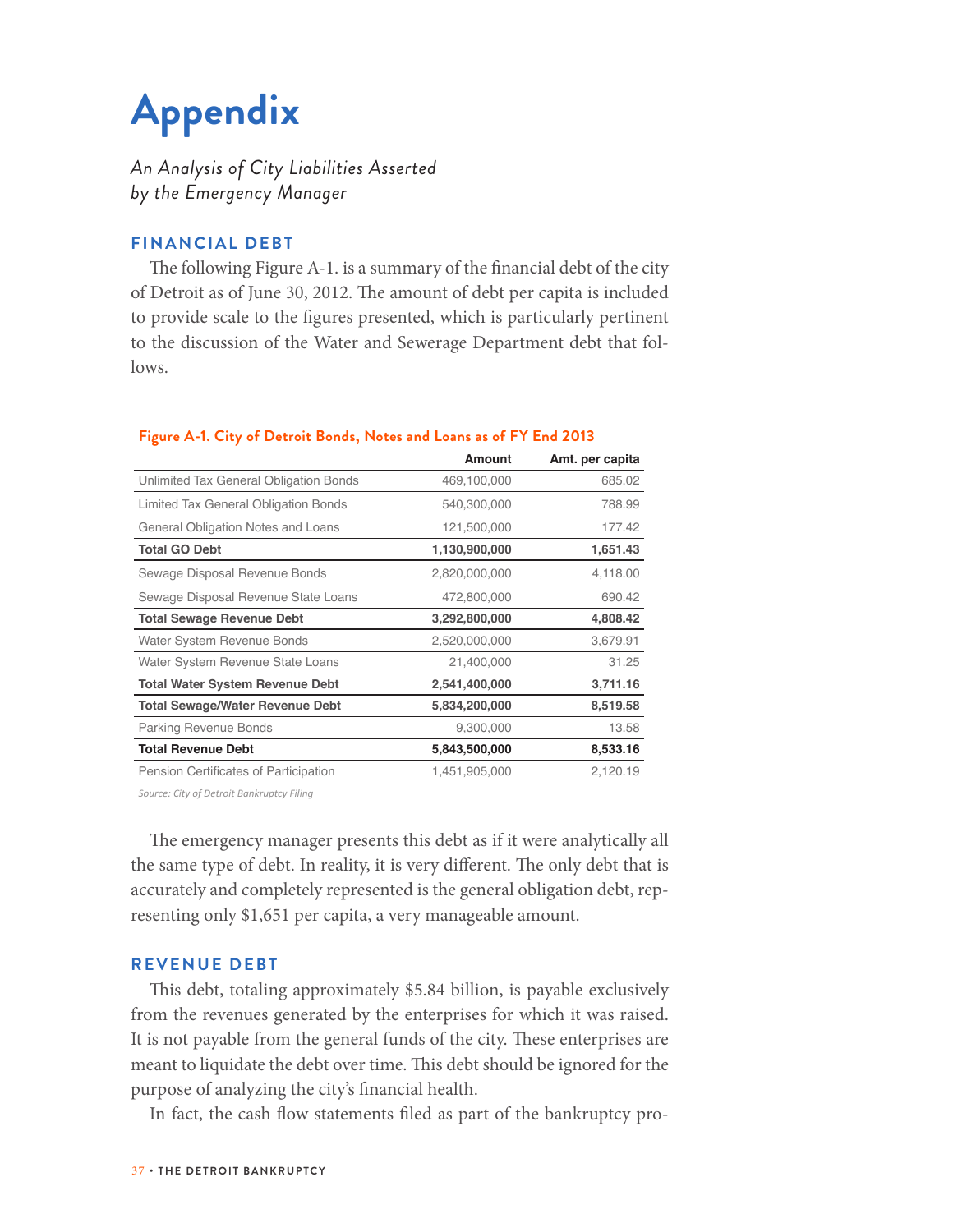# Appendix

*An Analysis of City Liabilities Asserted by the Emergency Manager*

## FINANCIAL DEBT

The following Figure A-1. is a summary of the financial debt of the city of Detroit as of June 30, 2012. The amount of debt per capita is included to provide scale to the figures presented, which is particularly pertinent to the discussion of the Water and Sewerage Department debt that follows.

**Figure A-1. City of Detroit Bonds, Notes and Loans as of FY End 2013**

| | Amount | Amt. per capita |
|---|---|---|
| Unlimited Tax General Obligation Bonds | 469,100,000 | 685.02 |
| Limited Tax General Obligation Bonds | 540,300,000 | 788.99 |
| General Obligation Notes and Loans | 121,500,000 | 177.42 |
| **Total GO Debt** | **1,130,900,000** | **1,651.43** |
| Sewage Disposal Revenue Bonds | 2,820,000,000 | 4,118.00 |
| Sewage Disposal Revenue State Loans | 472,800,000 | 690.42 |
| **Total Sewage Revenue Debt** | **3,292,800,000** | **4,808.42** |
| Water System Revenue Bonds | 2,520,000,000 | 3,679.91 |
| Water System Revenue State Loans | 21,400,000 | 31.25 |
| **Total Water System Revenue Debt** | **2,541,400,000** | **3,711.16** |
| **Total Sewage/Water Revenue Debt** | **5,834,200,000** | **8,519.58** |
| Parking Revenue Bonds | 9,300,000 | 13.58 |
| **Total Revenue Debt** | **5,843,500,000** | **8,533.16** |
| Pension Certificates of Participation | 1,451,905,000 | 2,120.19 |

*Source: City of Detroit Bankruptcy Filing*

The emergency manager presents this debt as if it were analytically all the same type of debt. In reality, it is very different. The only debt that is accurately and completely represented is the general obligation debt, representing only $1,651 per capita, a very manageable amount.

## REVENUE DEBT

This debt, totaling approximately $5.84 billion, is payable exclusively from the revenues generated by the enterprises for which it was raised. It is not payable from the general funds of the city. These enterprises are meant to liquidate the debt over time. This debt should be ignored for the purpose of analyzing the city's financial health.

In fact, the cash flow statements filed as part of the bankruptcy pro-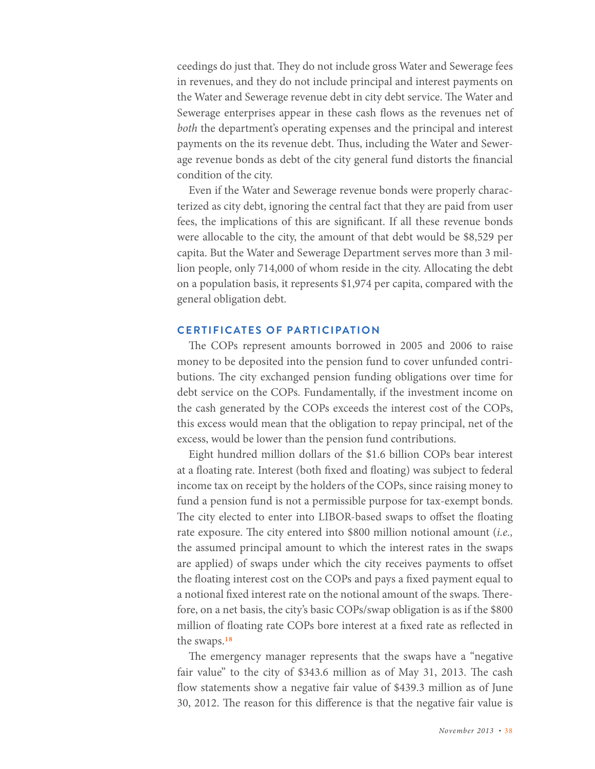ceedings do just that. They do not include gross Water and Sewerage fees in revenues, and they do not include principal and interest payments on the Water and Sewerage revenue debt in city debt service. The Water and Sewerage enterprises appear in these cash flows as the revenues net of *both* the department's operating expenses and the principal and interest payments on the its revenue debt. Thus, including the Water and Sewerage revenue bonds as debt of the city general fund distorts the financial condition of the city.

Even if the Water and Sewerage revenue bonds were properly characterized as city debt, ignoring the central fact that they are paid from user fees, the implications of this are significant. If all these revenue bonds were allocable to the city, the amount of that debt would be $8,529 per capita. But the Water and Sewerage Department serves more than 3 million people, only 714,000 of whom reside in the city. Allocating the debt on a population basis, it represents $1,974 per capita, compared with the general obligation debt.

## CERTIFICATES OF PARTICIPATION

The COPs represent amounts borrowed in 2005 and 2006 to raise money to be deposited into the pension fund to cover unfunded contributions. The city exchanged pension funding obligations over time for debt service on the COPs. Fundamentally, if the investment income on the cash generated by the COPs exceeds the interest cost of the COPs, this excess would mean that the obligation to repay principal, net of the excess, would be lower than the pension fund contributions.

Eight hundred million dollars of the $1.6 billion COPs bear interest at a floating rate. Interest (both fixed and floating) was subject to federal income tax on receipt by the holders of the COPs, since raising money to fund a pension fund is not a permissible purpose for tax-exempt bonds. The city elected to enter into LIBOR-based swaps to offset the floating rate exposure. The city entered into $800 million notional amount (*i.e.,* the assumed principal amount to which the interest rates in the swaps are applied) of swaps under which the city receives payments to offset the floating interest cost on the COPs and pays a fixed payment equal to a notional fixed interest rate on the notional amount of the swaps. Therefore, on a net basis, the city's basic COPs/swap obligation is as if the $800 million of floating rate COPs bore interest at a fixed rate as reflected in the swaps.[18]

The emergency manager represents that the swaps have a "negative fair value" to the city of $343.6 million as of May 31, 2013. The cash flow statements show a negative fair value of $439.3 million as of June 30, 2012. The reason for this difference is that the negative fair value is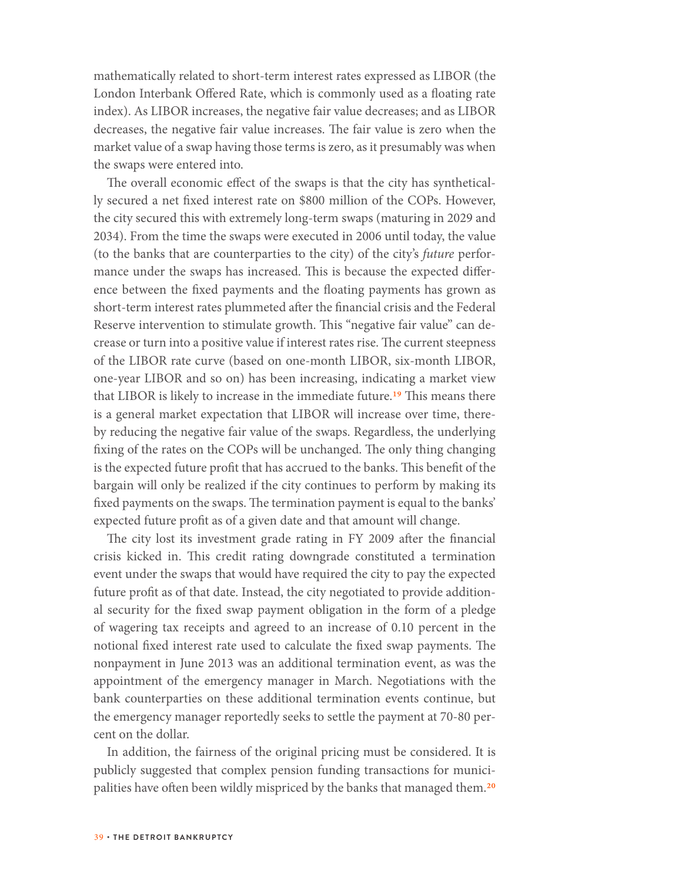mathematically related to short-term interest rates expressed as LIBOR (the London Interbank Offered Rate, which is commonly used as a floating rate index). As LIBOR increases, the negative fair value decreases; and as LIBOR decreases, the negative fair value increases. The fair value is zero when the market value of a swap having those terms is zero, as it presumably was when the swaps were entered into.

The overall economic effect of the swaps is that the city has synthetically secured a net fixed interest rate on $800 million of the COPs. However, the city secured this with extremely long-term swaps (maturing in 2029 and 2034). From the time the swaps were executed in 2006 until today, the value (to the banks that are counterparties to the city) of the city's *future* performance under the swaps has increased. This is because the expected difference between the fixed payments and the floating payments has grown as short-term interest rates plummeted after the financial crisis and the Federal Reserve intervention to stimulate growth. This "negative fair value" can decrease or turn into a positive value if interest rates rise. The current steepness of the LIBOR rate curve (based on one-month LIBOR, six-month LIBOR, one-year LIBOR and so on) has been increasing, indicating a market view that LIBOR is likely to increase in the immediate future.[19] This means there is a general market expectation that LIBOR will increase over time, thereby reducing the negative fair value of the swaps. Regardless, the underlying fixing of the rates on the COPs will be unchanged. The only thing changing is the expected future profit that has accrued to the banks. This benefit of the bargain will only be realized if the city continues to perform by making its fixed payments on the swaps. The termination payment is equal to the banks' expected future profit as of a given date and that amount will change.

The city lost its investment grade rating in FY 2009 after the financial crisis kicked in. This credit rating downgrade constituted a termination event under the swaps that would have required the city to pay the expected future profit as of that date. Instead, the city negotiated to provide additional security for the fixed swap payment obligation in the form of a pledge of wagering tax receipts and agreed to an increase of 0.10 percent in the notional fixed interest rate used to calculate the fixed swap payments. The nonpayment in June 2013 was an additional termination event, as was the appointment of the emergency manager in March. Negotiations with the bank counterparties on these additional termination events continue, but the emergency manager reportedly seeks to settle the payment at 70-80 percent on the dollar.

In addition, the fairness of the original pricing must be considered. It is publicly suggested that complex pension funding transactions for municipalities have often been wildly mispriced by the banks that managed them.[20]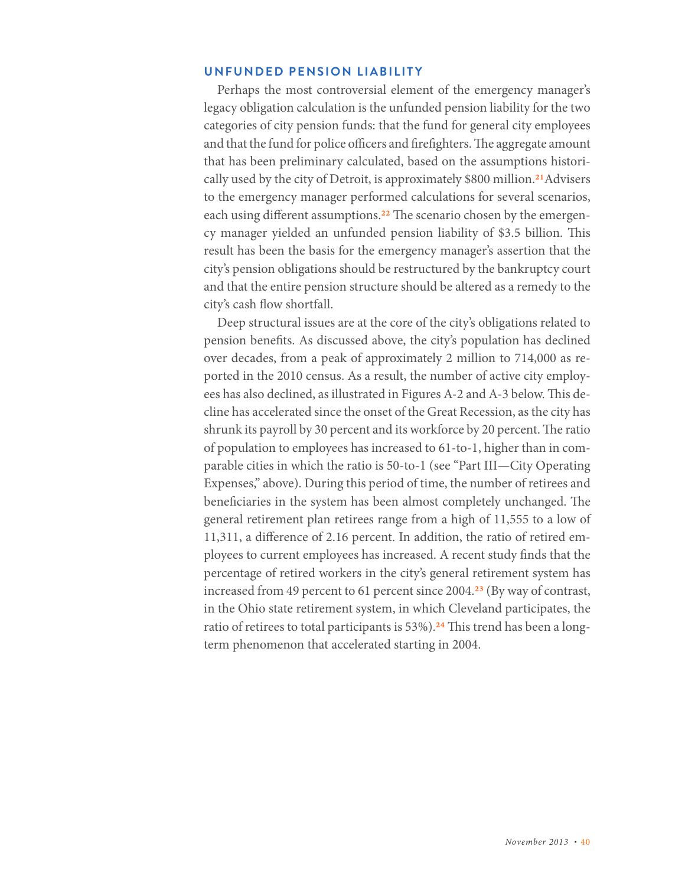## UNFUNDED PENSION LIABILITY

Perhaps the most controversial element of the emergency manager's legacy obligation calculation is the unfunded pension liability for the two categories of city pension funds: that the fund for general city employees and that the fund for police officers and firefighters. The aggregate amount that has been preliminary calculated, based on the assumptions historically used by the city of Detroit, is approximately $800 million.[21] Advisers to the emergency manager performed calculations for several scenarios, each using different assumptions.[22] The scenario chosen by the emergency manager yielded an unfunded pension liability of $3.5 billion. This result has been the basis for the emergency manager's assertion that the city's pension obligations should be restructured by the bankruptcy court and that the entire pension structure should be altered as a remedy to the city's cash flow shortfall.

Deep structural issues are at the core of the city's obligations related to pension benefits. As discussed above, the city's population has declined over decades, from a peak of approximately 2 million to 714,000 as reported in the 2010 census. As a result, the number of active city employees has also declined, as illustrated in Figures A-2 and A-3 below. This decline has accelerated since the onset of the Great Recession, as the city has shrunk its payroll by 30 percent and its workforce by 20 percent. The ratio of population to employees has increased to 61-to-1, higher than in comparable cities in which the ratio is 50-to-1 (see "Part III—City Operating Expenses," above). During this period of time, the number of retirees and beneficiaries in the system has been almost completely unchanged. The general retirement plan retirees range from a high of 11,555 to a low of 11,311, a difference of 2.16 percent. In addition, the ratio of retired employees to current employees has increased. A recent study finds that the percentage of retired workers in the city's general retirement system has increased from 49 percent to 61 percent since 2004.[23] (By way of contrast, in the Ohio state retirement system, in which Cleveland participates, the ratio of retirees to total participants is 53%).[24] This trend has been a long-term phenomenon that accelerated starting in 2004.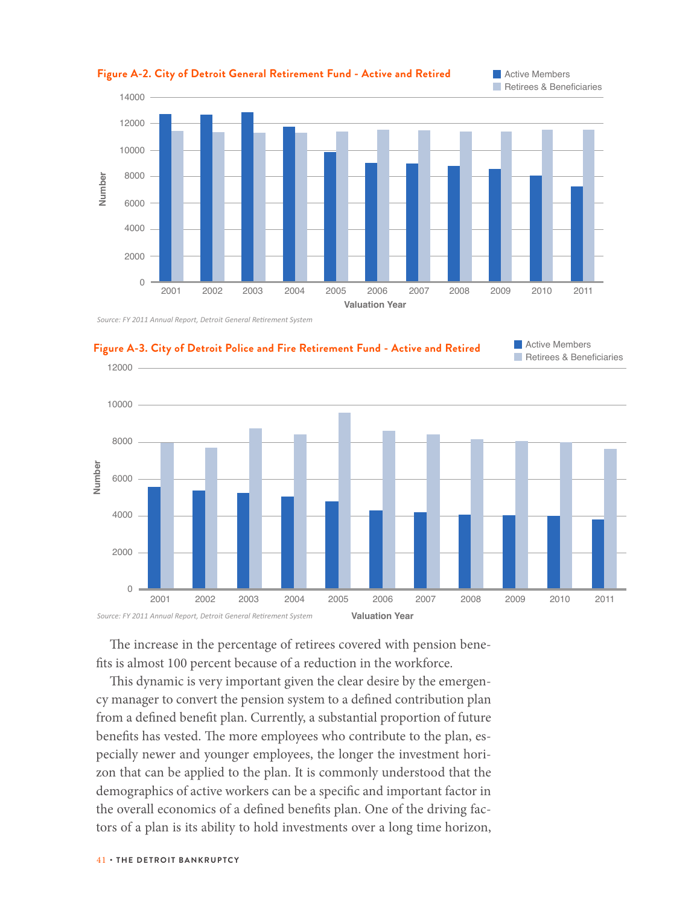**Figure A-2. City of Detroit General Retirement Fund - Active and Retired**

*Source: FY 2011 Annual Report, Detroit General Retirement System*

**Figure A-3. City of Detroit Police and Fire Retirement Fund - Active and Retired**

*Source: FY 2011 Annual Report, Detroit General Retirement System*

The increase in the percentage of retirees covered with pension benefits is almost 100 percent because of a reduction in the workforce.

This dynamic is very important given the clear desire by the emergency manager to convert the pension system to a defined contribution plan from a defined benefit plan. Currently, a substantial proportion of future benefits has vested. The more employees who contribute to the plan, especially newer and younger employees, the longer the investment horizon that can be applied to the plan. It is commonly understood that the demographics of active workers can be a specific and important factor in the overall economics of a defined benefits plan. One of the driving factors of a plan is its ability to hold investments over a long time horizon,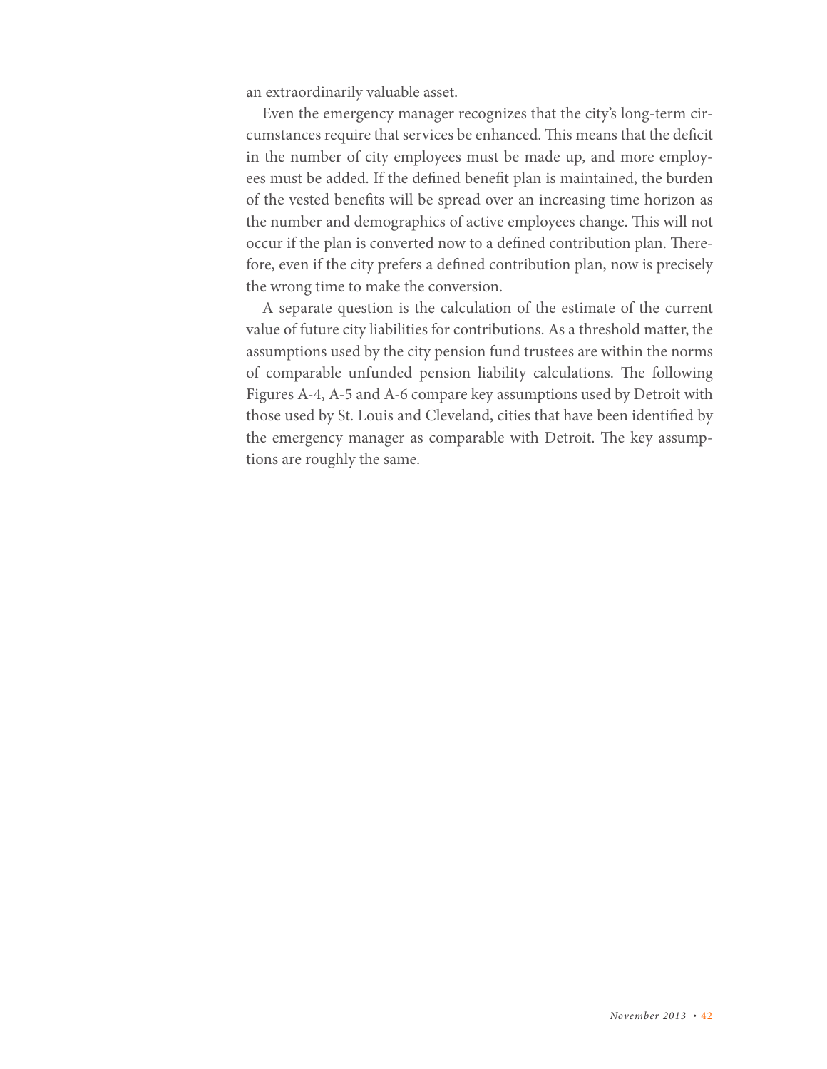an extraordinarily valuable asset.

Even the emergency manager recognizes that the city's long-term circumstances require that services be enhanced. This means that the deficit in the number of city employees must be made up, and more employees must be added. If the defined benefit plan is maintained, the burden of the vested benefits will be spread over an increasing time horizon as the number and demographics of active employees change. This will not occur if the plan is converted now to a defined contribution plan. Therefore, even if the city prefers a defined contribution plan, now is precisely the wrong time to make the conversion.

A separate question is the calculation of the estimate of the current value of future city liabilities for contributions. As a threshold matter, the assumptions used by the city pension fund trustees are within the norms of comparable unfunded pension liability calculations. The following Figures A-4, A-5 and A-6 compare key assumptions used by Detroit with those used by St. Louis and Cleveland, cities that have been identified by the emergency manager as comparable with Detroit. The key assumptions are roughly the same.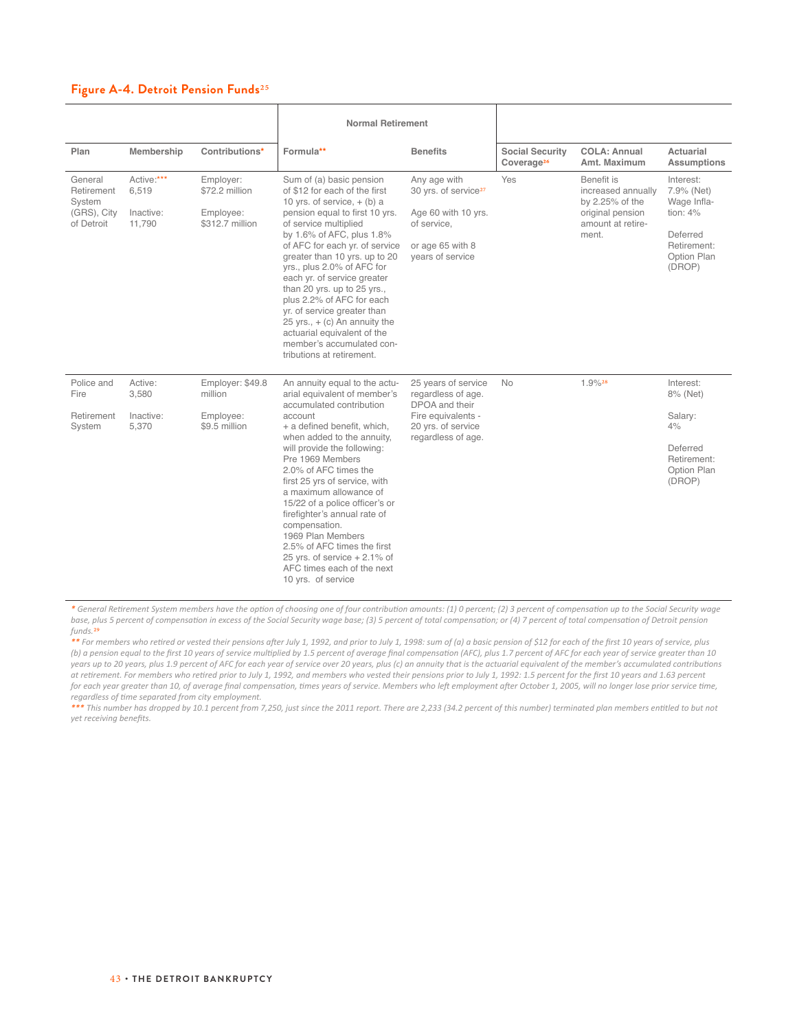## Figure A-4. Detroit Pension Funds[25]

| Plan | Membership | Contributions* | Normal Retirement | | Social Security Coverage[26] | COLA: Annual Amt. Maximum | Actuarial Assumptions |
|---|---|---|---|---|---|---|---|
| | | | Formula** | Benefits | | | |
| General Retirement System (GRS), City of Detroit | Active:*** 6,519<br><br>Inactive: 11,790 | Employer: $72.2 million<br><br>Employee: $312.7 million | Sum of (a) basic pension of $12 for each of the first 10 yrs. of service, + (b) a pension equal to first 10 yrs. of service multiplied by 1.6% of AFC, plus 1.8% of AFC for each yr. of service greater than 10 yrs. up to 20 yrs., plus 2.0% of AFC for each yr. of service greater than 20 yrs. up to 25 yrs., plus 2.2% of AFC for each yr. of service greater than 25 yrs., + (c) An annuity the actuarial equivalent of the member's accumulated contributions at retirement. | Any age with 30 yrs. of service[27]<br><br>Age 60 with 10 yrs. of service,<br><br>or age 65 with 8 years of service | Yes | Benefit is increased annually by 2.25% of the original pension amount at retirement. | Interest: 7.9% (Net) Wage Inflation: 4%<br><br>Deferred Retirement: Option Plan (DROP) |
| Police and Fire Retirement System | Active: 3,580<br><br>Inactive: 5,370 | Employer: $49.8 million<br><br>Employee: $9.5 million | An annuity equal to the actuarial equivalent of member's accumulated contribution account + a defined benefit, which, when added to the annuity, will provide the following:<br>Pre 1969 Members<br>2.0% of AFC times the first 25 yrs of service, with a maximum allowance of 15/22 of a police officer's or firefighter's annual rate of compensation.<br>1969 Plan Members<br>2.5% of AFC times the first 25 yrs. of service + 2.1% of AFC times each of the next 10 yrs. of service | 25 years of service regardless of age. DPOA and their Fire equivalents - 20 yrs. of service regardless of age. | No | 1.9%[28] | Interest: 8% (Net)<br><br>Salary: 4%<br><br>Deferred Retirement: Option Plan (DROP) |

*\* General Retirement System members have the option of choosing one of four contribution amounts: (1) 0 percent; (2) 3 percent of compensation up to the Social Security wage base, plus 5 percent of compensation in excess of the Social Security wage base; (3) 5 percent of total compensation; or (4) 7 percent of total compensation of Detroit pension funds.[29]*

*\*\* For members who retired or vested their pensions after July 1, 1992, and prior to July 1, 1998: sum of (a) a basic pension of $12 for each of the first 10 years of service, plus (b) a pension equal to the first 10 years of service multiplied by 1.5 percent of average final compensation (AFC), plus 1.7 percent of AFC for each year of service greater than 10 years up to 20 years, plus 1.9 percent of AFC for each year of service over 20 years, plus (c) an annuity that is the actuarial equivalent of the member's accumulated contributions at retirement. For members who retired prior to July 1, 1992, and members who vested their pensions prior to July 1, 1992: 1.5 percent for the first 10 years and 1.63 percent for each year greater than 10, of average final compensation, times years of service. Members who left employment after October 1, 2005, will no longer lose prior service time, regardless of time separated from city employment.*

*\*\*\* This number has dropped by 10.1 percent from 7,250, just since the 2011 report. There are 2,233 (34.2 percent of this number) terminated plan members entitled to but not yet receiving benefits.*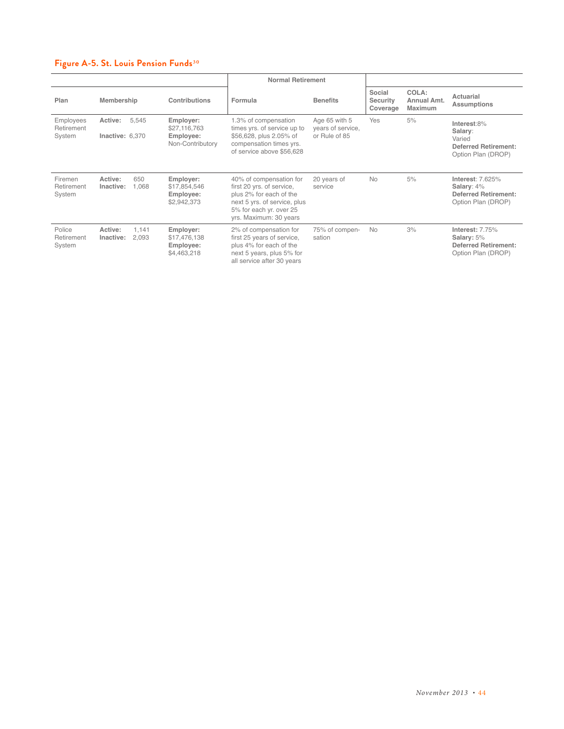## Figure A-5. St. Louis Pension Funds[30]

| Plan | Membership | Contributions | Normal Retirement: Formula | Normal Retirement: Benefits | Social Security Coverage | COLA: Annual Amt. Maximum | Actuarial Assumptions |
|---|---|---|---|---|---|---|---|
| Employees Retirement System | **Active:** 5,545 **Inactive:** 6,370 | **Employer:** $27,116,763 **Employee:** Non-Contributory | 1.3% of compensation times yrs. of service up to $56,628, plus 2.05% of compensation times yrs. of service above $56,628 | Age 65 with 5 years of service, or Rule of 85 | Yes | 5% | **Interest**:8% **Salary**: Varied **Deferred Retirement:** Option Plan (DROP) |
| Firemen Retirement System | **Active:** 650 **Inactive:** 1,068 | **Employer:** $17,854,546 **Employee:** $2,942,373 | 40% of compensation for first 20 yrs. of service, plus 2% for each of the next 5 yrs. of service, plus 5% for each yr. over 25 yrs. Maximum: 30 years | 20 years of service | No | 5% | **Interest**: 7.625% **Salary**: 4% **Deferred Retirement:** Option Plan (DROP) |
| Police Retirement System | **Active:** 1,141 **Inactive:** 2,093 | **Employer:** $17,476,138 **Employee:** $4,463,218 | 2% of compensation for first 25 years of service, plus 4% for each of the next 5 years, plus 5% for all service after 30 years | 75% of compensation | No | 3% | **Interest:** 7.75% **Salary:** 5% **Deferred Retirement:** Option Plan (DROP) |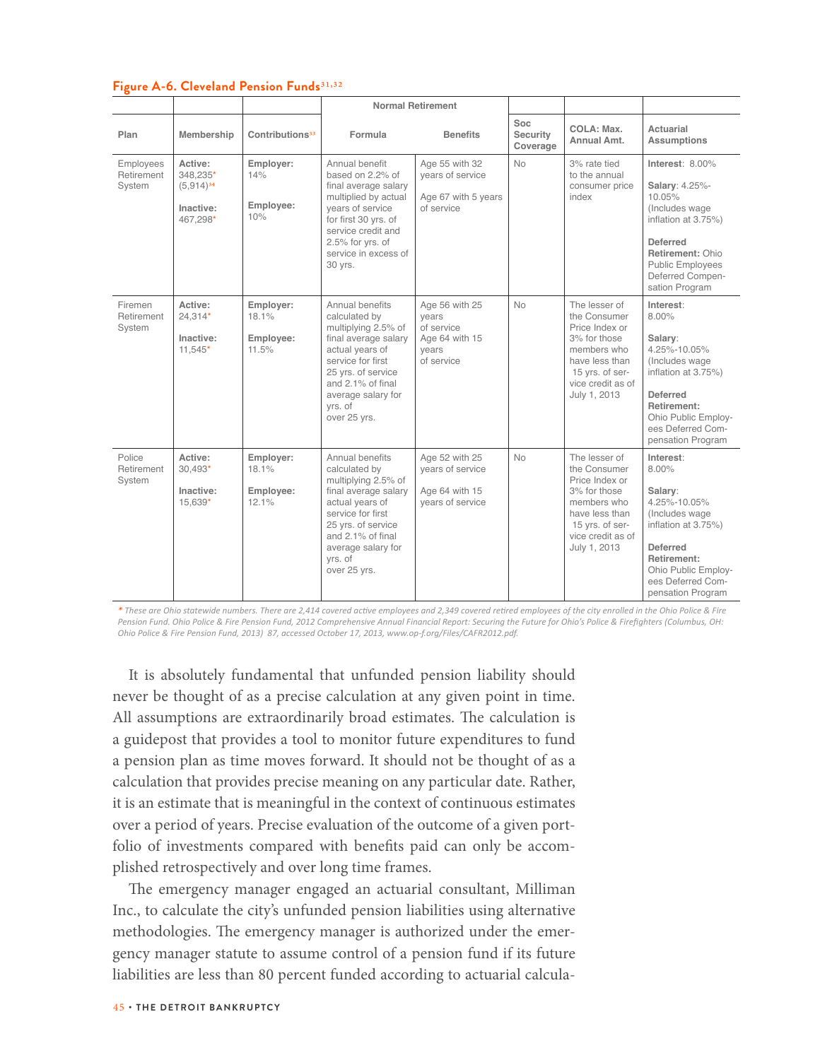**Figure A-6. Cleveland Pension Funds[31,32]**

| Plan | Membership | Contributions[33] | Normal Retirement | | Soc Security Coverage | COLA: Max. Annual Amt. | Actuarial Assumptions |
|---|---|---|---|---|---|---|---|
| | | | Formula | Benefits | | | |
| Employees Retirement System | **Active:** 348,235* (5,914)[34] **Inactive:** 467,298* | **Employer:** 14% **Employee:** 10% | Annual benefit based on 2.2% of final average salary multiplied by actual years of service for first 30 yrs. of service credit and 2.5% for yrs. of service in excess of 30 yrs. | Age 55 with 32 years of service Age 67 with 5 years of service | No | 3% rate tied to the annual consumer price index | **Interest**: 8.00% **Salary**: 4.25%-10.05% (Includes wage inflation at 3.75%) **Deferred Retirement:** Ohio Public Employees Deferred Compensation Program |
| Firemen Retirement System | **Active:** 24,314* **Inactive:** 11,545* | **Employer:** 18.1% **Employee:** 11.5% | Annual benefits calculated by multiplying 2.5% of final average salary actual years of service for first 25 yrs. of service and 2.1% of final average salary for yrs. of over 25 yrs. | Age 56 with 25 years of service Age 64 with 15 years of service | No | The lesser of the Consumer Price Index or 3% for those members who have less than 15 yrs. of service credit as of July 1, 2013 | **Interest**: 8.00% **Salary**: 4.25%-10.05% (Includes wage inflation at 3.75%) **Deferred Retirement:** Ohio Public Employees Deferred Compensation Program |
| Police Retirement System | **Active:** 30,493* **Inactive:** 15,639* | **Employer:** 18.1% **Employee:** 12.1% | Annual benefits calculated by multiplying 2.5% of final average salary actual years of service for first 25 yrs. of service and 2.1% of final average salary for yrs. of over 25 yrs. | Age 52 with 25 years of service Age 64 with 15 years of service | No | The lesser of the Consumer Price Index or 3% for those members who have less than 15 yrs. of service credit as of July 1, 2013 | **Interest**: 8.00% **Salary**: 4.25%-10.05% (Includes wage inflation at 3.75%) **Deferred Retirement:** Ohio Public Employees Deferred Compensation Program |

*\* These are Ohio statewide numbers. There are 2,414 covered active employees and 2,349 covered retired employees of the city enrolled in the Ohio Police & Fire Pension Fund. Ohio Police & Fire Pension Fund, 2012 Comprehensive Annual Financial Report: Securing the Future for Ohio's Police & Firefighters (Columbus, OH: Ohio Police & Fire Pension Fund, 2013) 87, accessed October 17, 2013, www.op-f.org/Files/CAFR2012.pdf.*

It is absolutely fundamental that unfunded pension liability should never be thought of as a precise calculation at any given point in time. All assumptions are extraordinarily broad estimates. The calculation is a guidepost that provides a tool to monitor future expenditures to fund a pension plan as time moves forward. It should not be thought of as a calculation that provides precise meaning on any particular date. Rather, it is an estimate that is meaningful in the context of continuous estimates over a period of years. Precise evaluation of the outcome of a given portfolio of investments compared with benefits paid can only be accomplished retrospectively and over long time frames.

The emergency manager engaged an actuarial consultant, Milliman Inc., to calculate the city's unfunded pension liabilities using alternative methodologies. The emergency manager is authorized under the emergency manager statute to assume control of a pension fund if its future liabilities are less than 80 percent funded according to actuarial calcula-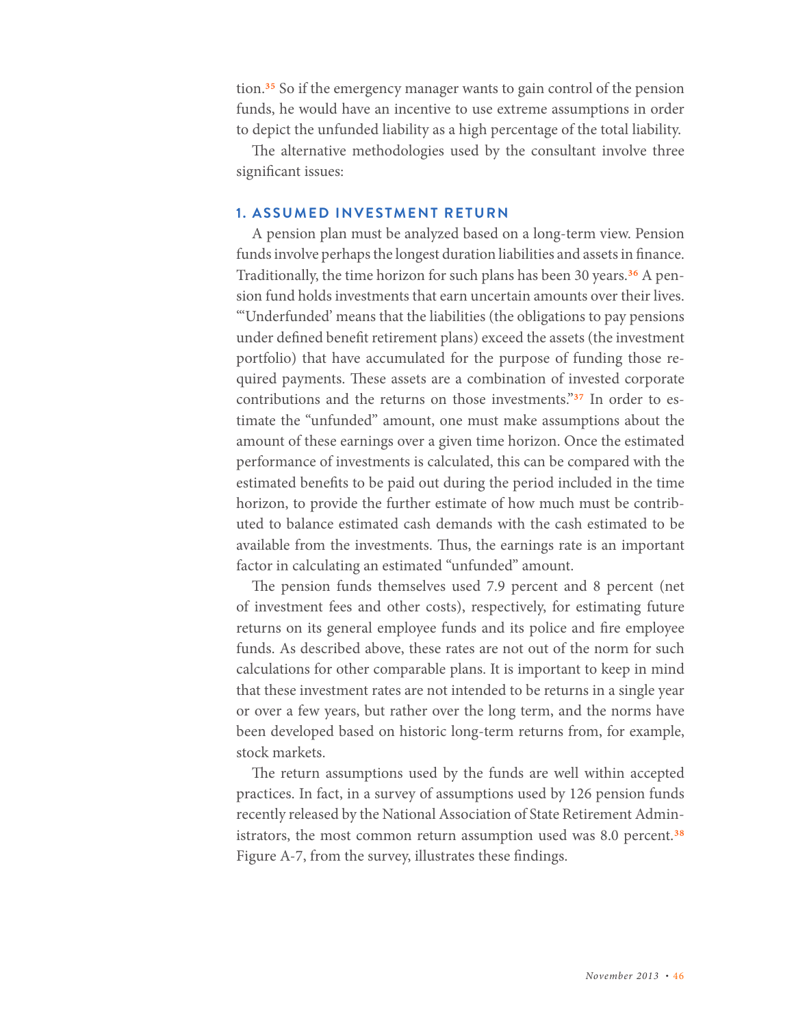tion.[35] So if the emergency manager wants to gain control of the pension funds, he would have an incentive to use extreme assumptions in order to depict the unfunded liability as a high percentage of the total liability.

The alternative methodologies used by the consultant involve three significant issues:

### 1. ASSUMED INVESTMENT RETURN

A pension plan must be analyzed based on a long-term view. Pension funds involve perhaps the longest duration liabilities and assets in finance. Traditionally, the time horizon for such plans has been 30 years.[36] A pension fund holds investments that earn uncertain amounts over their lives. "'Underfunded' means that the liabilities (the obligations to pay pensions under defined benefit retirement plans) exceed the assets (the investment portfolio) that have accumulated for the purpose of funding those required payments. These assets are a combination of invested corporate contributions and the returns on those investments."[37] In order to estimate the "unfunded" amount, one must make assumptions about the amount of these earnings over a given time horizon. Once the estimated performance of investments is calculated, this can be compared with the estimated benefits to be paid out during the period included in the time horizon, to provide the further estimate of how much must be contributed to balance estimated cash demands with the cash estimated to be available from the investments. Thus, the earnings rate is an important factor in calculating an estimated "unfunded" amount.

The pension funds themselves used 7.9 percent and 8 percent (net of investment fees and other costs), respectively, for estimating future returns on its general employee funds and its police and fire employee funds. As described above, these rates are not out of the norm for such calculations for other comparable plans. It is important to keep in mind that these investment rates are not intended to be returns in a single year or over a few years, but rather over the long term, and the norms have been developed based on historic long-term returns from, for example, stock markets.

The return assumptions used by the funds are well within accepted practices. In fact, in a survey of assumptions used by 126 pension funds recently released by the National Association of State Retirement Administrators, the most common return assumption used was 8.0 percent.[38] Figure A-7, from the survey, illustrates these findings.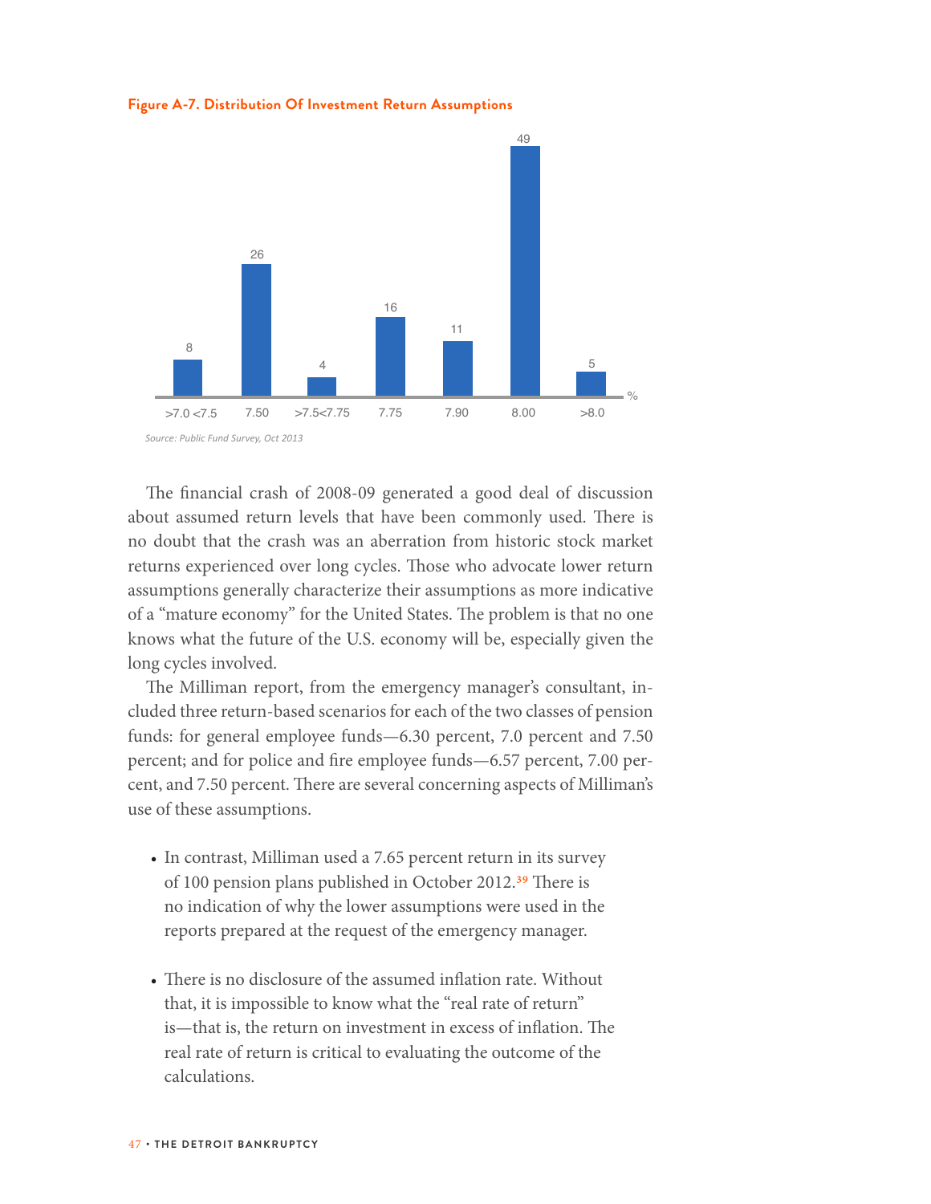**Figure A-7. Distribution Of Investment Return Assumptions**

| >7.0 <7.5 | 7.50 | >7.5<7.75 | 7.75 | 7.90 | 8.00 | >8.0 |
|---|---|---|---|---|---|---|
| 8 | 26 | 4 | 16 | 11 | 49 | 5 |

*Source: Public Fund Survey, Oct 2013*

The financial crash of 2008-09 generated a good deal of discussion about assumed return levels that have been commonly used. There is no doubt that the crash was an aberration from historic stock market returns experienced over long cycles. Those who advocate lower return assumptions generally characterize their assumptions as more indicative of a "mature economy" for the United States. The problem is that no one knows what the future of the U.S. economy will be, especially given the long cycles involved.

The Milliman report, from the emergency manager's consultant, included three return-based scenarios for each of the two classes of pension funds: for general employee funds—6.30 percent, 7.0 percent and 7.50 percent; and for police and fire employee funds—6.57 percent, 7.00 percent, and 7.50 percent. There are several concerning aspects of Milliman's use of these assumptions.

- In contrast, Milliman used a 7.65 percent return in its survey of 100 pension plans published in October 2012.[39] There is no indication of why the lower assumptions were used in the reports prepared at the request of the emergency manager.

- There is no disclosure of the assumed inflation rate. Without that, it is impossible to know what the "real rate of return" is—that is, the return on investment in excess of inflation. The real rate of return is critical to evaluating the outcome of the calculations.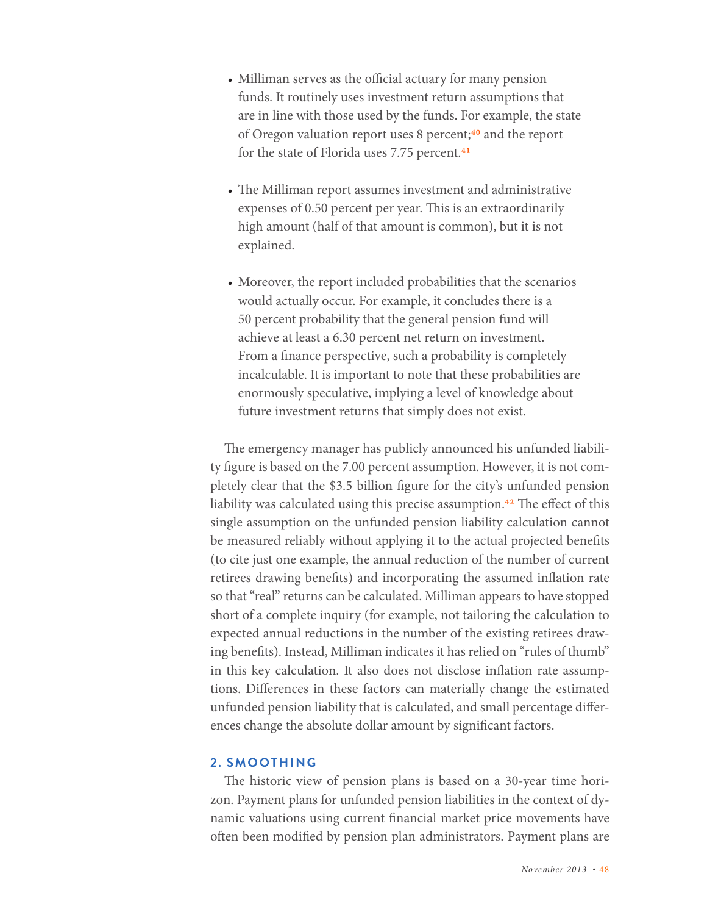- Milliman serves as the official actuary for many pension funds. It routinely uses investment return assumptions that are in line with those used by the funds. For example, the state of Oregon valuation report uses 8 percent;[40] and the report for the state of Florida uses 7.75 percent.[41]

- The Milliman report assumes investment and administrative expenses of 0.50 percent per year. This is an extraordinarily high amount (half of that amount is common), but it is not explained.

- Moreover, the report included probabilities that the scenarios would actually occur. For example, it concludes there is a 50 percent probability that the general pension fund will achieve at least a 6.30 percent net return on investment. From a finance perspective, such a probability is completely incalculable. It is important to note that these probabilities are enormously speculative, implying a level of knowledge about future investment returns that simply does not exist.

The emergency manager has publicly announced his unfunded liability figure is based on the 7.00 percent assumption. However, it is not completely clear that the $3.5 billion figure for the city's unfunded pension liability was calculated using this precise assumption.[42] The effect of this single assumption on the unfunded pension liability calculation cannot be measured reliably without applying it to the actual projected benefits (to cite just one example, the annual reduction of the number of current retirees drawing benefits) and incorporating the assumed inflation rate so that "real" returns can be calculated. Milliman appears to have stopped short of a complete inquiry (for example, not tailoring the calculation to expected annual reductions in the number of the existing retirees drawing benefits). Instead, Milliman indicates it has relied on "rules of thumb" in this key calculation. It also does not disclose inflation rate assumptions. Differences in these factors can materially change the estimated unfunded pension liability that is calculated, and small percentage differences change the absolute dollar amount by significant factors.

## 2. SMOOTHING

The historic view of pension plans is based on a 30-year time horizon. Payment plans for unfunded pension liabilities in the context of dynamic valuations using current financial market price movements have often been modified by pension plan administrators. Payment plans are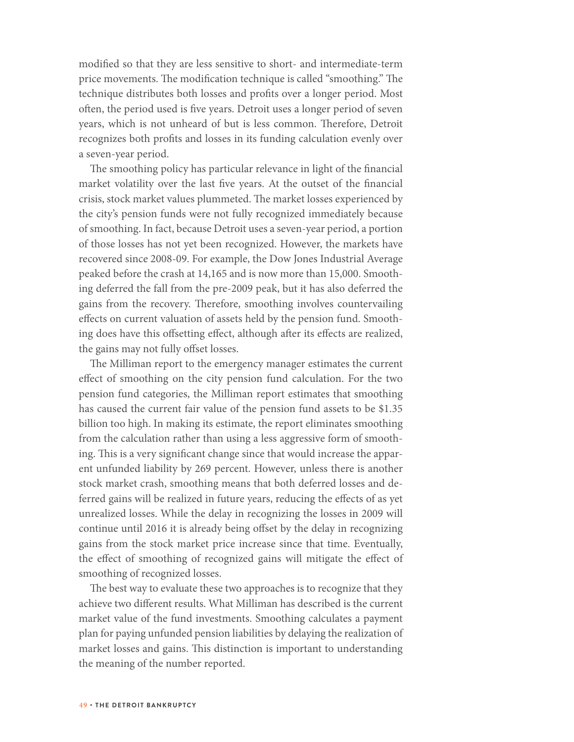modified so that they are less sensitive to short- and intermediate-term price movements. The modification technique is called "smoothing." The technique distributes both losses and profits over a longer period. Most often, the period used is five years. Detroit uses a longer period of seven years, which is not unheard of but is less common. Therefore, Detroit recognizes both profits and losses in its funding calculation evenly over a seven-year period.

The smoothing policy has particular relevance in light of the financial market volatility over the last five years. At the outset of the financial crisis, stock market values plummeted. The market losses experienced by the city's pension funds were not fully recognized immediately because of smoothing. In fact, because Detroit uses a seven-year period, a portion of those losses has not yet been recognized. However, the markets have recovered since 2008-09. For example, the Dow Jones Industrial Average peaked before the crash at 14,165 and is now more than 15,000. Smoothing deferred the fall from the pre-2009 peak, but it has also deferred the gains from the recovery. Therefore, smoothing involves countervailing effects on current valuation of assets held by the pension fund. Smoothing does have this offsetting effect, although after its effects are realized, the gains may not fully offset losses.

The Milliman report to the emergency manager estimates the current effect of smoothing on the city pension fund calculation. For the two pension fund categories, the Milliman report estimates that smoothing has caused the current fair value of the pension fund assets to be $1.35 billion too high. In making its estimate, the report eliminates smoothing from the calculation rather than using a less aggressive form of smoothing. This is a very significant change since that would increase the apparent unfunded liability by 269 percent. However, unless there is another stock market crash, smoothing means that both deferred losses and deferred gains will be realized in future years, reducing the effects of as yet unrealized losses. While the delay in recognizing the losses in 2009 will continue until 2016 it is already being offset by the delay in recognizing gains from the stock market price increase since that time. Eventually, the effect of smoothing of recognized gains will mitigate the effect of smoothing of recognized losses.

The best way to evaluate these two approaches is to recognize that they achieve two different results. What Milliman has described is the current market value of the fund investments. Smoothing calculates a payment plan for paying unfunded pension liabilities by delaying the realization of market losses and gains. This distinction is important to understanding the meaning of the number reported.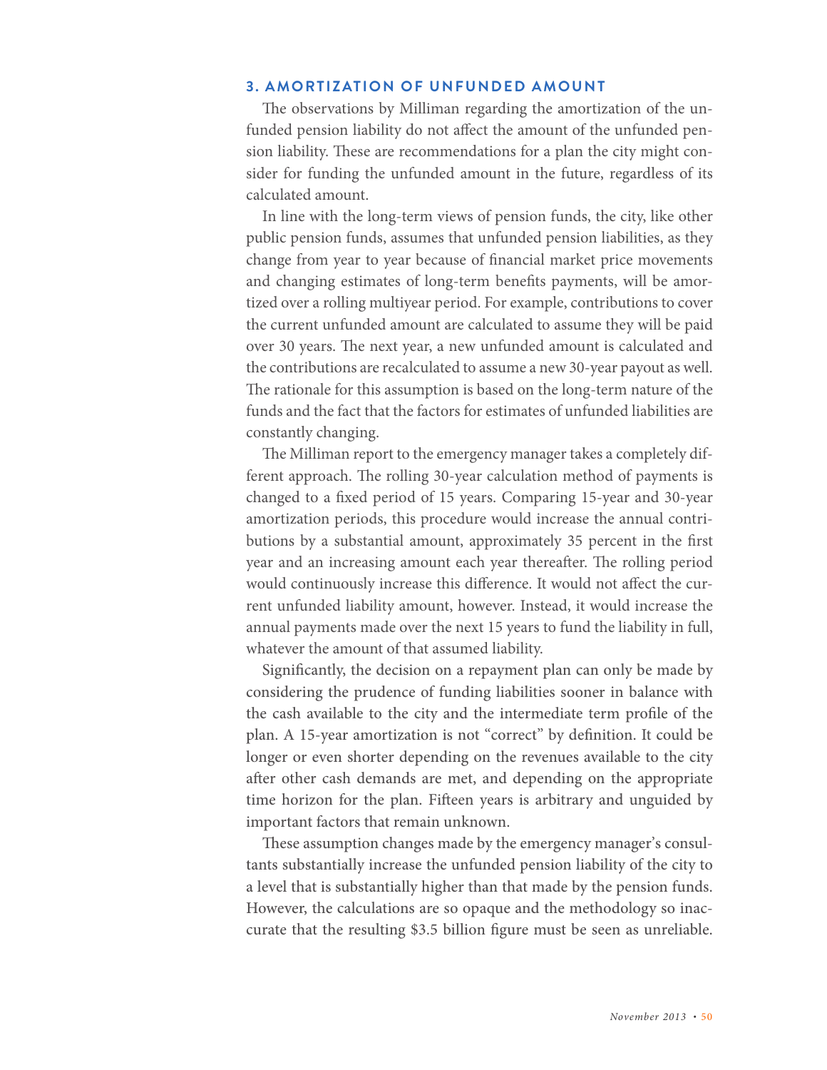### 3. AMORTIZATION OF UNFUNDED AMOUNT

The observations by Milliman regarding the amortization of the unfunded pension liability do not affect the amount of the unfunded pension liability. These are recommendations for a plan the city might consider for funding the unfunded amount in the future, regardless of its calculated amount.

In line with the long-term views of pension funds, the city, like other public pension funds, assumes that unfunded pension liabilities, as they change from year to year because of financial market price movements and changing estimates of long-term benefits payments, will be amortized over a rolling multiyear period. For example, contributions to cover the current unfunded amount are calculated to assume they will be paid over 30 years. The next year, a new unfunded amount is calculated and the contributions are recalculated to assume a new 30-year payout as well. The rationale for this assumption is based on the long-term nature of the funds and the fact that the factors for estimates of unfunded liabilities are constantly changing.

The Milliman report to the emergency manager takes a completely different approach. The rolling 30-year calculation method of payments is changed to a fixed period of 15 years. Comparing 15-year and 30-year amortization periods, this procedure would increase the annual contributions by a substantial amount, approximately 35 percent in the first year and an increasing amount each year thereafter. The rolling period would continuously increase this difference. It would not affect the current unfunded liability amount, however. Instead, it would increase the annual payments made over the next 15 years to fund the liability in full, whatever the amount of that assumed liability.

Significantly, the decision on a repayment plan can only be made by considering the prudence of funding liabilities sooner in balance with the cash available to the city and the intermediate term profile of the plan. A 15-year amortization is not "correct" by definition. It could be longer or even shorter depending on the revenues available to the city after other cash demands are met, and depending on the appropriate time horizon for the plan. Fifteen years is arbitrary and unguided by important factors that remain unknown.

These assumption changes made by the emergency manager's consultants substantially increase the unfunded pension liability of the city to a level that is substantially higher than that made by the pension funds. However, the calculations are so opaque and the methodology so inaccurate that the resulting $3.5 billion figure must be seen as unreliable.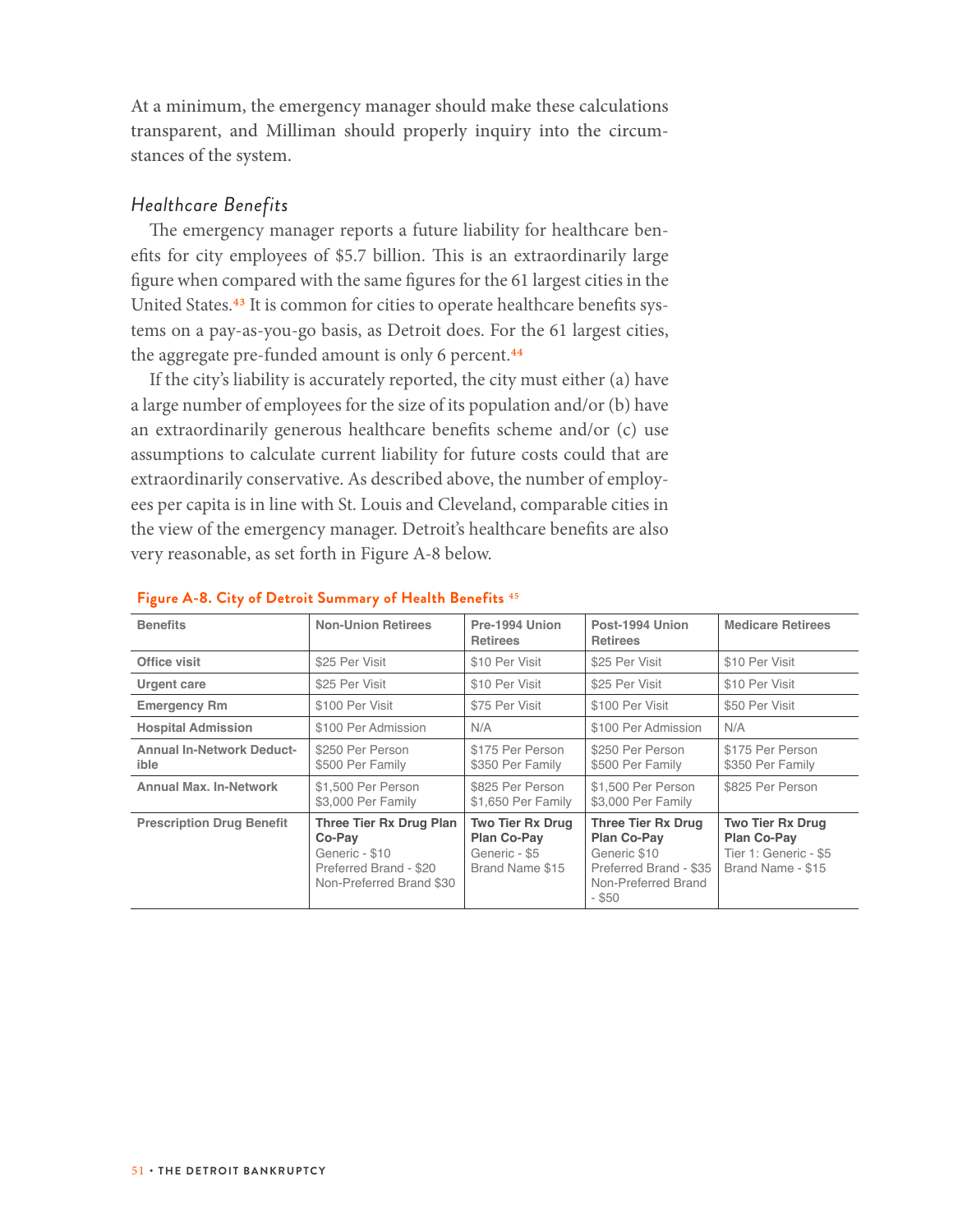At a minimum, the emergency manager should make these calculations transparent, and Milliman should properly inquiry into the circumstances of the system.

### *Healthcare Benefits*

The emergency manager reports a future liability for healthcare benefits for city employees of $5.7 billion. This is an extraordinarily large figure when compared with the same figures for the 61 largest cities in the United States.[43] It is common for cities to operate healthcare benefits systems on a pay-as-you-go basis, as Detroit does. For the 61 largest cities, the aggregate pre-funded amount is only 6 percent.[44]

If the city's liability is accurately reported, the city must either (a) have a large number of employees for the size of its population and/or (b) have an extraordinarily generous healthcare benefits scheme and/or (c) use assumptions to calculate current liability for future costs could that are extraordinarily conservative. As described above, the number of employees per capita is in line with St. Louis and Cleveland, comparable cities in the view of the emergency manager. Detroit's healthcare benefits are also very reasonable, as set forth in Figure A-8 below.

**Figure A-8. City of Detroit Summary of Health Benefits** [45]

| Benefits | Non-Union Retirees | Pre-1994 Union Retirees | Post-1994 Union Retirees | Medicare Retirees |
|---|---|---|---|---|
| Office visit | $25 Per Visit | $10 Per Visit | $25 Per Visit | $10 Per Visit |
| Urgent care | $25 Per Visit | $10 Per Visit | $25 Per Visit | $10 Per Visit |
| Emergency Rm | $100 Per Visit | $75 Per Visit | $100 Per Visit | $50 Per Visit |
| Hospital Admission | $100 Per Admission | N/A | $100 Per Admission | N/A |
| Annual In-Network Deductible | $250 Per Person<br>$500 Per Family | $175 Per Person<br>$350 Per Family | $250 Per Person<br>$500 Per Family | $175 Per Person<br>$350 Per Family |
| Annual Max. In-Network | $1,500 Per Person<br>$3,000 Per Family | $825 Per Person<br>$1,650 Per Family | $1,500 Per Person<br>$3,000 Per Family | $825 Per Person |
| Prescription Drug Benefit | **Three Tier Rx Drug Plan Co-Pay**<br>Generic - $10<br>Preferred Brand - $20<br>Non-Preferred Brand $30 | **Two Tier Rx Drug Plan Co-Pay**<br>Generic - $5<br>Brand Name $15 | **Three Tier Rx Drug Plan Co-Pay**<br>Generic $10<br>Preferred Brand - $35<br>Non-Preferred Brand - $50 | **Two Tier Rx Drug Plan Co-Pay**<br>Tier 1: Generic - $5<br>Brand Name - $15 |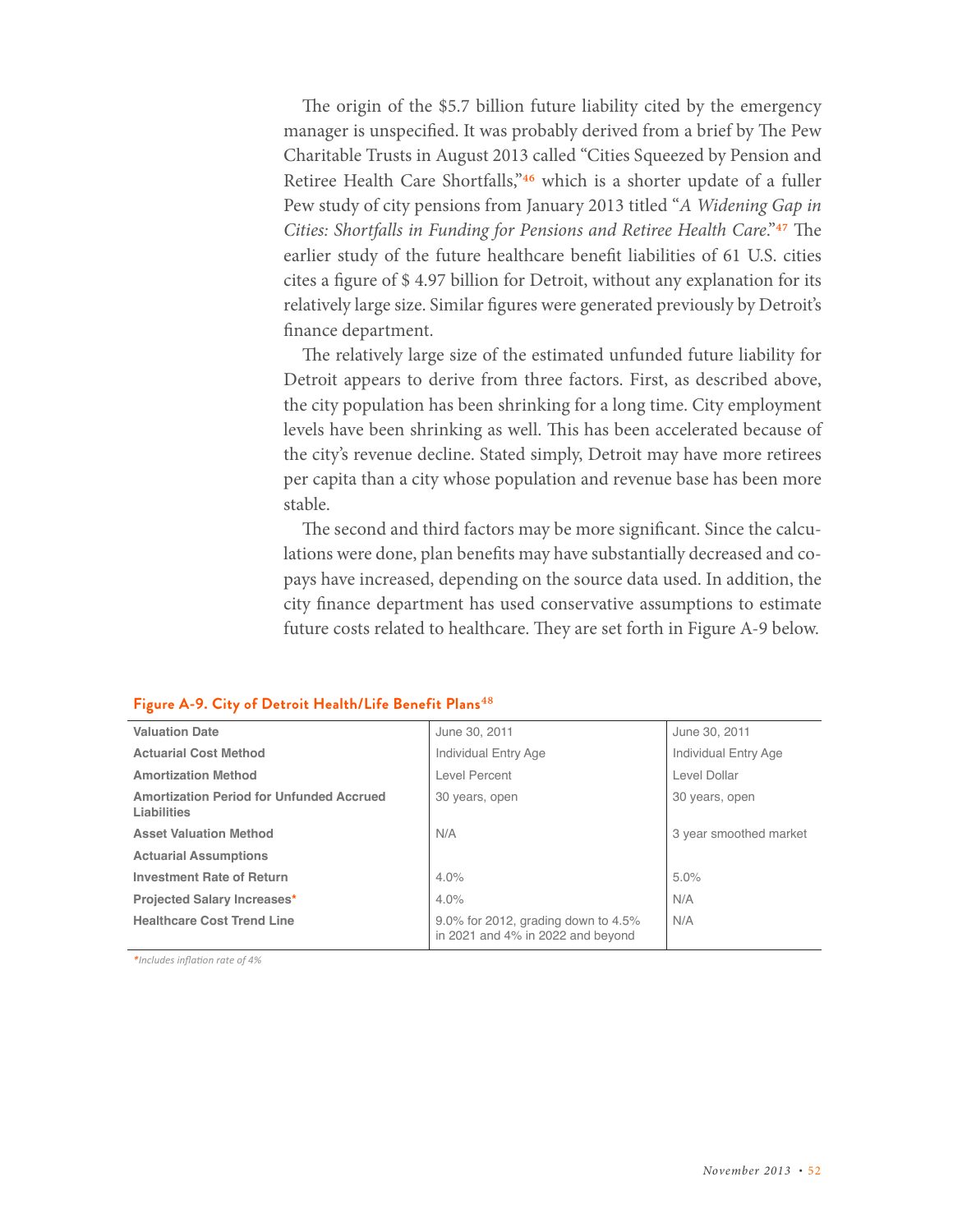The origin of the $5.7 billion future liability cited by the emergency manager is unspecified. It was probably derived from a brief by The Pew Charitable Trusts in August 2013 called "Cities Squeezed by Pension and Retiree Health Care Shortfalls,"[46] which is a shorter update of a fuller Pew study of city pensions from January 2013 titled "*A Widening Gap in Cities: Shortfalls in Funding for Pensions and Retiree Health Care*."[47] The earlier study of the future healthcare benefit liabilities of 61 U.S. cities cites a figure of $ 4.97 billion for Detroit, without any explanation for its relatively large size. Similar figures were generated previously by Detroit's finance department.

The relatively large size of the estimated unfunded future liability for Detroit appears to derive from three factors. First, as described above, the city population has been shrinking for a long time. City employment levels have been shrinking as well. This has been accelerated because of the city's revenue decline. Stated simply, Detroit may have more retirees per capita than a city whose population and revenue base has been more stable.

The second and third factors may be more significant. Since the calculations were done, plan benefits may have substantially decreased and co-pays have increased, depending on the source data used. In addition, the city finance department has used conservative assumptions to estimate future costs related to healthcare. They are set forth in Figure A-9 below.

**Figure A-9. City of Detroit Health/Life Benefit Plans**[48]

| | | |
|---|---|---|
| **Valuation Date** | June 30, 2011 | June 30, 2011 |
| **Actuarial Cost Method** | Individual Entry Age | Individual Entry Age |
| **Amortization Method** | Level Percent | Level Dollar |
| **Amortization Period for Unfunded Accrued Liabilities** | 30 years, open | 30 years, open |
| **Asset Valuation Method** | N/A | 3 year smoothed market |
| **Actuarial Assumptions** | | |
| **Investment Rate of Return** | 4.0% | 5.0% |
| **Projected Salary Increases*** | 4.0% | N/A |
| **Healthcare Cost Trend Line** | 9.0% for 2012, grading down to 4.5% in 2021 and 4% in 2022 and beyond | N/A |

*\*Includes inflation rate of 4%*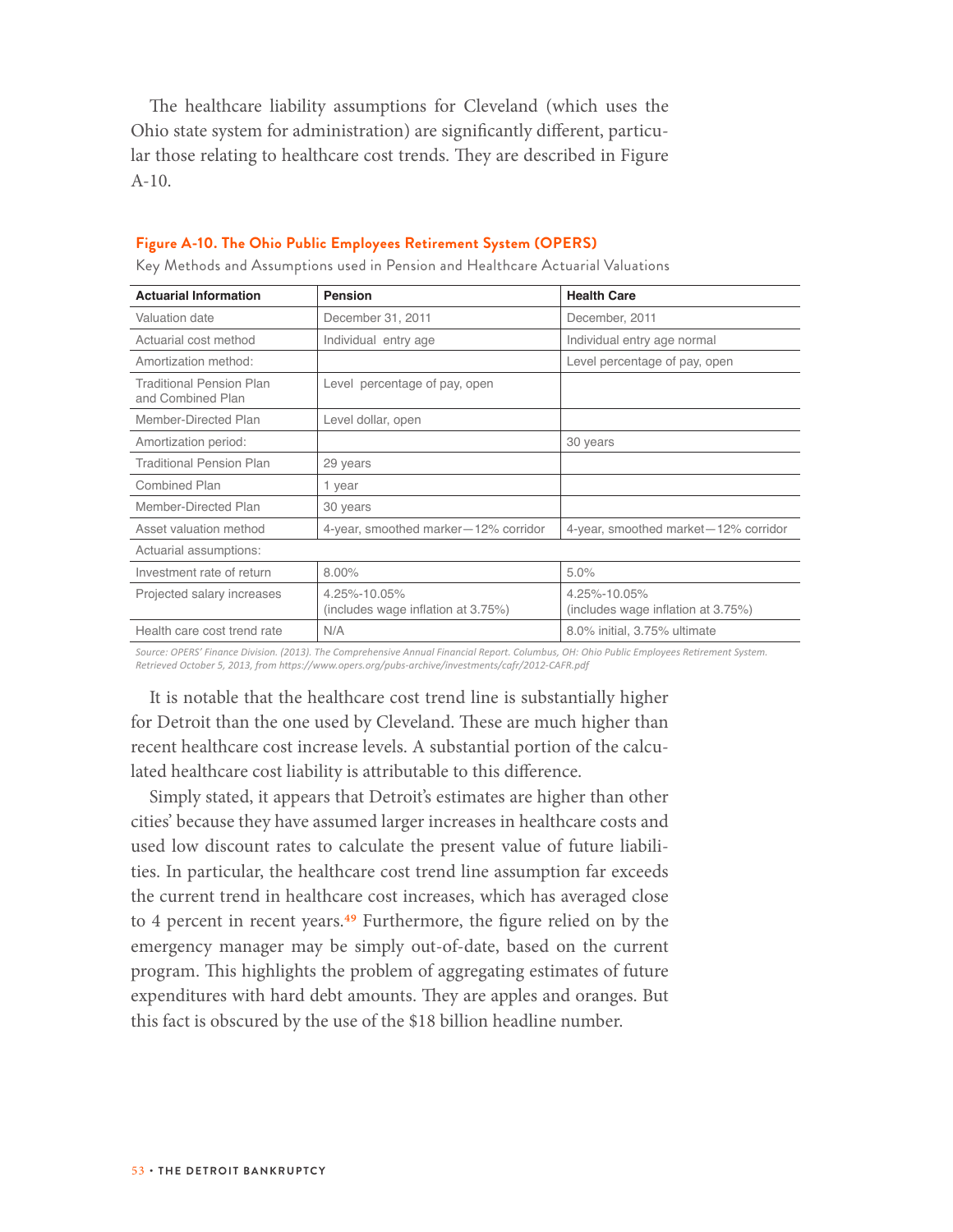The healthcare liability assumptions for Cleveland (which uses the Ohio state system for administration) are significantly different, particular those relating to healthcare cost trends. They are described in Figure A-10.

**Figure A-10. The Ohio Public Employees Retirement System (OPERS)**

Key Methods and Assumptions used in Pension and Healthcare Actuarial Valuations

| Actuarial Information | Pension | Health Care |
|---|---|---|
| Valuation date | December 31, 2011 | December, 2011 |
| Actuarial cost method | Individual entry age | Individual entry age normal |
| Amortization method: | | Level percentage of pay, open |
| Traditional Pension Plan and Combined Plan | Level percentage of pay, open | |
| Member-Directed Plan | Level dollar, open | |
| Amortization period: | | 30 years |
| Traditional Pension Plan | 29 years | |
| Combined Plan | 1 year | |
| Member-Directed Plan | 30 years | |
| Asset valuation method | 4-year, smoothed marker—12% corridor | 4-year, smoothed market—12% corridor |
| Actuarial assumptions: | | |
| Investment rate of return | 8.00% | 5.0% |
| Projected salary increases | 4.25%-10.05% (includes wage inflation at 3.75%) | 4.25%-10.05% (includes wage inflation at 3.75%) |
| Health care cost trend rate | N/A | 8.0% initial, 3.75% ultimate |

*Source: OPERS' Finance Division. (2013). The Comprehensive Annual Financial Report. Columbus, OH: Ohio Public Employees Retirement System. Retrieved October 5, 2013, from https://www.opers.org/pubs-archive/investments/cafr/2012-CAFR.pdf*

It is notable that the healthcare cost trend line is substantially higher for Detroit than the one used by Cleveland. These are much higher than recent healthcare cost increase levels. A substantial portion of the calculated healthcare cost liability is attributable to this difference.

Simply stated, it appears that Detroit's estimates are higher than other cities' because they have assumed larger increases in healthcare costs and used low discount rates to calculate the present value of future liabilities. In particular, the healthcare cost trend line assumption far exceeds the current trend in healthcare cost increases, which has averaged close to 4 percent in recent years.[49] Furthermore, the figure relied on by the emergency manager may be simply out-of-date, based on the current program. This highlights the problem of aggregating estimates of future expenditures with hard debt amounts. They are apples and oranges. But this fact is obscured by the use of the $18 billion headline number.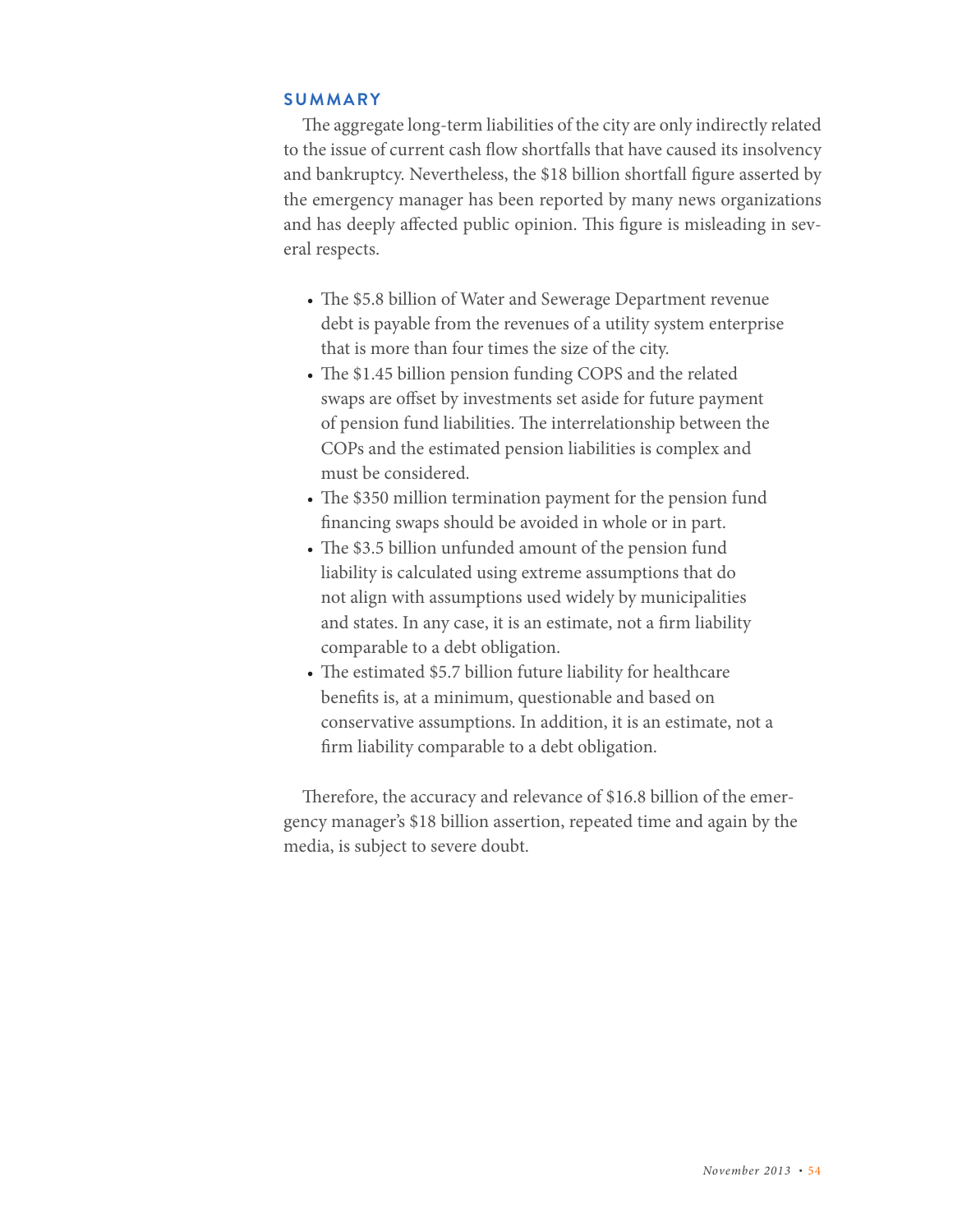## SUMMARY

The aggregate long-term liabilities of the city are only indirectly related to the issue of current cash flow shortfalls that have caused its insolvency and bankruptcy. Nevertheless, the $18 billion shortfall figure asserted by the emergency manager has been reported by many news organizations and has deeply affected public opinion. This figure is misleading in several respects.

- The $5.8 billion of Water and Sewerage Department revenue debt is payable from the revenues of a utility system enterprise that is more than four times the size of the city.
- The $1.45 billion pension funding COPS and the related swaps are offset by investments set aside for future payment of pension fund liabilities. The interrelationship between the COPs and the estimated pension liabilities is complex and must be considered.
- The $350 million termination payment for the pension fund financing swaps should be avoided in whole or in part.
- The $3.5 billion unfunded amount of the pension fund liability is calculated using extreme assumptions that do not align with assumptions used widely by municipalities and states. In any case, it is an estimate, not a firm liability comparable to a debt obligation.
- The estimated $5.7 billion future liability for healthcare benefits is, at a minimum, questionable and based on conservative assumptions. In addition, it is an estimate, not a firm liability comparable to a debt obligation.

Therefore, the accuracy and relevance of $16.8 billion of the emergency manager's $18 billion assertion, repeated time and again by the media, is subject to severe doubt.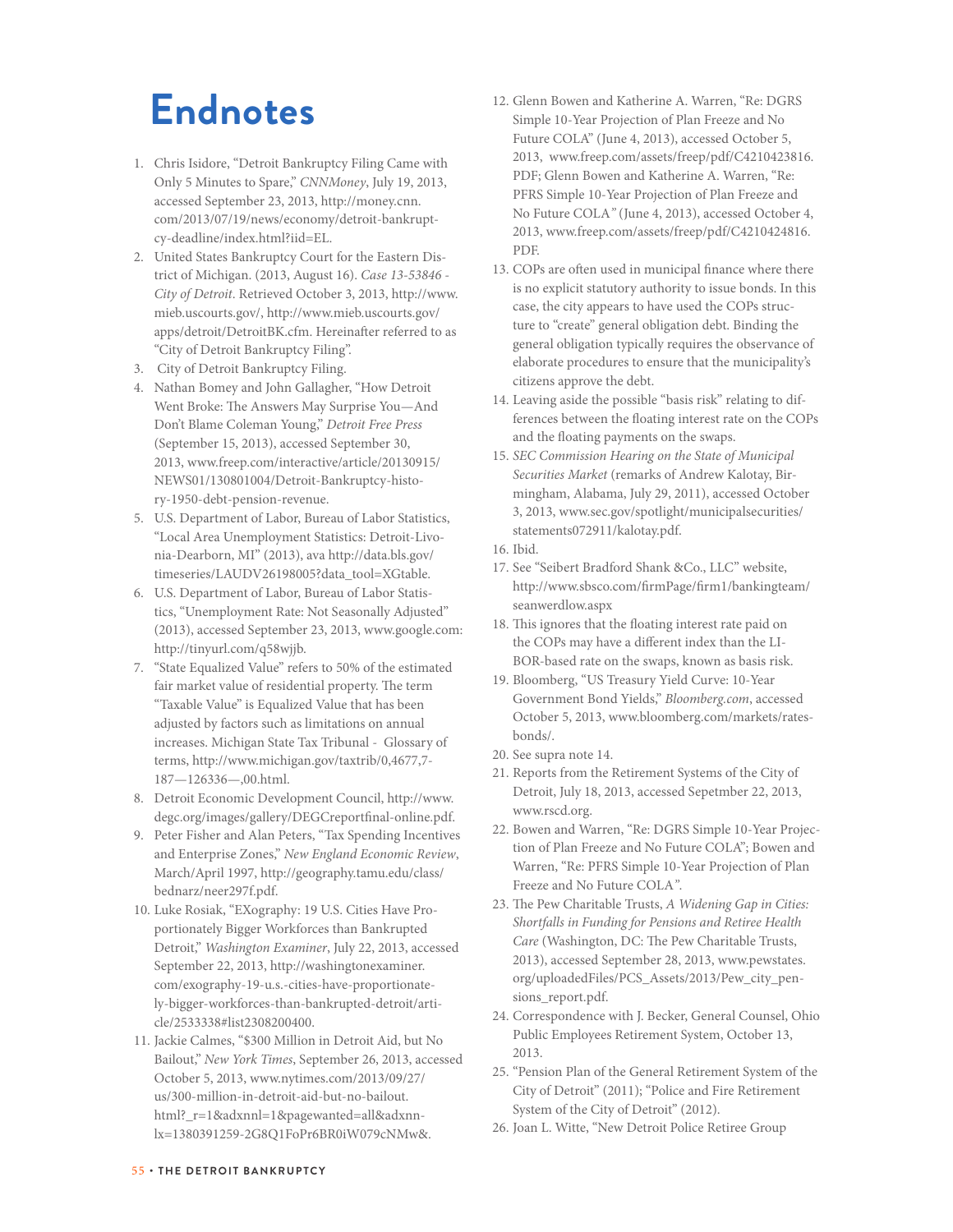# Endnotes

1. Chris Isidore, "Detroit Bankruptcy Filing Came with Only 5 Minutes to Spare," *CNNMoney*, July 19, 2013, accessed September 23, 2013, http://money.cnn.com/2013/07/19/news/economy/detroit-bankruptcy-deadline/index.html?iid=EL.
2. United States Bankruptcy Court for the Eastern District of Michigan. (2013, August 16). *Case 13-53846 - City of Detroit*. Retrieved October 3, 2013, http://www.mieb.uscourts.gov/, http://www.mieb.uscourts.gov/apps/detroit/DetroitBK.cfm. Hereinafter referred to as "City of Detroit Bankruptcy Filing".
3. City of Detroit Bankruptcy Filing.
4. Nathan Bomey and John Gallagher, "How Detroit Went Broke: The Answers May Surprise You—And Don't Blame Coleman Young," *Detroit Free Press* (September 15, 2013), accessed September 30, 2013, www.freep.com/interactive/article/20130915/NEWS01/130801004/Detroit-Bankruptcy-history-1950-debt-pension-revenue.
5. U.S. Department of Labor, Bureau of Labor Statistics, "Local Area Unemployment Statistics: Detroit-Livonia-Dearborn, MI" (2013), ava http://data.bls.gov/timeseries/LAUDV26198005?data_tool=XGtable.
6. U.S. Department of Labor, Bureau of Labor Statistics, "Unemployment Rate: Not Seasonally Adjusted" (2013), accessed September 23, 2013, www.google.com: http://tinyurl.com/q58wjjb.
7. "State Equalized Value" refers to 50% of the estimated fair market value of residential property. The term "Taxable Value" is Equalized Value that has been adjusted by factors such as limitations on annual increases. Michigan State Tax Tribunal - Glossary of terms, http://www.michigan.gov/taxtrib/0,4677,7-187—126336—,00.html.
8. Detroit Economic Development Council, http://www.degc.org/images/gallery/DEGCreportfinal-online.pdf.
9. Peter Fisher and Alan Peters, "Tax Spending Incentives and Enterprise Zones," *New England Economic Review*, March/April 1997, http://geography.tamu.edu/class/bednarz/neer297f.pdf.
10. Luke Rosiak, "EXography: 19 U.S. Cities Have Proportionately Bigger Workforces than Bankrupted Detroit," *Washington Examiner*, July 22, 2013, accessed September 22, 2013, http://washingtonexaminer.com/exography-19-u.s.-cities-have-proportionately-bigger-workforces-than-bankrupted-detroit/article/2533338#list2308200400.
11. Jackie Calmes, "$300 Million in Detroit Aid, but No Bailout," *New York Times*, September 26, 2013, accessed October 5, 2013, www.nytimes.com/2013/09/27/us/300-million-in-detroit-aid-but-no-bailout.html?_r=1&adxnnl=1&pagewanted=all&adxnnlx=1380391259-2G8Q1FoPr6BR0iW079cNMw&.
12. Glenn Bowen and Katherine A. Warren, "Re: DGRS Simple 10-Year Projection of Plan Freeze and No Future COLA" (June 4, 2013), accessed October 5, 2013, www.freep.com/assets/freep/pdf/C4210423816.PDF; Glenn Bowen and Katherine A. Warren, "Re: PFRS Simple 10-Year Projection of Plan Freeze and No Future COLA" (June 4, 2013), accessed October 4, 2013, www.freep.com/assets/freep/pdf/C4210424816.PDF.
13. COPs are often used in municipal finance where there is no explicit statutory authority to issue bonds. In this case, the city appears to have used the COPs structure to "create" general obligation debt. Binding the general obligation typically requires the observance of elaborate procedures to ensure that the municipality's citizens approve the debt.
14. Leaving aside the possible "basis risk" relating to differences between the floating interest rate on the COPs and the floating payments on the swaps.
15. *SEC Commission Hearing on the State of Municipal Securities Market* (remarks of Andrew Kalotay, Birmingham, Alabama, July 29, 2011), accessed October 3, 2013, www.sec.gov/spotlight/municipalsecurities/statements072911/kalotay.pdf.
16. Ibid.
17. See "Seibert Bradford Shank &Co., LLC" website, http://www.sbsco.com/firmPage/firm1/bankingteam/seanwerdlow.aspx
18. This ignores that the floating interest rate paid on the COPs may have a different index than the LIBOR-based rate on the swaps, known as basis risk.
19. Bloomberg, "US Treasury Yield Curve: 10-Year Government Bond Yields," *Bloomberg.com*, accessed October 5, 2013, www.bloomberg.com/markets/rates-bonds/.
20. See supra note 14.
21. Reports from the Retirement Systems of the City of Detroit, July 18, 2013, accessed Sepetmber 22, 2013, www.rscd.org.
22. Bowen and Warren, "Re: DGRS Simple 10-Year Projection of Plan Freeze and No Future COLA"; Bowen and Warren, "Re: PFRS Simple 10-Year Projection of Plan Freeze and No Future COLA".
23. The Pew Charitable Trusts, *A Widening Gap in Cities: Shortfalls in Funding for Pensions and Retiree Health Care* (Washington, DC: The Pew Charitable Trusts, 2013), accessed September 28, 2013, www.pewstates.org/uploadedFiles/PCS_Assets/2013/Pew_city_pensions_report.pdf.
24. Correspondence with J. Becker, General Counsel, Ohio Public Employees Retirement System, October 13, 2013.
25. "Pension Plan of the General Retirement System of the City of Detroit" (2011); "Police and Fire Retirement System of the City of Detroit" (2012).
26. Joan L. Witte, "New Detroit Police Retiree Group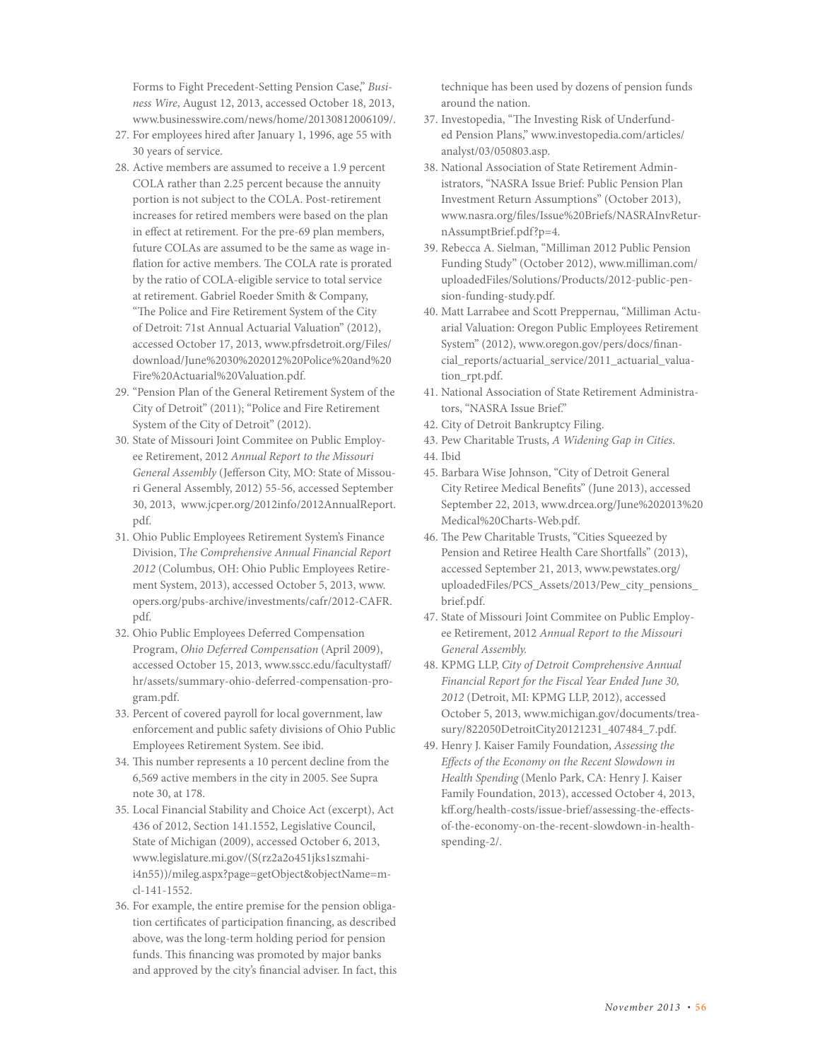Forms to Fight Precedent-Setting Pension Case," *Business Wire*, August 12, 2013, accessed October 18, 2013, www.businesswire.com/news/home/20130812006109/.

27. For employees hired after January 1, 1996, age 55 with 30 years of service.
28. Active members are assumed to receive a 1.9 percent COLA rather than 2.25 percent because the annuity portion is not subject to the COLA. Post-retirement increases for retired members were based on the plan in effect at retirement. For the pre-69 plan members, future COLAs are assumed to be the same as wage inflation for active members. The COLA rate is prorated by the ratio of COLA-eligible service to total service at retirement. Gabriel Roeder Smith & Company, "The Police and Fire Retirement System of the City of Detroit: 71st Annual Actuarial Valuation" (2012), accessed October 17, 2013, www.pfrsdetroit.org/Files/download/June%2030%202012%20Police%20and%20Fire%20Actuarial%20Valuation.pdf.
29. "Pension Plan of the General Retirement System of the City of Detroit" (2011); "Police and Fire Retirement System of the City of Detroit" (2012).
30. State of Missouri Joint Commitee on Public Employee Retirement, 2012 *Annual Report to the Missouri General Assembly* (Jefferson City, MO: State of Missouri General Assembly, 2012) 55-56, accessed September 30, 2013, www.jcper.org/2012info/2012AnnualReport.pdf.
31. Ohio Public Employees Retirement System's Finance Division, T*he Comprehensive Annual Financial Report 2012* (Columbus, OH: Ohio Public Employees Retirement System, 2013), accessed October 5, 2013, www.opers.org/pubs-archive/investments/cafr/2012-CAFR.pdf.
32. Ohio Public Employees Deferred Compensation Program, *Ohio Deferred Compensation* (April 2009), accessed October 15, 2013, www.sscc.edu/facultystaff/hr/assets/summary-ohio-deferred-compensation-program.pdf.
33. Percent of covered payroll for local government, law enforcement and public safety divisions of Ohio Public Employees Retirement System. See ibid.
34. This number represents a 10 percent decline from the 6,569 active members in the city in 2005. See Supra note 30, at 178.
35. Local Financial Stability and Choice Act (excerpt), Act 436 of 2012, Section 141.1552, Legislative Council, State of Michigan (2009), accessed October 6, 2013, www.legislature.mi.gov/(S(rz2a2o451jks1szmahii4n55))/mileg.aspx?page=getObject&objectName=mcl-141-1552.
36. For example, the entire premise for the pension obligation certificates of participation financing, as described above, was the long-term holding period for pension funds. This financing was promoted by major banks and approved by the city's financial adviser. In fact, this technique has been used by dozens of pension funds around the nation.
37. Investopedia, "The Investing Risk of Underfunded Pension Plans," www.investopedia.com/articles/analyst/03/050803.asp.
38. National Association of State Retirement Administrators, "NASRA Issue Brief: Public Pension Plan Investment Return Assumptions" (October 2013), www.nasra.org/files/Issue%20Briefs/NASRAInvReturnAssumptBrief.pdf?p=4.
39. Rebecca A. Sielman, "Milliman 2012 Public Pension Funding Study" (October 2012), www.milliman.com/uploadedFiles/Solutions/Products/2012-public-pension-funding-study.pdf.
40. Matt Larrabee and Scott Preppernau, "Milliman Actuarial Valuation: Oregon Public Employees Retirement System" (2012), www.oregon.gov/pers/docs/financial_reports/actuarial_service/2011_actuarial_valuation_rpt.pdf.
41. National Association of State Retirement Administrators, "NASRA Issue Brief."
42. City of Detroit Bankruptcy Filing.
43. Pew Charitable Trusts, *A Widening Gap in Cities*.
44. Ibid
45. Barbara Wise Johnson, "City of Detroit General City Retiree Medical Benefits" (June 2013), accessed September 22, 2013, www.drcea.org/June%202013%20Medical%20Charts-Web.pdf.
46. The Pew Charitable Trusts, "Cities Squeezed by Pension and Retiree Health Care Shortfalls" (2013), accessed September 21, 2013, www.pewstates.org/uploadedFiles/PCS_Assets/2013/Pew_city_pensions_brief.pdf.
47. State of Missouri Joint Commitee on Public Employee Retirement, 2012 *Annual Report to the Missouri General Assembly.*
48. KPMG LLP, *City of Detroit Comprehensive Annual Financial Report for the Fiscal Year Ended June 30, 2012* (Detroit, MI: KPMG LLP, 2012), accessed October 5, 2013, www.michigan.gov/documents/treasury/822050DetroitCity20121231_407484_7.pdf.
49. Henry J. Kaiser Family Foundation, *Assessing the Effects of the Economy on the Recent Slowdown in Health Spending* (Menlo Park, CA: Henry J. Kaiser Family Foundation, 2013), accessed October 4, 2013, kff.org/health-costs/issue-brief/assessing-the-effects-of-the-economy-on-the-recent-slowdown-in-health-spending-2/.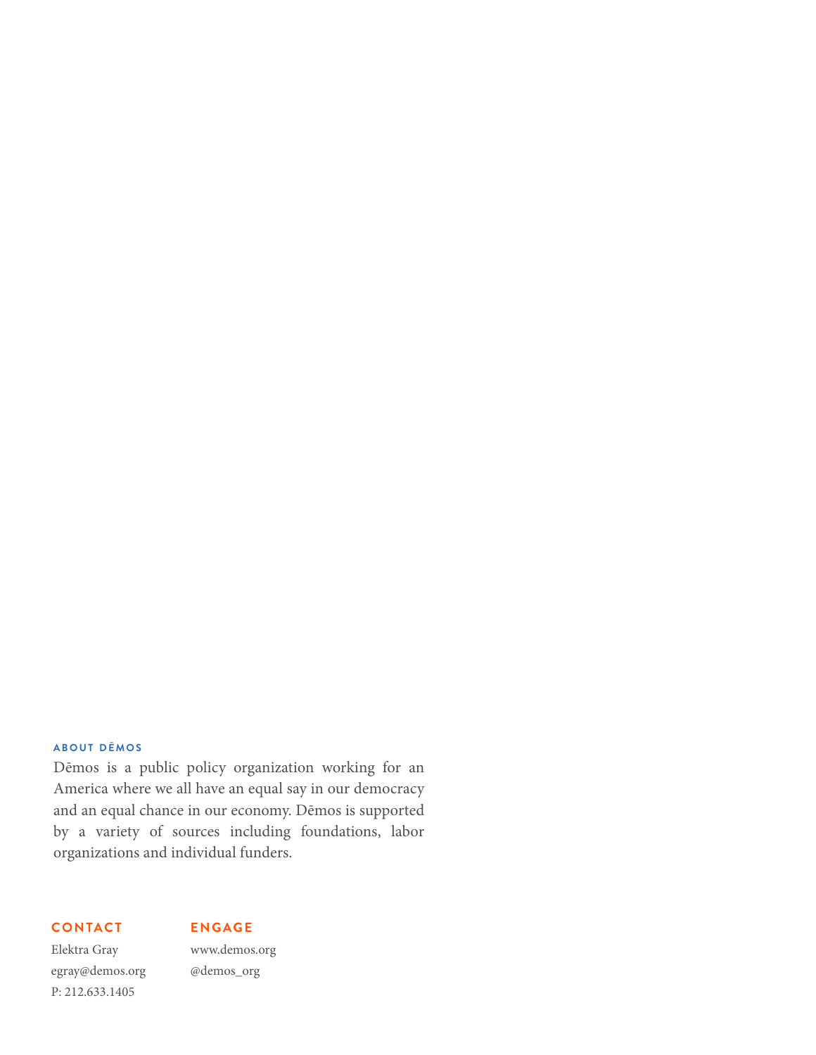### ABOUT DĒMOS

Dēmos is a public policy organization working for an America where we all have an equal say in our democracy and an equal chance in our economy. Dēmos is supported by a variety of sources including foundations, labor organizations and individual funders.

### CONTACT

Elektra Gray
egray@demos.org
P: 212.633.1405

### ENGAGE

www.demos.org
@demos_org